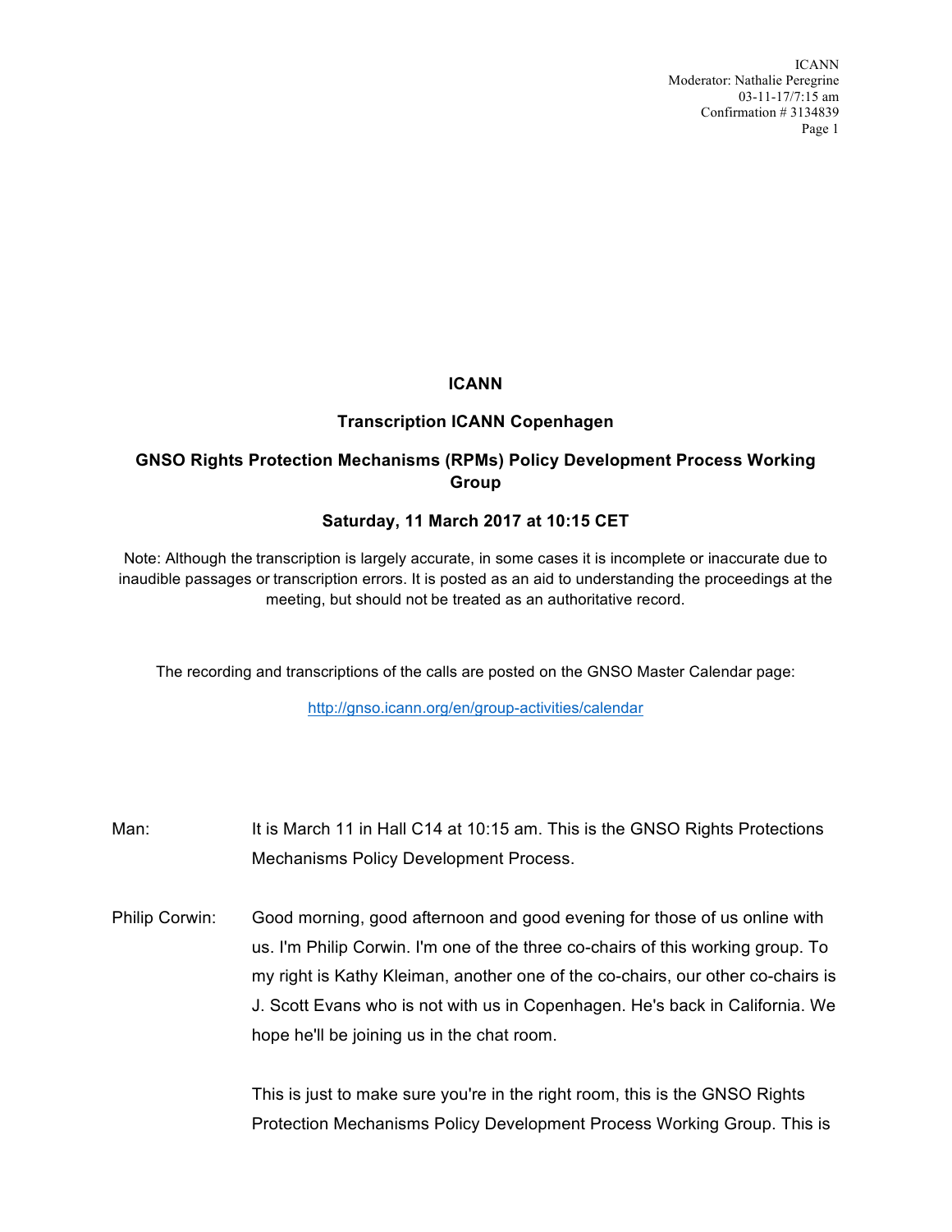**ICANN**

**Transcription ICANN Copenhagen**

**GNSO Rights Protection Mechanisms (RPMs) Policy Development Process Working Group**

**Saturday, 11 March 2017 at 10:15 CET**

Note: Although the transcription is largely accurate, in some cases it is incomplete or inaccurate due to inaudible passages or transcription errors. It is posted as an aid to understanding the proceedings at the meeting, but should not be treated as an authoritative record.

The recording and transcriptions of the calls are posted on the GNSO Master Calendar page:

http://gnso.icann.org/en/group-activities/calendar

Man: It is March 11 in Hall C14 at 10:15 am. This is the GNSO Rights Protections Mechanisms Policy Development Process.

Philip Corwin: Good morning, good afternoon and good evening for those of us online with us. I'm Philip Corwin. I'm one of the three co-chairs of this working group. To my right is Kathy Kleiman, another one of the co-chairs, our other co-chairs is J. Scott Evans who is not with us in Copenhagen. He's back in California. We hope he'll be joining us in the chat room.

This is just to make sure you're in the right room, this is the GNSO Rights Protection Mechanisms Policy Development Process Working Group. This is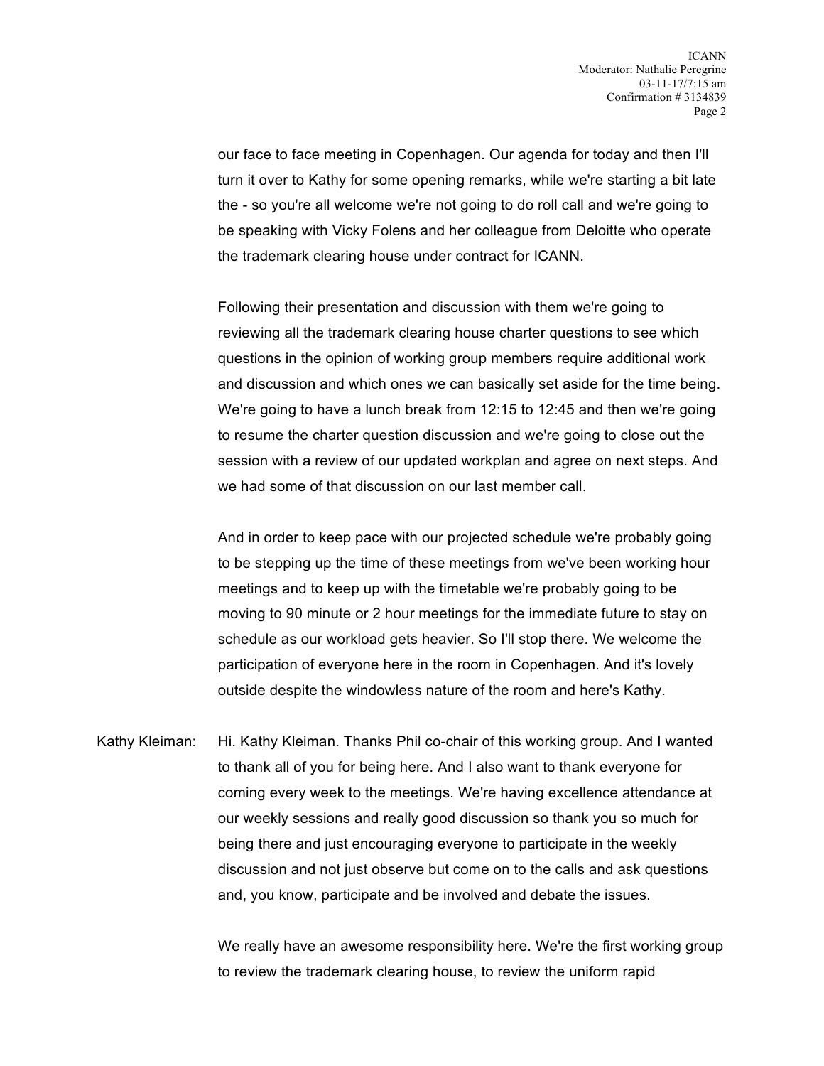our face to face meeting in Copenhagen. Our agenda for today and then I'll turn it over to Kathy for some opening remarks, while we're starting a bit late the - so you're all welcome we're not going to do roll call and we're going to be speaking with Vicky Folens and her colleague from Deloitte who operate the trademark clearing house under contract for ICANN.

Following their presentation and discussion with them we're going to reviewing all the trademark clearing house charter questions to see which questions in the opinion of working group members require additional work and discussion and which ones we can basically set aside for the time being. We're going to have a lunch break from 12:15 to 12:45 and then we're going to resume the charter question discussion and we're going to close out the session with a review of our updated workplan and agree on next steps. And we had some of that discussion on our last member call.

And in order to keep pace with our projected schedule we're probably going to be stepping up the time of these meetings from we've been working hour meetings and to keep up with the timetable we're probably going to be moving to 90 minute or 2 hour meetings for the immediate future to stay on schedule as our workload gets heavier. So I'll stop there. We welcome the participation of everyone here in the room in Copenhagen. And it's lovely outside despite the windowless nature of the room and here's Kathy.

Kathy Kleiman: Hi. Kathy Kleiman. Thanks Phil co-chair of this working group. And I wanted to thank all of you for being here. And I also want to thank everyone for coming every week to the meetings. We're having excellence attendance at our weekly sessions and really good discussion so thank you so much for being there and just encouraging everyone to participate in the weekly discussion and not just observe but come on to the calls and ask questions and, you know, participate and be involved and debate the issues.

We really have an awesome responsibility here. We're the first working group to review the trademark clearing house, to review the uniform rapid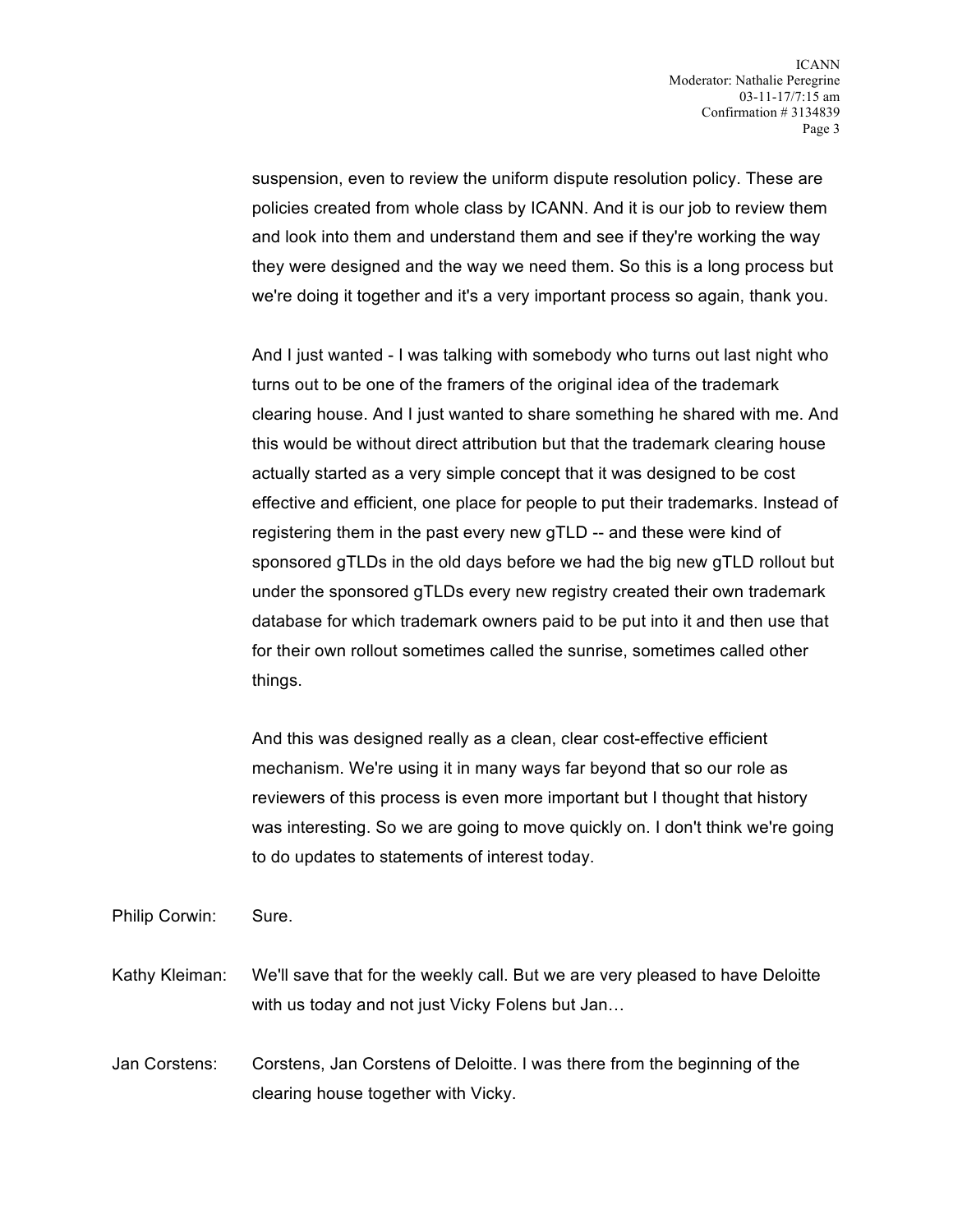suspension, even to review the uniform dispute resolution policy. These are policies created from whole class by ICANN. And it is our job to review them and look into them and understand them and see if they're working the way they were designed and the way we need them. So this is a long process but we're doing it together and it's a very important process so again, thank you.

And I just wanted - I was talking with somebody who turns out last night who turns out to be one of the framers of the original idea of the trademark clearing house. And I just wanted to share something he shared with me. And this would be without direct attribution but that the trademark clearing house actually started as a very simple concept that it was designed to be cost effective and efficient, one place for people to put their trademarks. Instead of registering them in the past every new gTLD -- and these were kind of sponsored gTLDs in the old days before we had the big new gTLD rollout but under the sponsored gTLDs every new registry created their own trademark database for which trademark owners paid to be put into it and then use that for their own rollout sometimes called the sunrise, sometimes called other things.

And this was designed really as a clean, clear cost-effective efficient mechanism. We're using it in many ways far beyond that so our role as reviewers of this process is even more important but I thought that history was interesting. So we are going to move quickly on. I don't think we're going to do updates to statements of interest today.

Philip Corwin: Sure.

Kathy Kleiman: We'll save that for the weekly call. But we are very pleased to have Deloitte with us today and not just Vicky Folens but Jan…

Jan Corstens: Corstens, Jan Corstens of Deloitte. I was there from the beginning of the clearing house together with Vicky.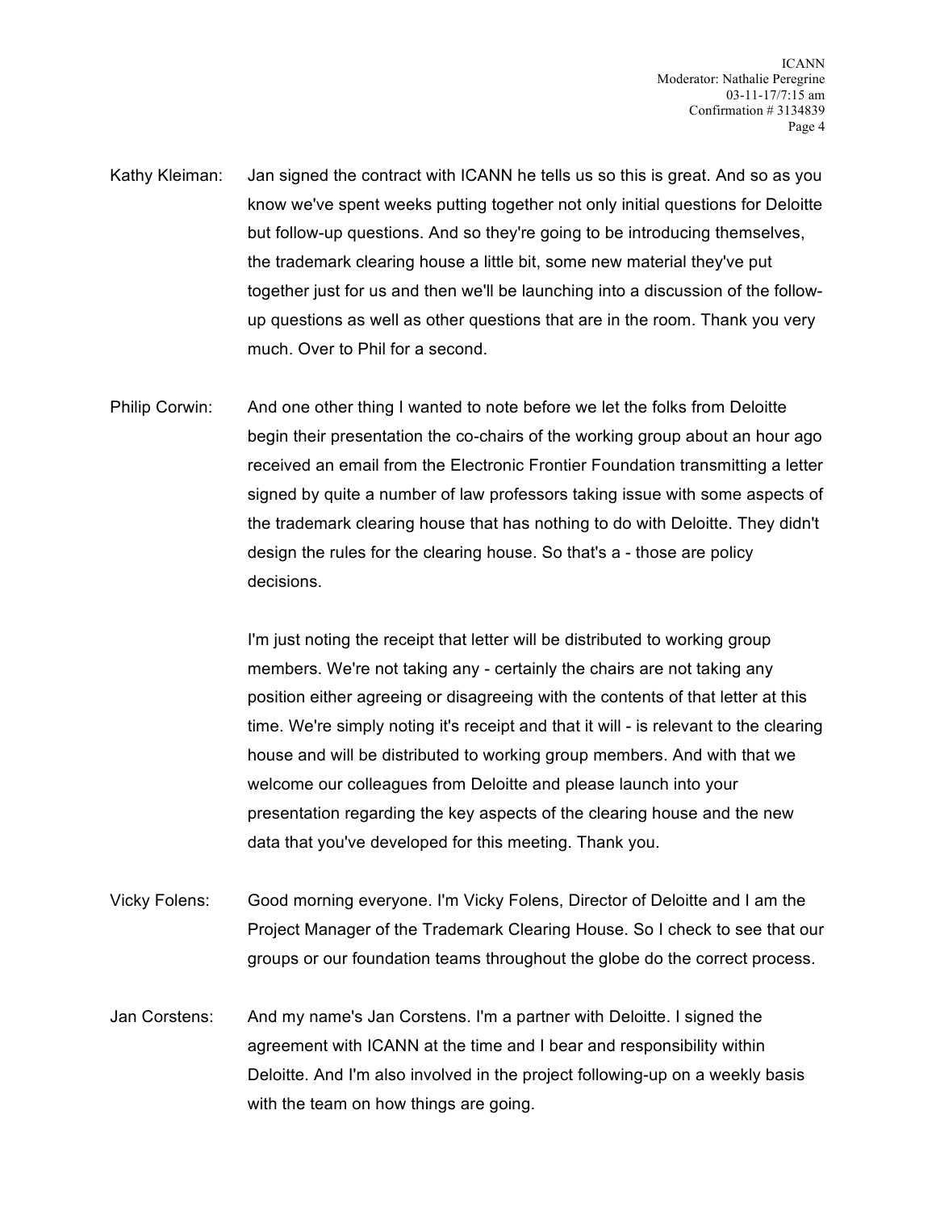Kathy Kleiman: Jan signed the contract with ICANN he tells us so this is great. And so as you know we've spent weeks putting together not only initial questions for Deloitte but follow-up questions. And so they're going to be introducing themselves, the trademark clearing house a little bit, some new material they've put together just for us and then we'll be launching into a discussion of the follow-up questions as well as other questions that are in the room. Thank you very much. Over to Phil for a second.

Philip Corwin: And one other thing I wanted to note before we let the folks from Deloitte begin their presentation the co-chairs of the working group about an hour ago received an email from the Electronic Frontier Foundation transmitting a letter signed by quite a number of law professors taking issue with some aspects of the trademark clearing house that has nothing to do with Deloitte. They didn't design the rules for the clearing house. So that's a - those are policy decisions.

I'm just noting the receipt that letter will be distributed to working group members. We're not taking any - certainly the chairs are not taking any position either agreeing or disagreeing with the contents of that letter at this time. We're simply noting it's receipt and that it will - is relevant to the clearing house and will be distributed to working group members. And with that we welcome our colleagues from Deloitte and please launch into your presentation regarding the key aspects of the clearing house and the new data that you've developed for this meeting. Thank you.

Vicky Folens: Good morning everyone. I'm Vicky Folens, Director of Deloitte and I am the Project Manager of the Trademark Clearing House. So I check to see that our groups or our foundation teams throughout the globe do the correct process.

Jan Corstens: And my name's Jan Corstens. I'm a partner with Deloitte. I signed the agreement with ICANN at the time and I bear and responsibility within Deloitte. And I'm also involved in the project following-up on a weekly basis with the team on how things are going.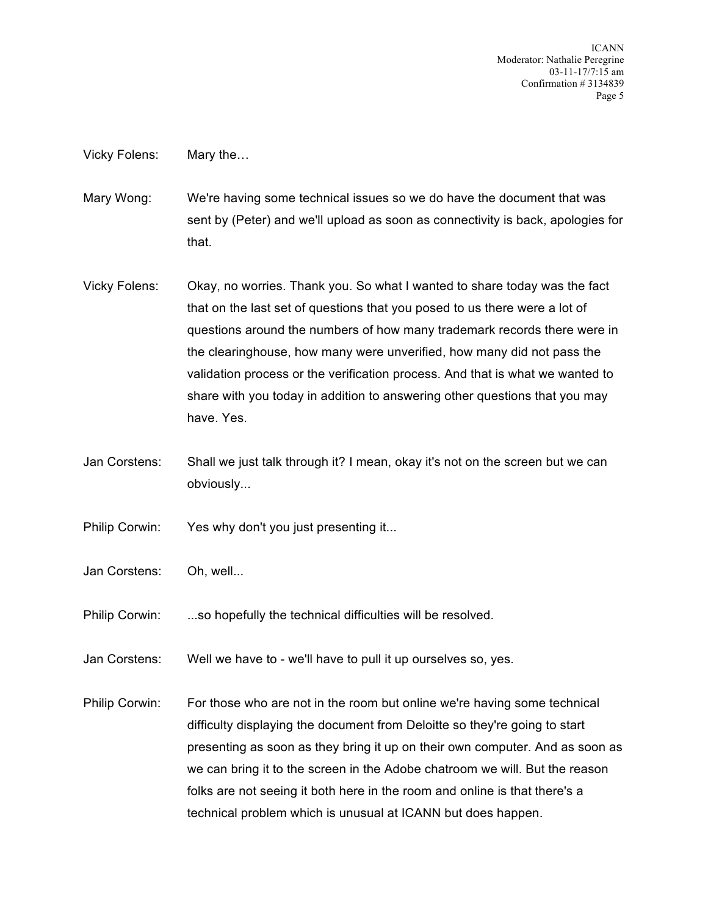Vicky Folens: Mary the…

Mary Wong: We're having some technical issues so we do have the document that was sent by (Peter) and we'll upload as soon as connectivity is back, apologies for that.

Vicky Folens: Okay, no worries. Thank you. So what I wanted to share today was the fact that on the last set of questions that you posed to us there were a lot of questions around the numbers of how many trademark records there were in the clearinghouse, how many were unverified, how many did not pass the validation process or the verification process. And that is what we wanted to share with you today in addition to answering other questions that you may have. Yes.

Jan Corstens: Shall we just talk through it? I mean, okay it's not on the screen but we can obviously...

Philip Corwin: Yes why don't you just presenting it...

Jan Corstens: Oh, well...

Philip Corwin: ...so hopefully the technical difficulties will be resolved.

Jan Corstens: Well we have to - we'll have to pull it up ourselves so, yes.

Philip Corwin: For those who are not in the room but online we're having some technical difficulty displaying the document from Deloitte so they're going to start presenting as soon as they bring it up on their own computer. And as soon as we can bring it to the screen in the Adobe chatroom we will. But the reason folks are not seeing it both here in the room and online is that there's a technical problem which is unusual at ICANN but does happen.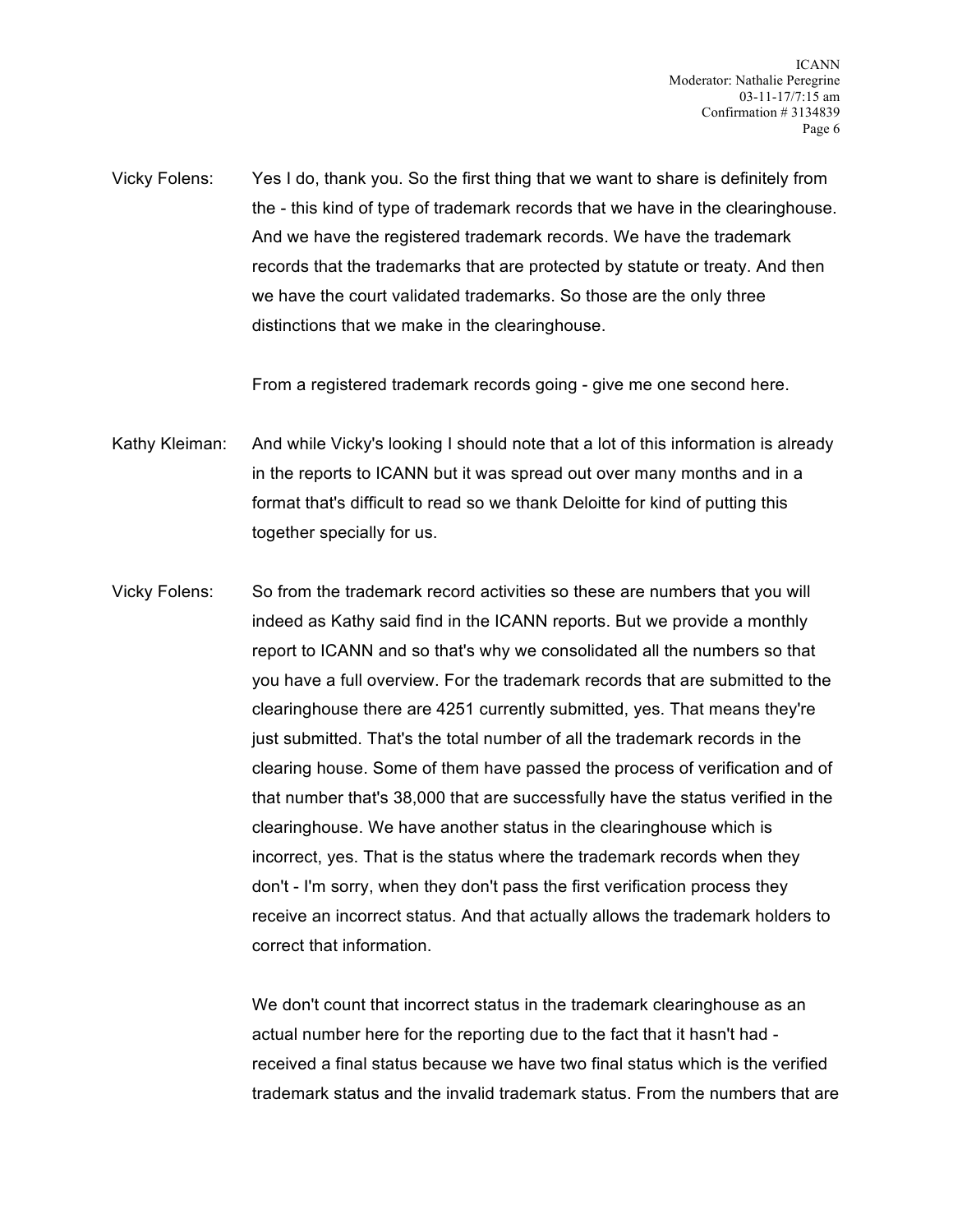Vicky Folens: Yes I do, thank you. So the first thing that we want to share is definitely from the - this kind of type of trademark records that we have in the clearinghouse. And we have the registered trademark records. We have the trademark records that the trademarks that are protected by statute or treaty. And then we have the court validated trademarks. So those are the only three distinctions that we make in the clearinghouse.

From a registered trademark records going - give me one second here.

Kathy Kleiman: And while Vicky's looking I should note that a lot of this information is already in the reports to ICANN but it was spread out over many months and in a format that's difficult to read so we thank Deloitte for kind of putting this together specially for us.

Vicky Folens: So from the trademark record activities so these are numbers that you will indeed as Kathy said find in the ICANN reports. But we provide a monthly report to ICANN and so that's why we consolidated all the numbers so that you have a full overview. For the trademark records that are submitted to the clearinghouse there are 4251 currently submitted, yes. That means they're just submitted. That's the total number of all the trademark records in the clearing house. Some of them have passed the process of verification and of that number that's 38,000 that are successfully have the status verified in the clearinghouse. We have another status in the clearinghouse which is incorrect, yes. That is the status where the trademark records when they don't - I'm sorry, when they don't pass the first verification process they receive an incorrect status. And that actually allows the trademark holders to correct that information.

We don't count that incorrect status in the trademark clearinghouse as an actual number here for the reporting due to the fact that it hasn't had - received a final status because we have two final status which is the verified trademark status and the invalid trademark status. From the numbers that are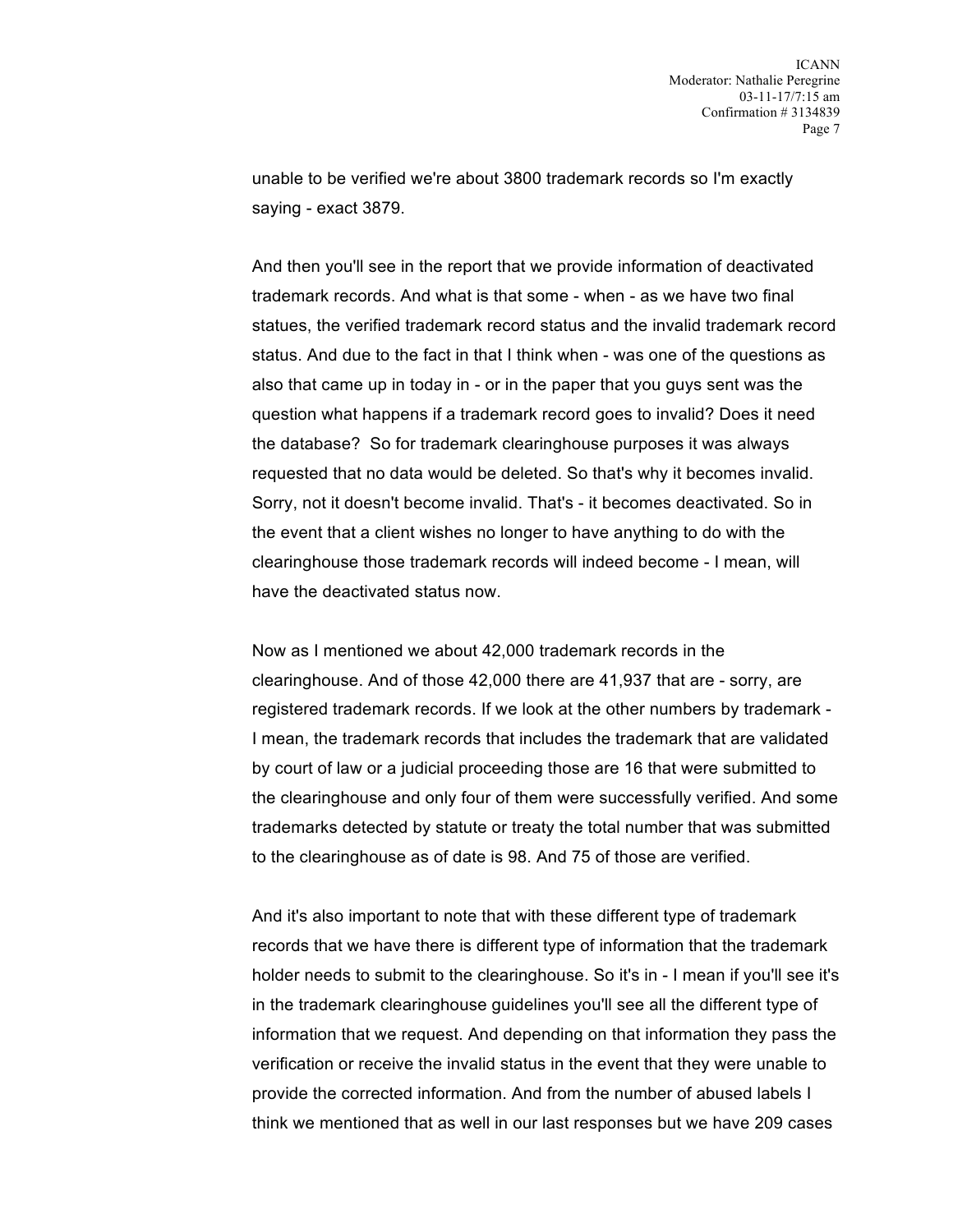unable to be verified we're about 3800 trademark records so I'm exactly saying - exact 3879.

And then you'll see in the report that we provide information of deactivated trademark records. And what is that some - when - as we have two final statues, the verified trademark record status and the invalid trademark record status. And due to the fact in that I think when - was one of the questions as also that came up in today in - or in the paper that you guys sent was the question what happens if a trademark record goes to invalid? Does it need the database? So for trademark clearinghouse purposes it was always requested that no data would be deleted. So that's why it becomes invalid. Sorry, not it doesn't become invalid. That's - it becomes deactivated. So in the event that a client wishes no longer to have anything to do with the clearinghouse those trademark records will indeed become - I mean, will have the deactivated status now.

Now as I mentioned we about 42,000 trademark records in the clearinghouse. And of those 42,000 there are 41,937 that are - sorry, are registered trademark records. If we look at the other numbers by trademark - I mean, the trademark records that includes the trademark that are validated by court of law or a judicial proceeding those are 16 that were submitted to the clearinghouse and only four of them were successfully verified. And some trademarks detected by statute or treaty the total number that was submitted to the clearinghouse as of date is 98. And 75 of those are verified.

And it's also important to note that with these different type of trademark records that we have there is different type of information that the trademark holder needs to submit to the clearinghouse. So it's in - I mean if you'll see it's in the trademark clearinghouse guidelines you'll see all the different type of information that we request. And depending on that information they pass the verification or receive the invalid status in the event that they were unable to provide the corrected information. And from the number of abused labels I think we mentioned that as well in our last responses but we have 209 cases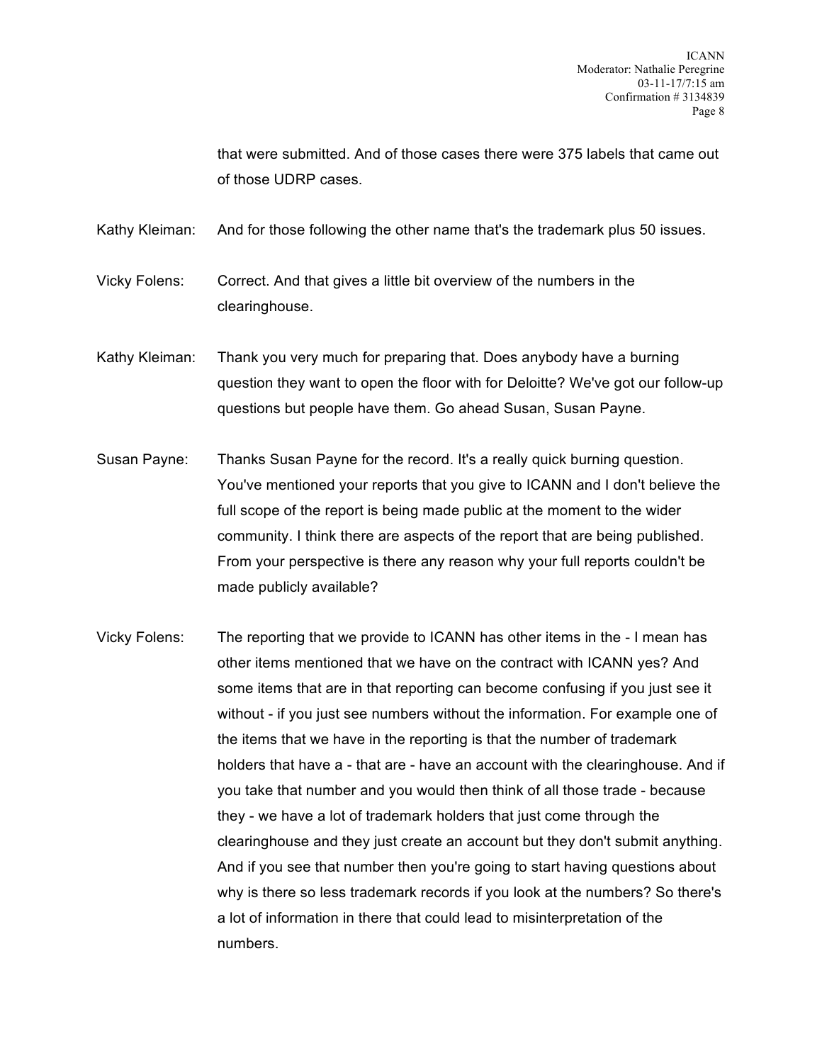that were submitted. And of those cases there were 375 labels that came out of those UDRP cases.

Kathy Kleiman: And for those following the other name that's the trademark plus 50 issues.

Vicky Folens: Correct. And that gives a little bit overview of the numbers in the clearinghouse.

Kathy Kleiman: Thank you very much for preparing that. Does anybody have a burning question they want to open the floor with for Deloitte? We've got our follow-up questions but people have them. Go ahead Susan, Susan Payne.

Susan Payne: Thanks Susan Payne for the record. It's a really quick burning question. You've mentioned your reports that you give to ICANN and I don't believe the full scope of the report is being made public at the moment to the wider community. I think there are aspects of the report that are being published. From your perspective is there any reason why your full reports couldn't be made publicly available?

Vicky Folens: The reporting that we provide to ICANN has other items in the - I mean has other items mentioned that we have on the contract with ICANN yes? And some items that are in that reporting can become confusing if you just see it without - if you just see numbers without the information. For example one of the items that we have in the reporting is that the number of trademark holders that have a - that are - have an account with the clearinghouse. And if you take that number and you would then think of all those trade - because they - we have a lot of trademark holders that just come through the clearinghouse and they just create an account but they don't submit anything. And if you see that number then you're going to start having questions about why is there so less trademark records if you look at the numbers? So there's a lot of information in there that could lead to misinterpretation of the numbers.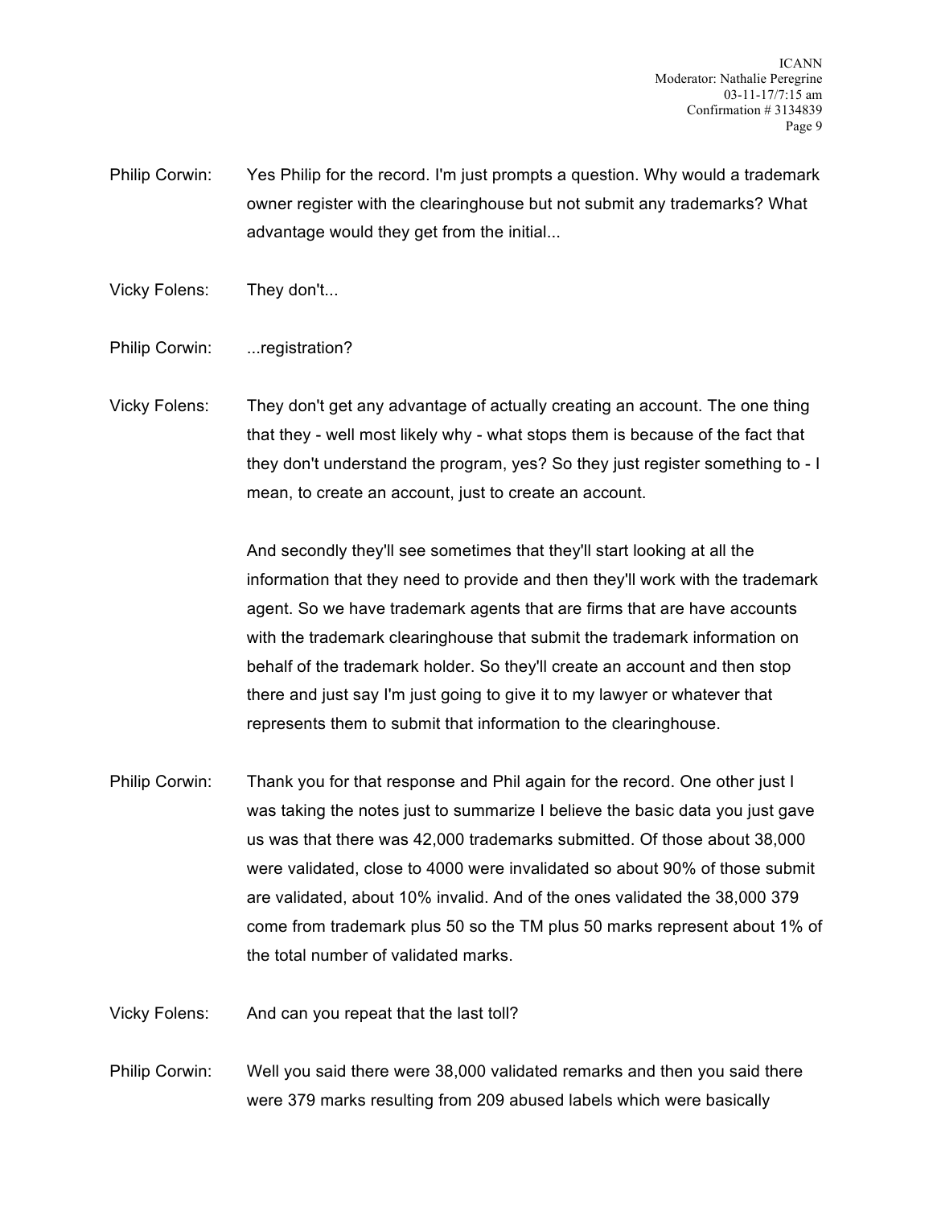Philip Corwin: Yes Philip for the record. I'm just prompts a question. Why would a trademark owner register with the clearinghouse but not submit any trademarks? What advantage would they get from the initial...

Vicky Folens: They don't...

Philip Corwin: ...registration?

Vicky Folens: They don't get any advantage of actually creating an account. The one thing that they - well most likely why - what stops them is because of the fact that they don't understand the program, yes? So they just register something to - I mean, to create an account, just to create an account.

And secondly they'll see sometimes that they'll start looking at all the information that they need to provide and then they'll work with the trademark agent. So we have trademark agents that are firms that are have accounts with the trademark clearinghouse that submit the trademark information on behalf of the trademark holder. So they'll create an account and then stop there and just say I'm just going to give it to my lawyer or whatever that represents them to submit that information to the clearinghouse.

Philip Corwin: Thank you for that response and Phil again for the record. One other just I was taking the notes just to summarize I believe the basic data you just gave us was that there was 42,000 trademarks submitted. Of those about 38,000 were validated, close to 4000 were invalidated so about 90% of those submit are validated, about 10% invalid. And of the ones validated the 38,000 379 come from trademark plus 50 so the TM plus 50 marks represent about 1% of the total number of validated marks.

Vicky Folens: And can you repeat that the last toll?

Philip Corwin: Well you said there were 38,000 validated remarks and then you said there were 379 marks resulting from 209 abused labels which were basically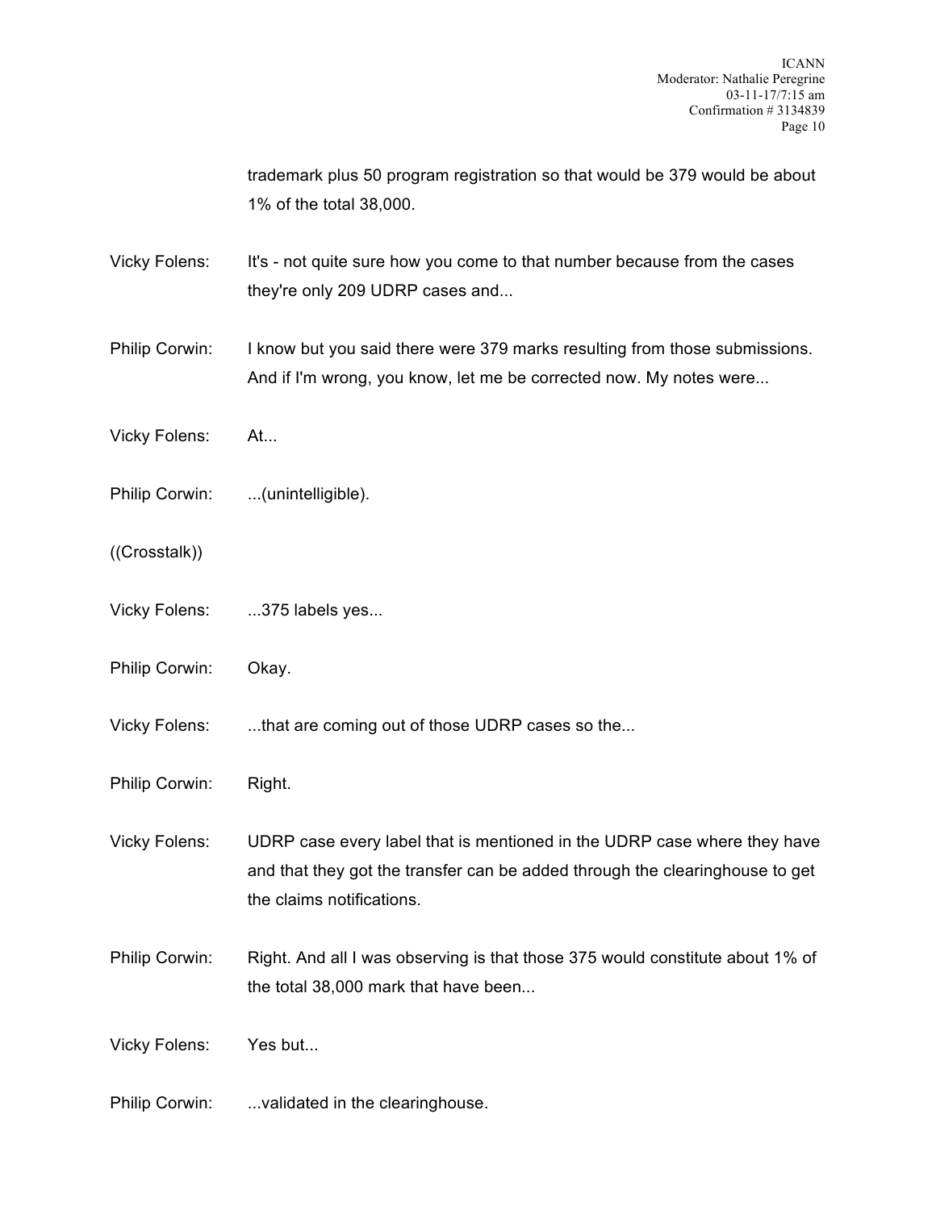trademark plus 50 program registration so that would be 379 would be about 1% of the total 38,000.

Vicky Folens: It's - not quite sure how you come to that number because from the cases they're only 209 UDRP cases and...

Philip Corwin: I know but you said there were 379 marks resulting from those submissions. And if I'm wrong, you know, let me be corrected now. My notes were...

Vicky Folens: At...

Philip Corwin: ...(unintelligible).

((Crosstalk))

Vicky Folens: ...375 labels yes...

Philip Corwin: Okay.

Vicky Folens: ...that are coming out of those UDRP cases so the...

Philip Corwin: Right.

Vicky Folens: UDRP case every label that is mentioned in the UDRP case where they have and that they got the transfer can be added through the clearinghouse to get the claims notifications.

Philip Corwin: Right. And all I was observing is that those 375 would constitute about 1% of the total 38,000 mark that have been...

Vicky Folens: Yes but...

Philip Corwin: ...validated in the clearinghouse.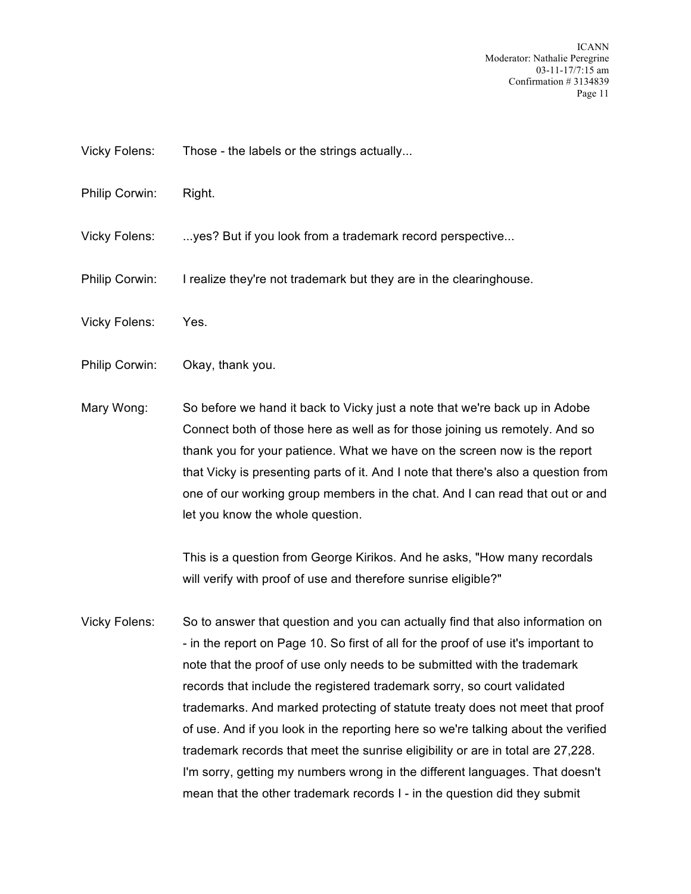Vicky Folens: Those - the labels or the strings actually...

Philip Corwin: Right.

Vicky Folens: ...yes? But if you look from a trademark record perspective...

Philip Corwin: I realize they're not trademark but they are in the clearinghouse.

Vicky Folens: Yes.

Philip Corwin: Okay, thank you.

Mary Wong: So before we hand it back to Vicky just a note that we're back up in Adobe Connect both of those here as well as for those joining us remotely. And so thank you for your patience. What we have on the screen now is the report that Vicky is presenting parts of it. And I note that there's also a question from one of our working group members in the chat. And I can read that out or and let you know the whole question.

This is a question from George Kirikos. And he asks, "How many recordals will verify with proof of use and therefore sunrise eligible?"

Vicky Folens: So to answer that question and you can actually find that also information on - in the report on Page 10. So first of all for the proof of use it's important to note that the proof of use only needs to be submitted with the trademark records that include the registered trademark sorry, so court validated trademarks. And marked protecting of statute treaty does not meet that proof of use. And if you look in the reporting here so we're talking about the verified trademark records that meet the sunrise eligibility or are in total are 27,228. I'm sorry, getting my numbers wrong in the different languages. That doesn't mean that the other trademark records I - in the question did they submit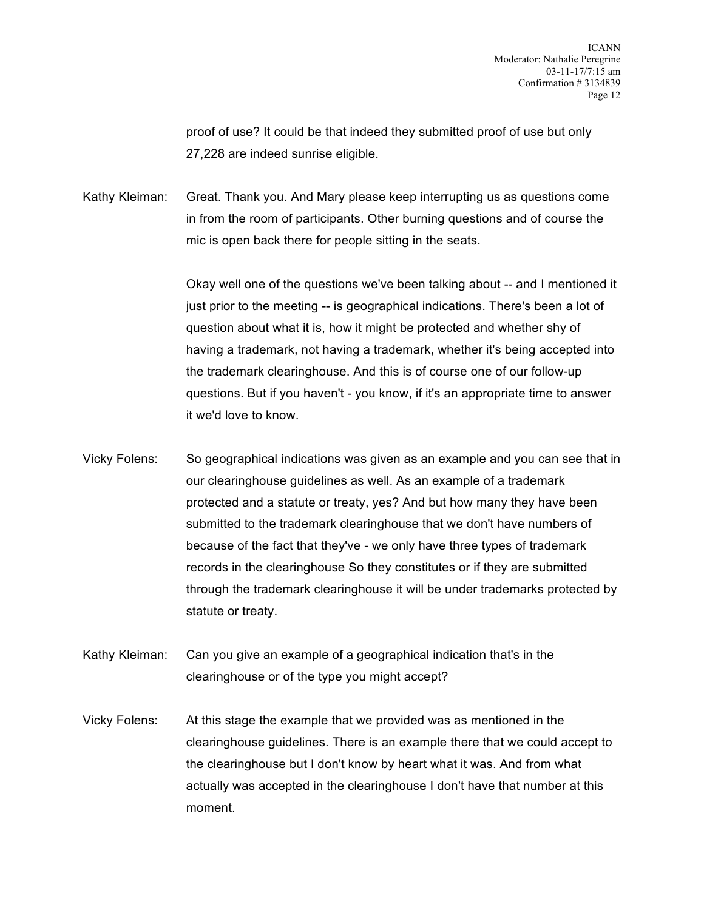proof of use? It could be that indeed they submitted proof of use but only 27,228 are indeed sunrise eligible.

Kathy Kleiman: Great. Thank you. And Mary please keep interrupting us as questions come in from the room of participants. Other burning questions and of course the mic is open back there for people sitting in the seats.

Okay well one of the questions we've been talking about -- and I mentioned it just prior to the meeting -- is geographical indications. There's been a lot of question about what it is, how it might be protected and whether shy of having a trademark, not having a trademark, whether it's being accepted into the trademark clearinghouse. And this is of course one of our follow-up questions. But if you haven't - you know, if it's an appropriate time to answer it we'd love to know.

Vicky Folens: So geographical indications was given as an example and you can see that in our clearinghouse guidelines as well. As an example of a trademark protected and a statute or treaty, yes? And but how many they have been submitted to the trademark clearinghouse that we don't have numbers of because of the fact that they've - we only have three types of trademark records in the clearinghouse So they constitutes or if they are submitted through the trademark clearinghouse it will be under trademarks protected by statute or treaty.

Kathy Kleiman: Can you give an example of a geographical indication that's in the clearinghouse or of the type you might accept?

Vicky Folens: At this stage the example that we provided was as mentioned in the clearinghouse guidelines. There is an example there that we could accept to the clearinghouse but I don't know by heart what it was. And from what actually was accepted in the clearinghouse I don't have that number at this moment.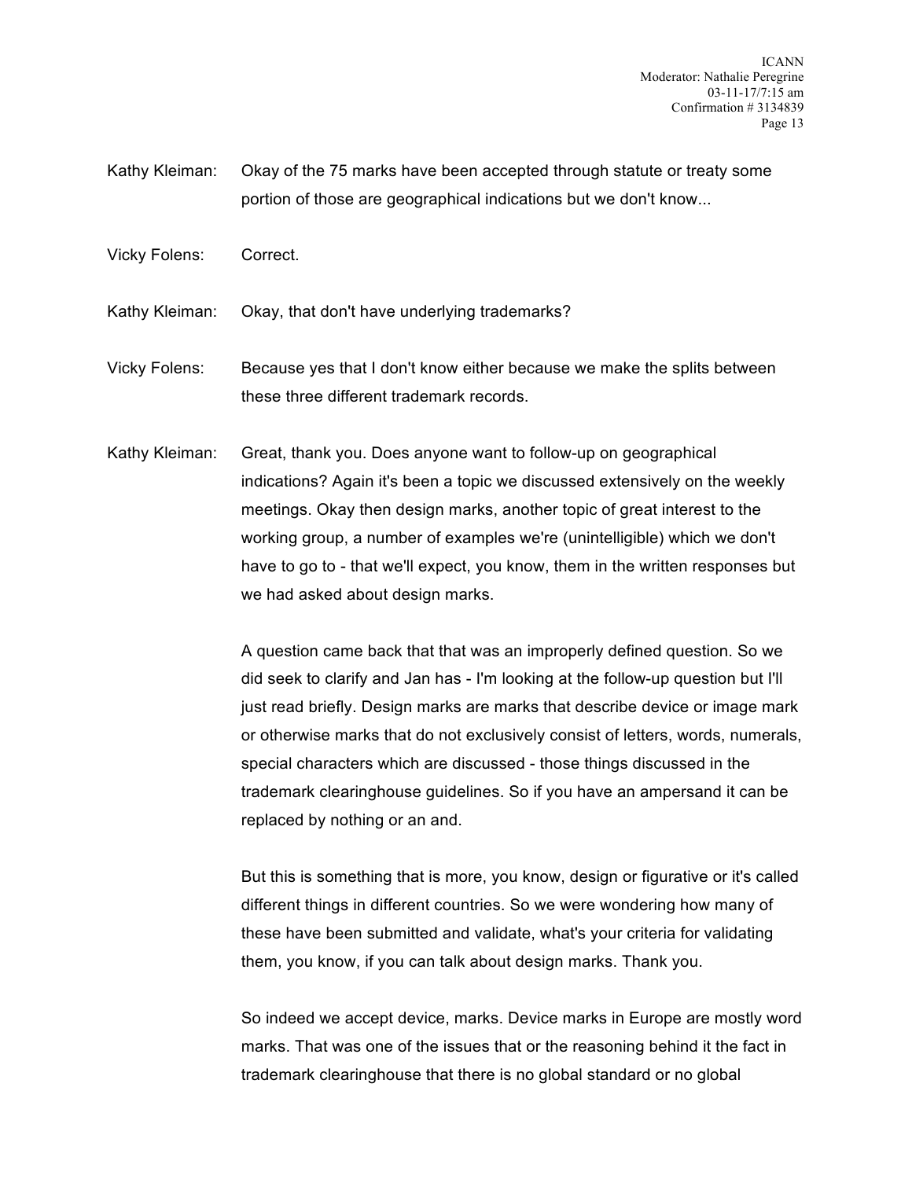Kathy Kleiman: Okay of the 75 marks have been accepted through statute or treaty some portion of those are geographical indications but we don't know...

Vicky Folens: Correct.

Kathy Kleiman: Okay, that don't have underlying trademarks?

Vicky Folens: Because yes that I don't know either because we make the splits between these three different trademark records.

Kathy Kleiman: Great, thank you. Does anyone want to follow-up on geographical indications? Again it's been a topic we discussed extensively on the weekly meetings. Okay then design marks, another topic of great interest to the working group, a number of examples we're (unintelligible) which we don't have to go to - that we'll expect, you know, them in the written responses but we had asked about design marks.

A question came back that that was an improperly defined question. So we did seek to clarify and Jan has - I'm looking at the follow-up question but I'll just read briefly. Design marks are marks that describe device or image mark or otherwise marks that do not exclusively consist of letters, words, numerals, special characters which are discussed - those things discussed in the trademark clearinghouse guidelines. So if you have an ampersand it can be replaced by nothing or an and.

But this is something that is more, you know, design or figurative or it's called different things in different countries. So we were wondering how many of these have been submitted and validate, what's your criteria for validating them, you know, if you can talk about design marks. Thank you.

So indeed we accept device, marks. Device marks in Europe are mostly word marks. That was one of the issues that or the reasoning behind it the fact in trademark clearinghouse that there is no global standard or no global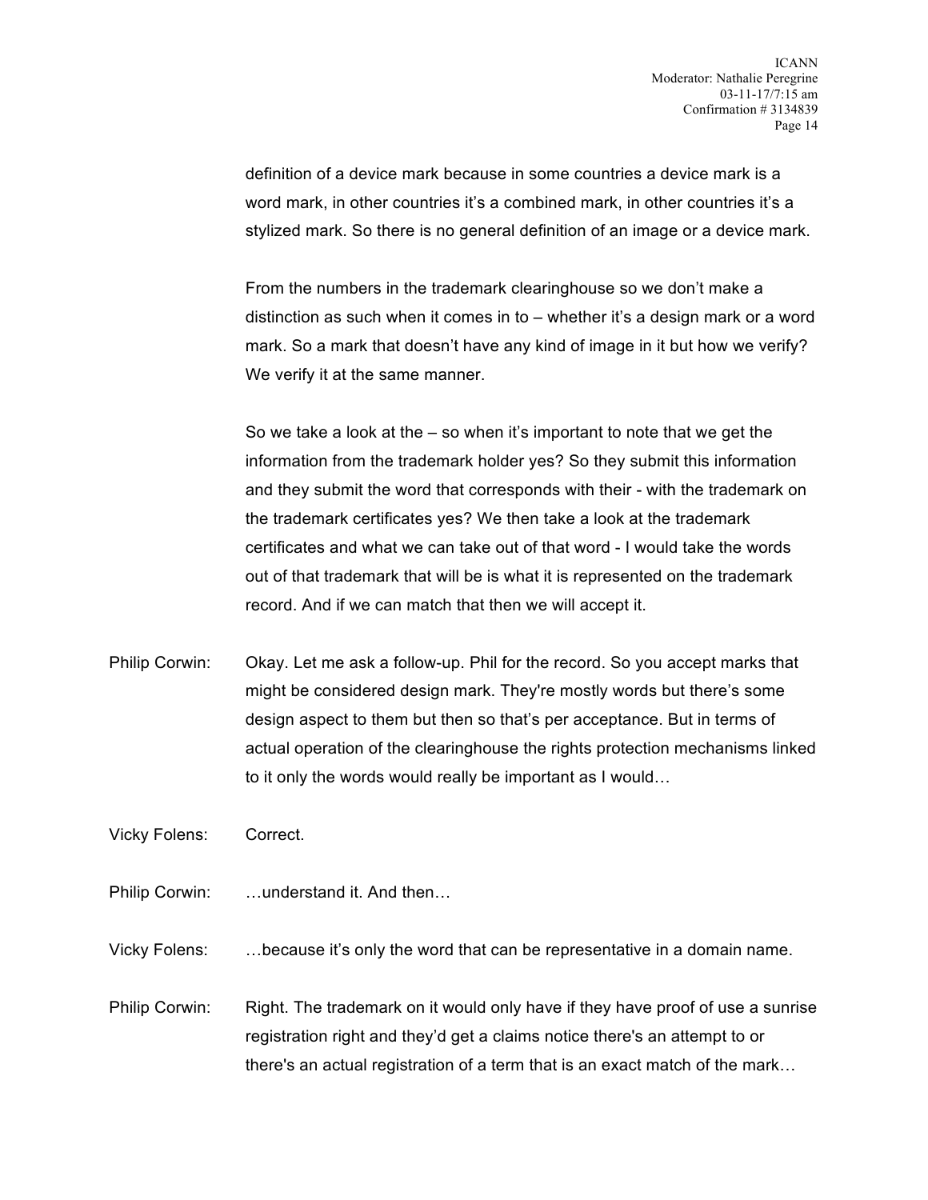definition of a device mark because in some countries a device mark is a word mark, in other countries it's a combined mark, in other countries it's a stylized mark. So there is no general definition of an image or a device mark.

From the numbers in the trademark clearinghouse so we don't make a distinction as such when it comes in to – whether it's a design mark or a word mark. So a mark that doesn't have any kind of image in it but how we verify? We verify it at the same manner.

So we take a look at the – so when it's important to note that we get the information from the trademark holder yes? So they submit this information and they submit the word that corresponds with their - with the trademark on the trademark certificates yes? We then take a look at the trademark certificates and what we can take out of that word - I would take the words out of that trademark that will be is what it is represented on the trademark record. And if we can match that then we will accept it.

Philip Corwin: Okay. Let me ask a follow-up. Phil for the record. So you accept marks that might be considered design mark. They're mostly words but there's some design aspect to them but then so that's per acceptance. But in terms of actual operation of the clearinghouse the rights protection mechanisms linked to it only the words would really be important as I would…

Vicky Folens: Correct.

Philip Corwin: …understand it. And then…

Vicky Folens: …because it's only the word that can be representative in a domain name.

Philip Corwin: Right. The trademark on it would only have if they have proof of use a sunrise registration right and they'd get a claims notice there's an attempt to or there's an actual registration of a term that is an exact match of the mark…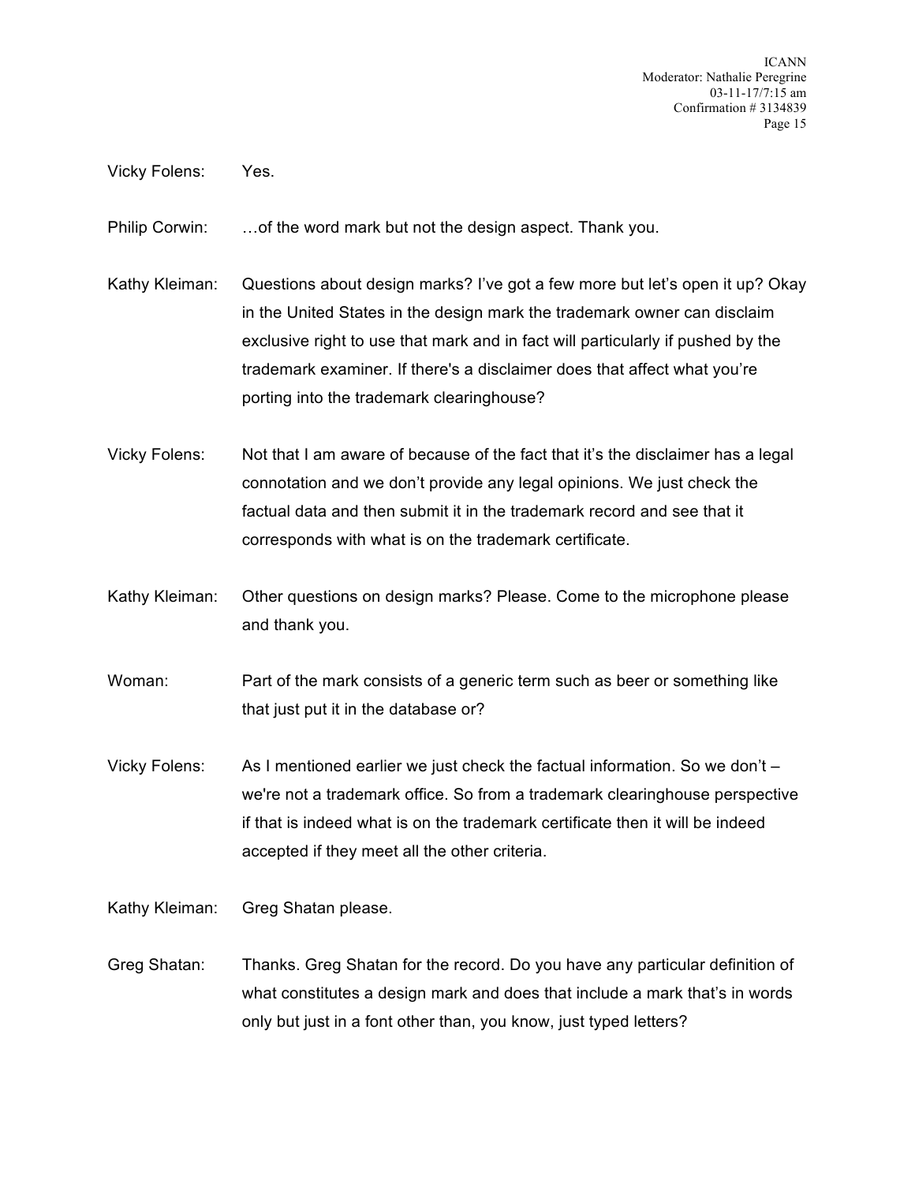Vicky Folens: Yes.

Philip Corwin: …of the word mark but not the design aspect. Thank you.

Kathy Kleiman: Questions about design marks? I've got a few more but let's open it up? Okay in the United States in the design mark the trademark owner can disclaim exclusive right to use that mark and in fact will particularly if pushed by the trademark examiner. If there's a disclaimer does that affect what you're porting into the trademark clearinghouse?

Vicky Folens: Not that I am aware of because of the fact that it's the disclaimer has a legal connotation and we don't provide any legal opinions. We just check the factual data and then submit it in the trademark record and see that it corresponds with what is on the trademark certificate.

Kathy Kleiman: Other questions on design marks? Please. Come to the microphone please and thank you.

Woman: Part of the mark consists of a generic term such as beer or something like that just put it in the database or?

Vicky Folens: As I mentioned earlier we just check the factual information. So we don't – we're not a trademark office. So from a trademark clearinghouse perspective if that is indeed what is on the trademark certificate then it will be indeed accepted if they meet all the other criteria.

Kathy Kleiman: Greg Shatan please.

Greg Shatan: Thanks. Greg Shatan for the record. Do you have any particular definition of what constitutes a design mark and does that include a mark that's in words only but just in a font other than, you know, just typed letters?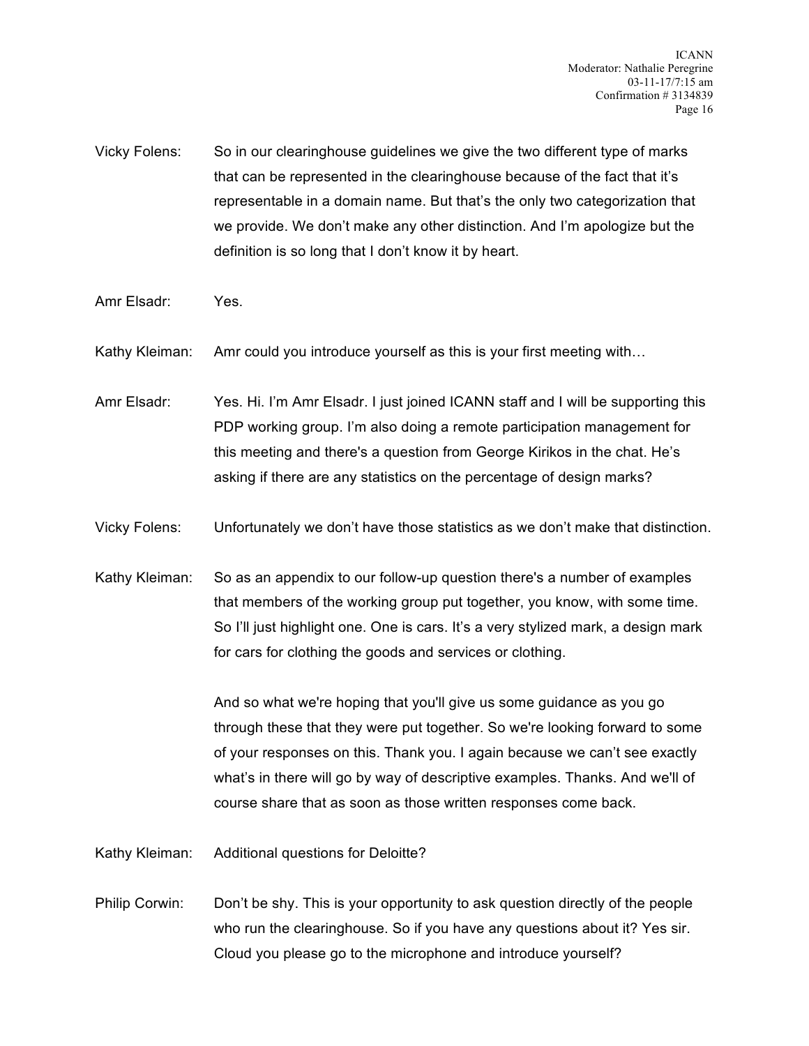Vicky Folens: So in our clearinghouse guidelines we give the two different type of marks that can be represented in the clearinghouse because of the fact that it's representable in a domain name. But that's the only two categorization that we provide. We don't make any other distinction. And I'm apologize but the definition is so long that I don't know it by heart.

Amr Elsadr: Yes.

Kathy Kleiman: Amr could you introduce yourself as this is your first meeting with…

Amr Elsadr: Yes. Hi. I'm Amr Elsadr. I just joined ICANN staff and I will be supporting this PDP working group. I'm also doing a remote participation management for this meeting and there's a question from George Kirikos in the chat. He's asking if there are any statistics on the percentage of design marks?

Vicky Folens: Unfortunately we don't have those statistics as we don't make that distinction.

Kathy Kleiman: So as an appendix to our follow-up question there's a number of examples that members of the working group put together, you know, with some time. So I'll just highlight one. One is cars. It's a very stylized mark, a design mark for cars for clothing the goods and services or clothing.

And so what we're hoping that you'll give us some guidance as you go through these that they were put together. So we're looking forward to some of your responses on this. Thank you. I again because we can't see exactly what's in there will go by way of descriptive examples. Thanks. And we'll of course share that as soon as those written responses come back.

Kathy Kleiman: Additional questions for Deloitte?

Philip Corwin: Don't be shy. This is your opportunity to ask question directly of the people who run the clearinghouse. So if you have any questions about it? Yes sir. Cloud you please go to the microphone and introduce yourself?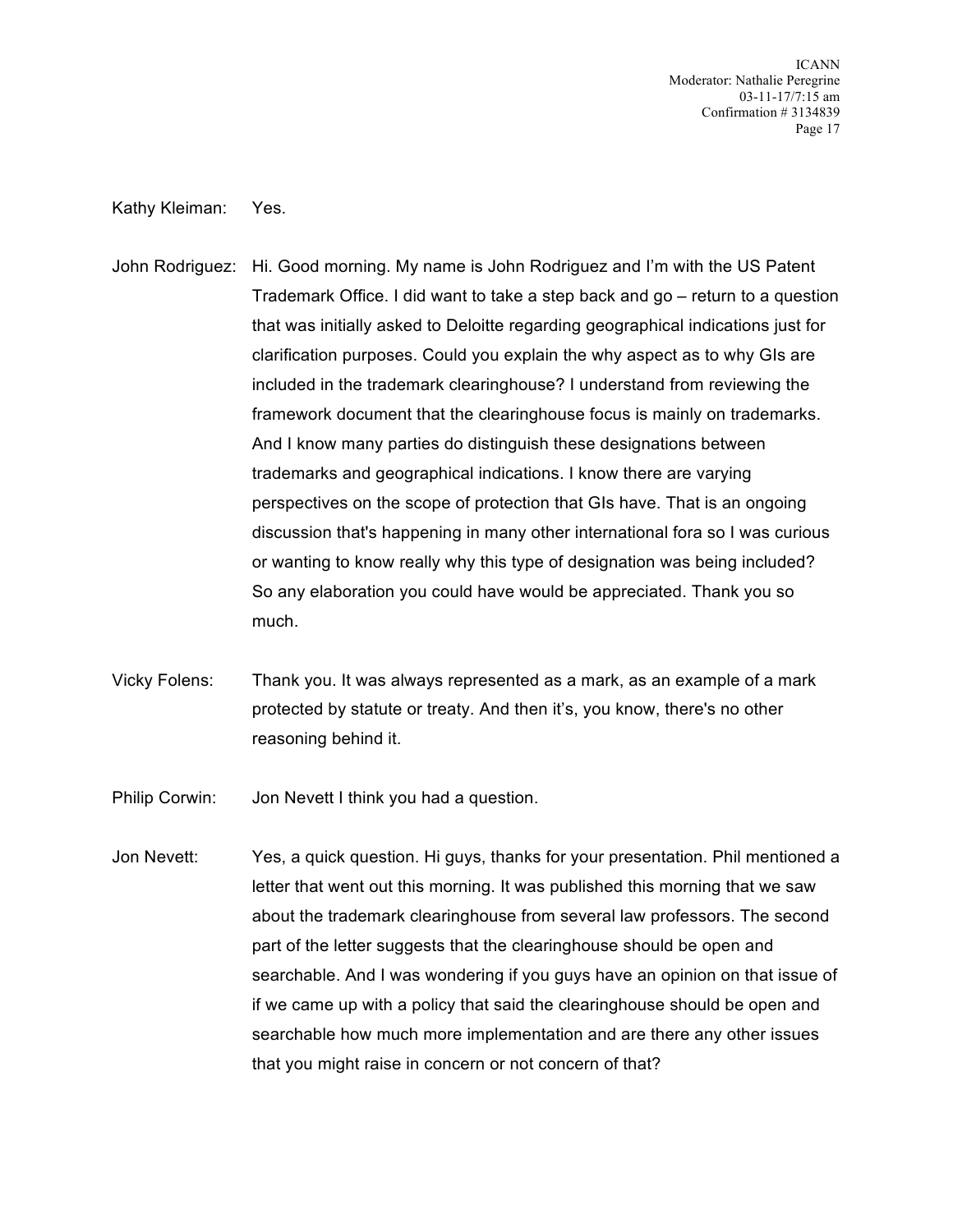Kathy Kleiman: Yes.

John Rodriguez: Hi. Good morning. My name is John Rodriguez and I'm with the US Patent Trademark Office. I did want to take a step back and go – return to a question that was initially asked to Deloitte regarding geographical indications just for clarification purposes. Could you explain the why aspect as to why GIs are included in the trademark clearinghouse? I understand from reviewing the framework document that the clearinghouse focus is mainly on trademarks. And I know many parties do distinguish these designations between trademarks and geographical indications. I know there are varying perspectives on the scope of protection that GIs have. That is an ongoing discussion that's happening in many other international fora so I was curious or wanting to know really why this type of designation was being included? So any elaboration you could have would be appreciated. Thank you so much.

Vicky Folens: Thank you. It was always represented as a mark, as an example of a mark protected by statute or treaty. And then it's, you know, there's no other reasoning behind it.

Philip Corwin: Jon Nevett I think you had a question.

Jon Nevett: Yes, a quick question. Hi guys, thanks for your presentation. Phil mentioned a letter that went out this morning. It was published this morning that we saw about the trademark clearinghouse from several law professors. The second part of the letter suggests that the clearinghouse should be open and searchable. And I was wondering if you guys have an opinion on that issue of if we came up with a policy that said the clearinghouse should be open and searchable how much more implementation and are there any other issues that you might raise in concern or not concern of that?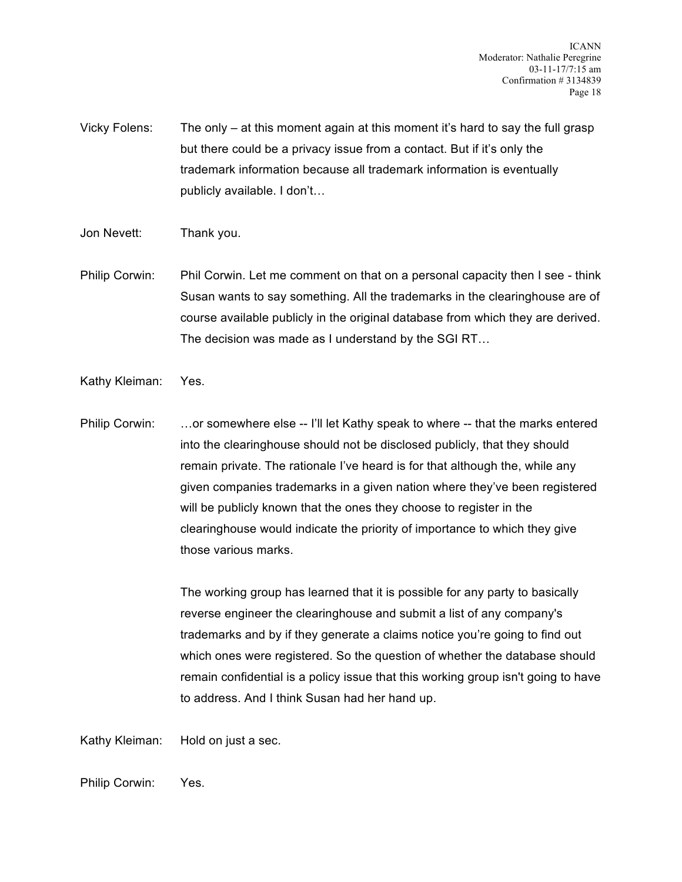Vicky Folens: The only – at this moment again at this moment it's hard to say the full grasp but there could be a privacy issue from a contact. But if it's only the trademark information because all trademark information is eventually publicly available. I don't…

Jon Nevett: Thank you.

Philip Corwin: Phil Corwin. Let me comment on that on a personal capacity then I see - think Susan wants to say something. All the trademarks in the clearinghouse are of course available publicly in the original database from which they are derived. The decision was made as I understand by the SGI RT…

Kathy Kleiman: Yes.

Philip Corwin: …or somewhere else -- I'll let Kathy speak to where -- that the marks entered into the clearinghouse should not be disclosed publicly, that they should remain private. The rationale I've heard is for that although the, while any given companies trademarks in a given nation where they've been registered will be publicly known that the ones they choose to register in the clearinghouse would indicate the priority of importance to which they give those various marks.

The working group has learned that it is possible for any party to basically reverse engineer the clearinghouse and submit a list of any company's trademarks and by if they generate a claims notice you're going to find out which ones were registered. So the question of whether the database should remain confidential is a policy issue that this working group isn't going to have to address. And I think Susan had her hand up.

Kathy Kleiman: Hold on just a sec.

Philip Corwin: Yes.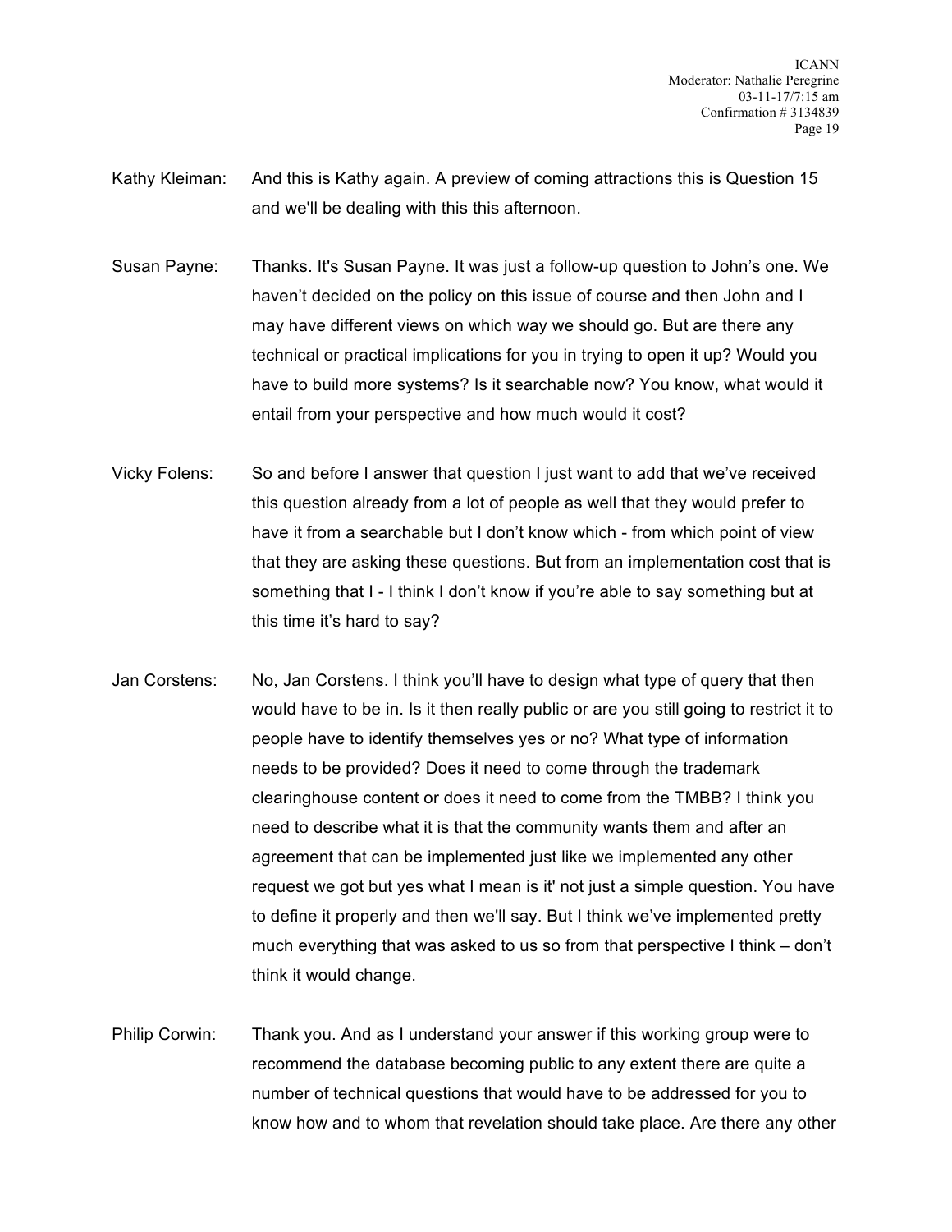Kathy Kleiman: And this is Kathy again. A preview of coming attractions this is Question 15 and we'll be dealing with this this afternoon.

Susan Payne: Thanks. It's Susan Payne. It was just a follow-up question to John's one. We haven't decided on the policy on this issue of course and then John and I may have different views on which way we should go. But are there any technical or practical implications for you in trying to open it up? Would you have to build more systems? Is it searchable now? You know, what would it entail from your perspective and how much would it cost?

Vicky Folens: So and before I answer that question I just want to add that we've received this question already from a lot of people as well that they would prefer to have it from a searchable but I don't know which - from which point of view that they are asking these questions. But from an implementation cost that is something that I - I think I don't know if you're able to say something but at this time it's hard to say?

Jan Corstens: No, Jan Corstens. I think you'll have to design what type of query that then would have to be in. Is it then really public or are you still going to restrict it to people have to identify themselves yes or no? What type of information needs to be provided? Does it need to come through the trademark clearinghouse content or does it need to come from the TMBB? I think you need to describe what it is that the community wants them and after an agreement that can be implemented just like we implemented any other request we got but yes what I mean is it' not just a simple question. You have to define it properly and then we'll say. But I think we've implemented pretty much everything that was asked to us so from that perspective I think – don't think it would change.

Philip Corwin: Thank you. And as I understand your answer if this working group were to recommend the database becoming public to any extent there are quite a number of technical questions that would have to be addressed for you to know how and to whom that revelation should take place. Are there any other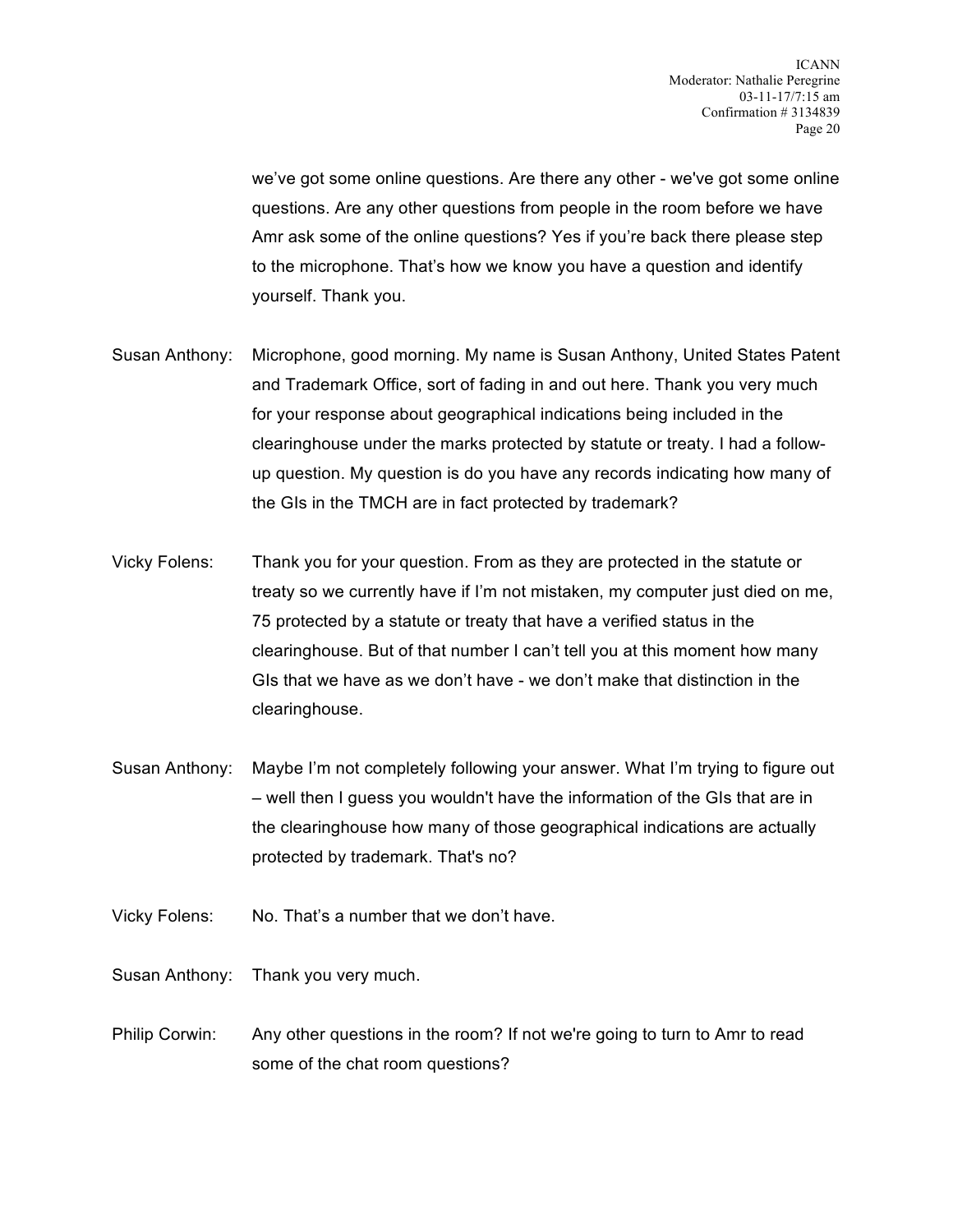we've got some online questions. Are there any other - we've got some online questions. Are any other questions from people in the room before we have Amr ask some of the online questions? Yes if you're back there please step to the microphone. That's how we know you have a question and identify yourself. Thank you.

Susan Anthony: Microphone, good morning. My name is Susan Anthony, United States Patent and Trademark Office, sort of fading in and out here. Thank you very much for your response about geographical indications being included in the clearinghouse under the marks protected by statute or treaty. I had a follow-up question. My question is do you have any records indicating how many of the GIs in the TMCH are in fact protected by trademark?

Vicky Folens: Thank you for your question. From as they are protected in the statute or treaty so we currently have if I'm not mistaken, my computer just died on me, 75 protected by a statute or treaty that have a verified status in the clearinghouse. But of that number I can't tell you at this moment how many GIs that we have as we don't have - we don't make that distinction in the clearinghouse.

Susan Anthony: Maybe I'm not completely following your answer. What I'm trying to figure out – well then I guess you wouldn't have the information of the GIs that are in the clearinghouse how many of those geographical indications are actually protected by trademark. That's no?

Vicky Folens: No. That's a number that we don't have.

Susan Anthony: Thank you very much.

Philip Corwin: Any other questions in the room? If not we're going to turn to Amr to read some of the chat room questions?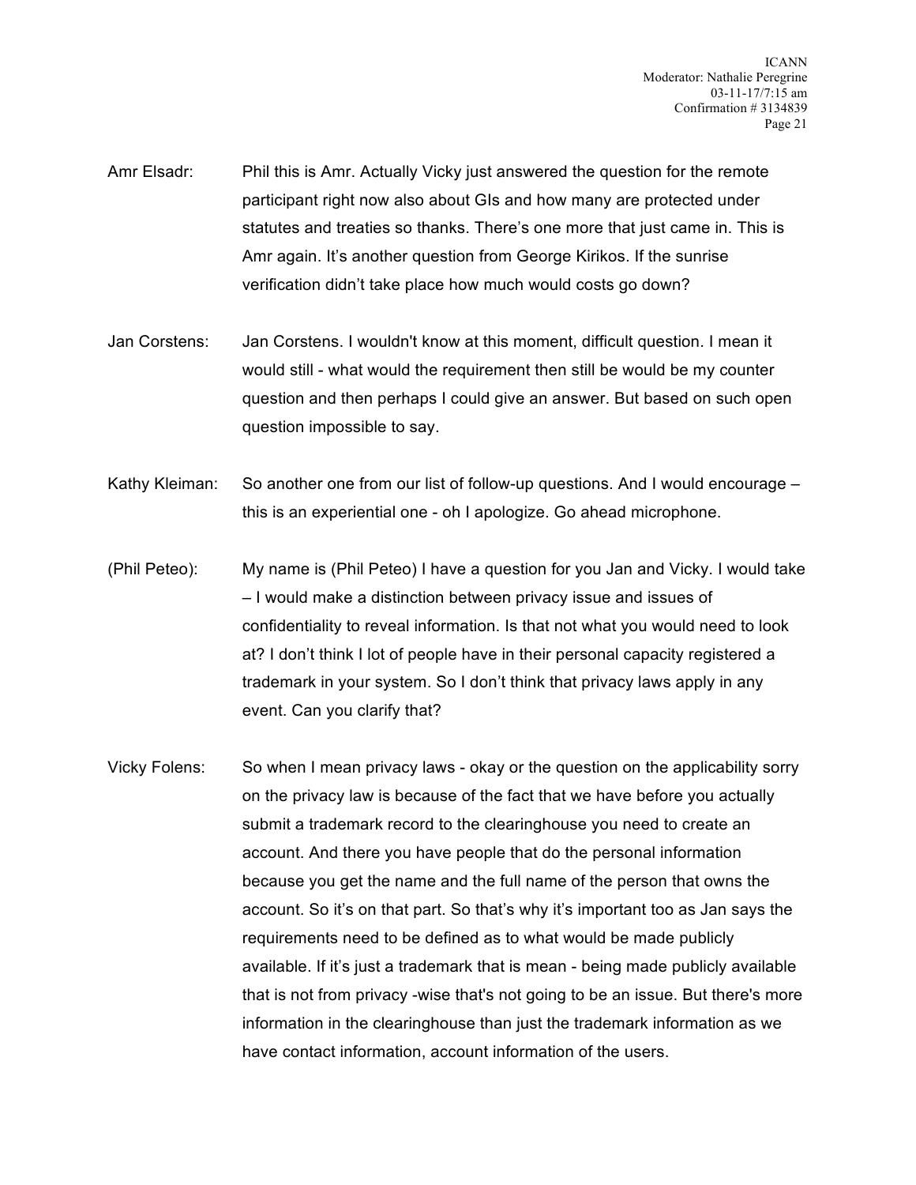Amr Elsadr: Phil this is Amr. Actually Vicky just answered the question for the remote participant right now also about GIs and how many are protected under statutes and treaties so thanks. There's one more that just came in. This is Amr again. It's another question from George Kirikos. If the sunrise verification didn't take place how much would costs go down?

Jan Corstens: Jan Corstens. I wouldn't know at this moment, difficult question. I mean it would still - what would the requirement then still be would be my counter question and then perhaps I could give an answer. But based on such open question impossible to say.

Kathy Kleiman: So another one from our list of follow-up questions. And I would encourage – this is an experiential one - oh I apologize. Go ahead microphone.

(Phil Peteo): My name is (Phil Peteo) I have a question for you Jan and Vicky. I would take – I would make a distinction between privacy issue and issues of confidentiality to reveal information. Is that not what you would need to look at? I don't think I lot of people have in their personal capacity registered a trademark in your system. So I don't think that privacy laws apply in any event. Can you clarify that?

Vicky Folens: So when I mean privacy laws - okay or the question on the applicability sorry on the privacy law is because of the fact that we have before you actually submit a trademark record to the clearinghouse you need to create an account. And there you have people that do the personal information because you get the name and the full name of the person that owns the account. So it's on that part. So that's why it's important too as Jan says the requirements need to be defined as to what would be made publicly available. If it's just a trademark that is mean - being made publicly available that is not from privacy -wise that's not going to be an issue. But there's more information in the clearinghouse than just the trademark information as we have contact information, account information of the users.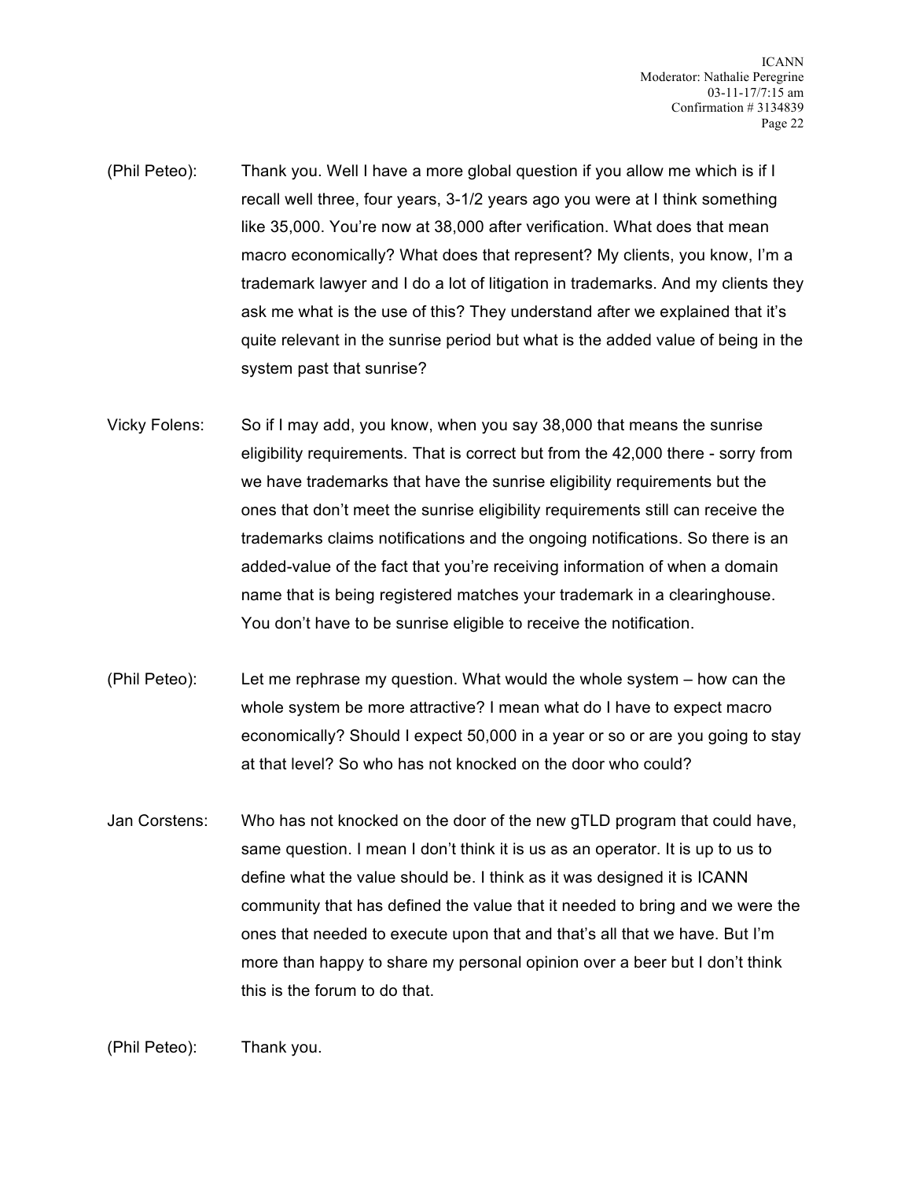(Phil Peteo): Thank you. Well I have a more global question if you allow me which is if I recall well three, four years, 3-1/2 years ago you were at I think something like 35,000. You're now at 38,000 after verification. What does that mean macro economically? What does that represent? My clients, you know, I'm a trademark lawyer and I do a lot of litigation in trademarks. And my clients they ask me what is the use of this? They understand after we explained that it's quite relevant in the sunrise period but what is the added value of being in the system past that sunrise?

Vicky Folens: So if I may add, you know, when you say 38,000 that means the sunrise eligibility requirements. That is correct but from the 42,000 there - sorry from we have trademarks that have the sunrise eligibility requirements but the ones that don't meet the sunrise eligibility requirements still can receive the trademarks claims notifications and the ongoing notifications. So there is an added-value of the fact that you're receiving information of when a domain name that is being registered matches your trademark in a clearinghouse. You don't have to be sunrise eligible to receive the notification.

(Phil Peteo): Let me rephrase my question. What would the whole system – how can the whole system be more attractive? I mean what do I have to expect macro economically? Should I expect 50,000 in a year or so or are you going to stay at that level? So who has not knocked on the door who could?

Jan Corstens: Who has not knocked on the door of the new gTLD program that could have, same question. I mean I don't think it is us as an operator. It is up to us to define what the value should be. I think as it was designed it is ICANN community that has defined the value that it needed to bring and we were the ones that needed to execute upon that and that's all that we have. But I'm more than happy to share my personal opinion over a beer but I don't think this is the forum to do that.

(Phil Peteo): Thank you.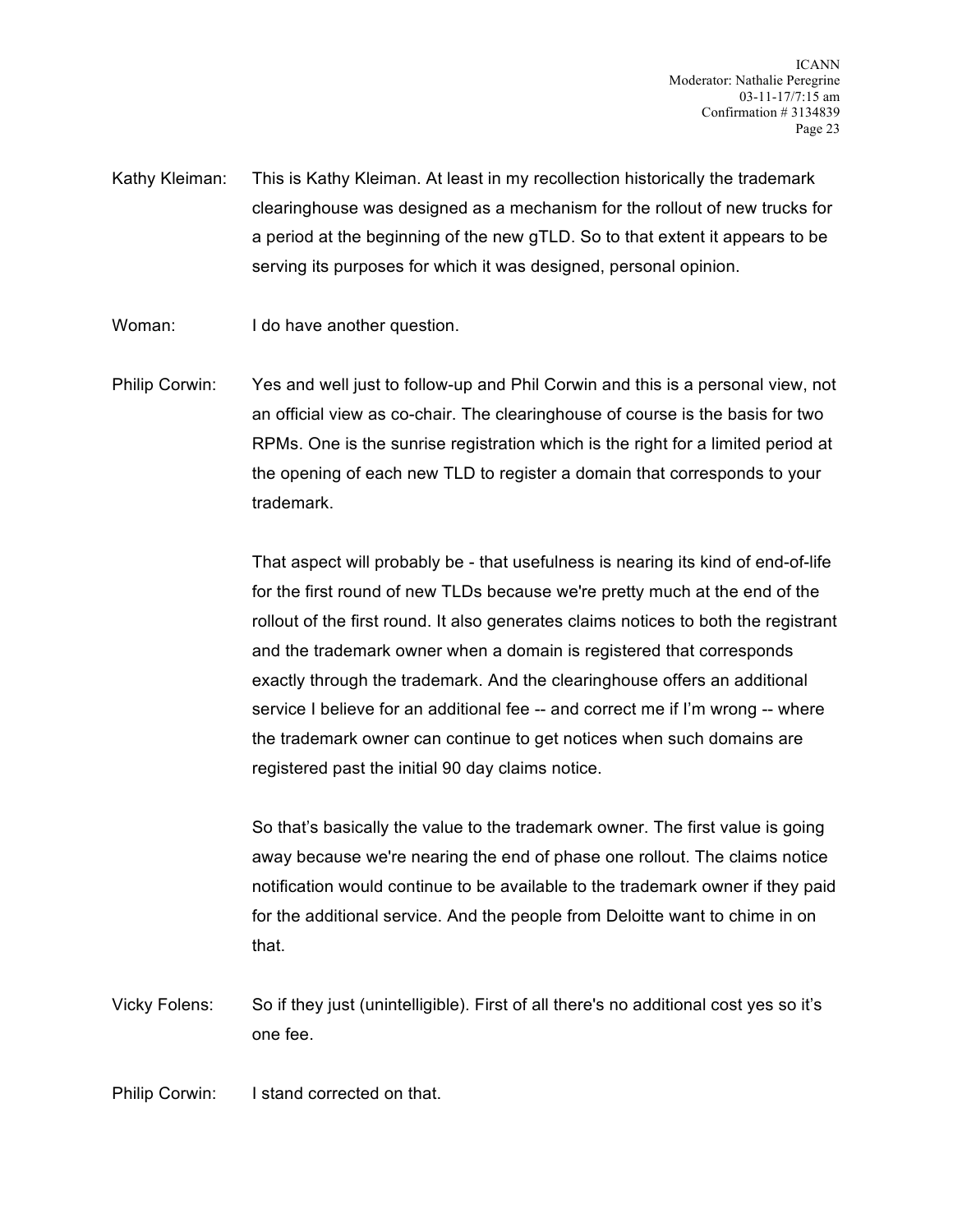Kathy Kleiman: This is Kathy Kleiman. At least in my recollection historically the trademark clearinghouse was designed as a mechanism for the rollout of new trucks for a period at the beginning of the new gTLD. So to that extent it appears to be serving its purposes for which it was designed, personal opinion.

Woman: I do have another question.

Philip Corwin: Yes and well just to follow-up and Phil Corwin and this is a personal view, not an official view as co-chair. The clearinghouse of course is the basis for two RPMs. One is the sunrise registration which is the right for a limited period at the opening of each new TLD to register a domain that corresponds to your trademark.

That aspect will probably be - that usefulness is nearing its kind of end-of-life for the first round of new TLDs because we're pretty much at the end of the rollout of the first round. It also generates claims notices to both the registrant and the trademark owner when a domain is registered that corresponds exactly through the trademark. And the clearinghouse offers an additional service I believe for an additional fee -- and correct me if I'm wrong -- where the trademark owner can continue to get notices when such domains are registered past the initial 90 day claims notice.

So that's basically the value to the trademark owner. The first value is going away because we're nearing the end of phase one rollout. The claims notice notification would continue to be available to the trademark owner if they paid for the additional service. And the people from Deloitte want to chime in on that.

Vicky Folens: So if they just (unintelligible). First of all there's no additional cost yes so it's one fee.

Philip Corwin: I stand corrected on that.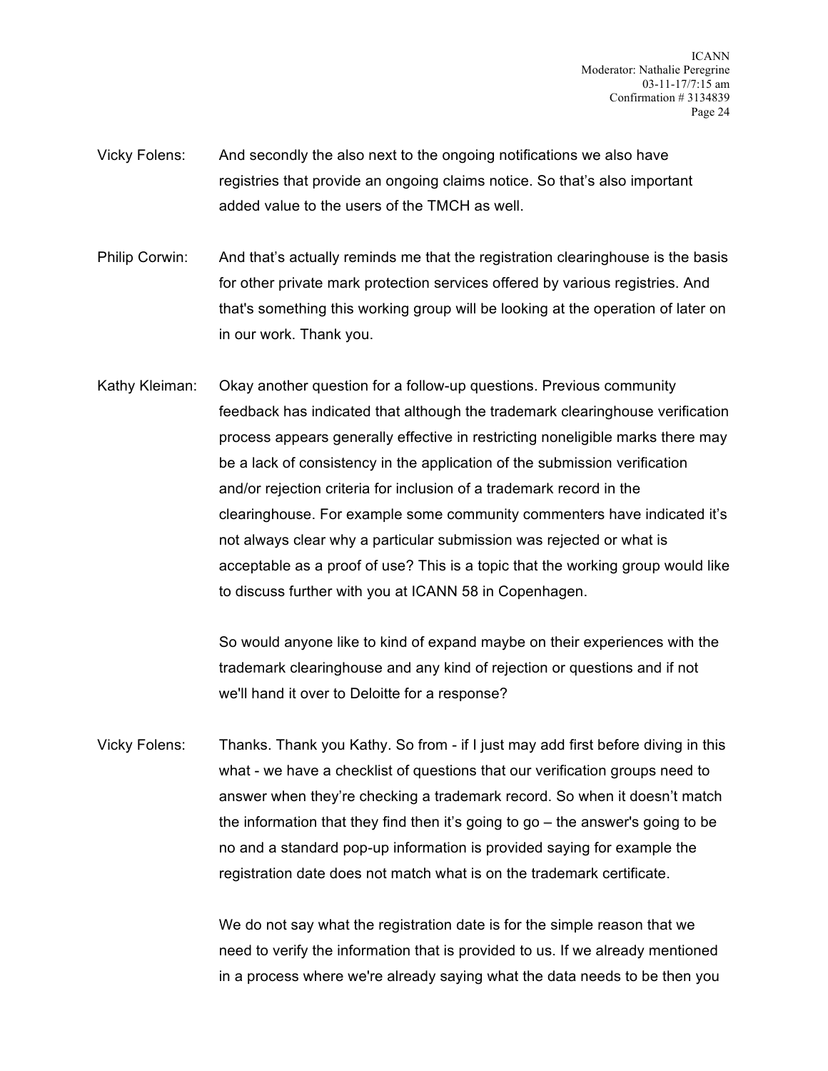Vicky Folens: And secondly the also next to the ongoing notifications we also have registries that provide an ongoing claims notice. So that's also important added value to the users of the TMCH as well.

Philip Corwin: And that's actually reminds me that the registration clearinghouse is the basis for other private mark protection services offered by various registries. And that's something this working group will be looking at the operation of later on in our work. Thank you.

Kathy Kleiman: Okay another question for a follow-up questions. Previous community feedback has indicated that although the trademark clearinghouse verification process appears generally effective in restricting noneligible marks there may be a lack of consistency in the application of the submission verification and/or rejection criteria for inclusion of a trademark record in the clearinghouse. For example some community commenters have indicated it's not always clear why a particular submission was rejected or what is acceptable as a proof of use? This is a topic that the working group would like to discuss further with you at ICANN 58 in Copenhagen.

So would anyone like to kind of expand maybe on their experiences with the trademark clearinghouse and any kind of rejection or questions and if not we'll hand it over to Deloitte for a response?

Vicky Folens: Thanks. Thank you Kathy. So from - if I just may add first before diving in this what - we have a checklist of questions that our verification groups need to answer when they're checking a trademark record. So when it doesn't match the information that they find then it's going to go – the answer's going to be no and a standard pop-up information is provided saying for example the registration date does not match what is on the trademark certificate.

We do not say what the registration date is for the simple reason that we need to verify the information that is provided to us. If we already mentioned in a process where we're already saying what the data needs to be then you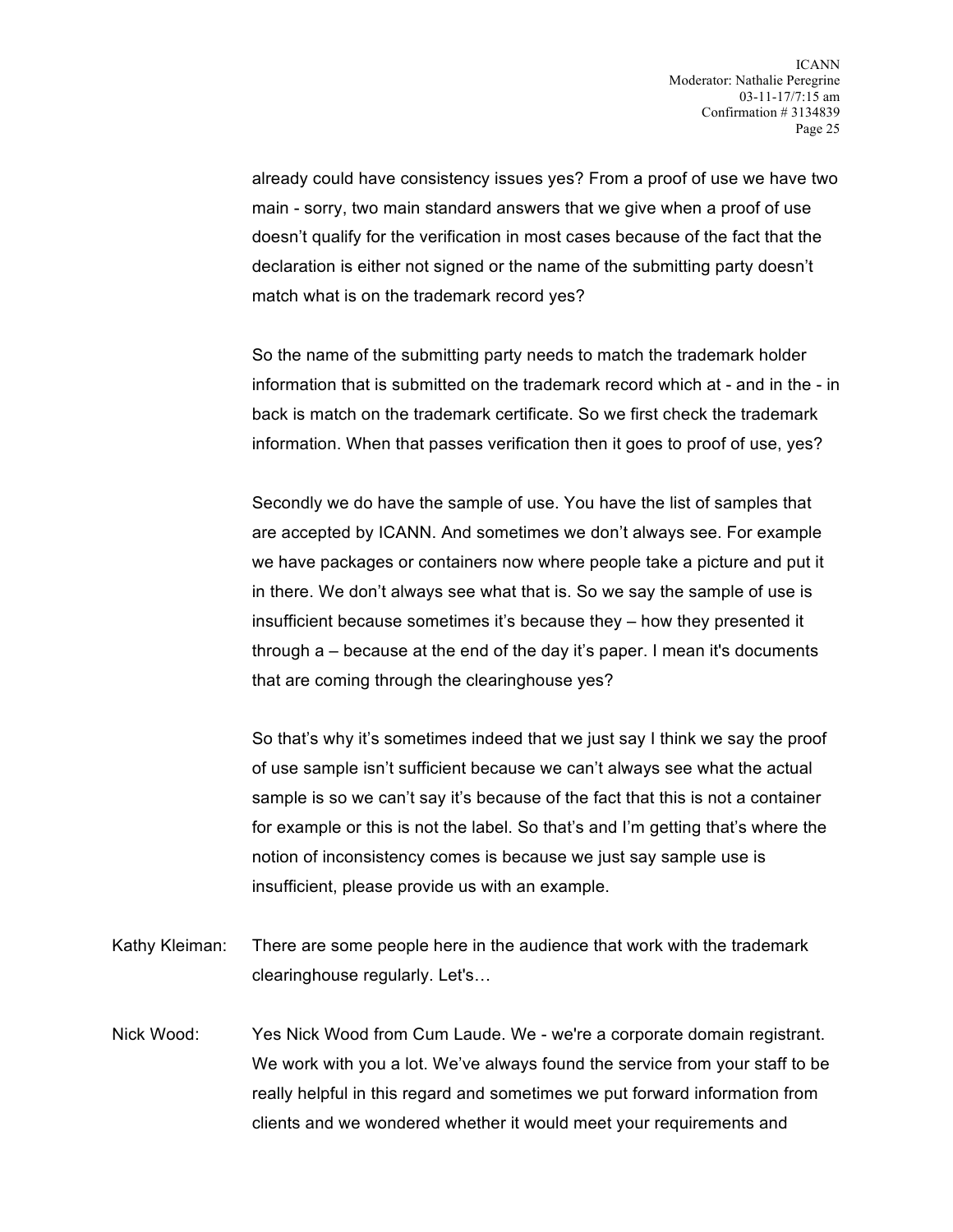already could have consistency issues yes? From a proof of use we have two main - sorry, two main standard answers that we give when a proof of use doesn't qualify for the verification in most cases because of the fact that the declaration is either not signed or the name of the submitting party doesn't match what is on the trademark record yes?

So the name of the submitting party needs to match the trademark holder information that is submitted on the trademark record which at - and in the - in back is match on the trademark certificate. So we first check the trademark information. When that passes verification then it goes to proof of use, yes?

Secondly we do have the sample of use. You have the list of samples that are accepted by ICANN. And sometimes we don't always see. For example we have packages or containers now where people take a picture and put it in there. We don't always see what that is. So we say the sample of use is insufficient because sometimes it's because they – how they presented it through a – because at the end of the day it's paper. I mean it's documents that are coming through the clearinghouse yes?

So that's why it's sometimes indeed that we just say I think we say the proof of use sample isn't sufficient because we can't always see what the actual sample is so we can't say it's because of the fact that this is not a container for example or this is not the label. So that's and I'm getting that's where the notion of inconsistency comes is because we just say sample use is insufficient, please provide us with an example.

Kathy Kleiman: There are some people here in the audience that work with the trademark clearinghouse regularly. Let's…

Nick Wood: Yes Nick Wood from Cum Laude. We - we're a corporate domain registrant. We work with you a lot. We've always found the service from your staff to be really helpful in this regard and sometimes we put forward information from clients and we wondered whether it would meet your requirements and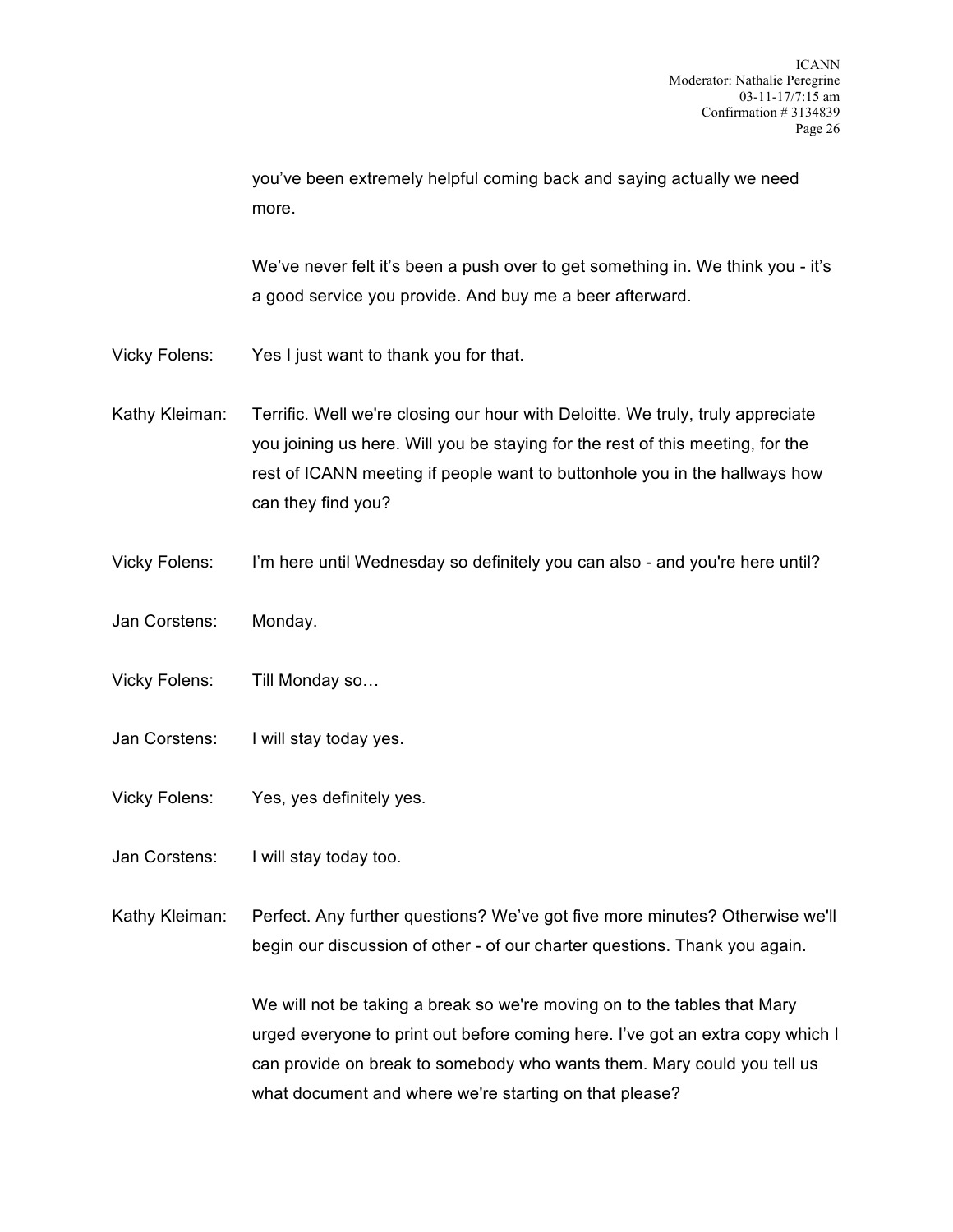you've been extremely helpful coming back and saying actually we need more.

We've never felt it's been a push over to get something in. We think you - it's a good service you provide. And buy me a beer afterward.

Vicky Folens: Yes I just want to thank you for that.

Kathy Kleiman: Terrific. Well we're closing our hour with Deloitte. We truly, truly appreciate you joining us here. Will you be staying for the rest of this meeting, for the rest of ICANN meeting if people want to buttonhole you in the hallways how can they find you?

Vicky Folens: I'm here until Wednesday so definitely you can also - and you're here until?

Jan Corstens: Monday.

Vicky Folens: Till Monday so…

Jan Corstens: I will stay today yes.

Vicky Folens: Yes, yes definitely yes.

Jan Corstens: I will stay today too.

Kathy Kleiman: Perfect. Any further questions? We've got five more minutes? Otherwise we'll begin our discussion of other - of our charter questions. Thank you again.

We will not be taking a break so we're moving on to the tables that Mary urged everyone to print out before coming here. I've got an extra copy which I can provide on break to somebody who wants them. Mary could you tell us what document and where we're starting on that please?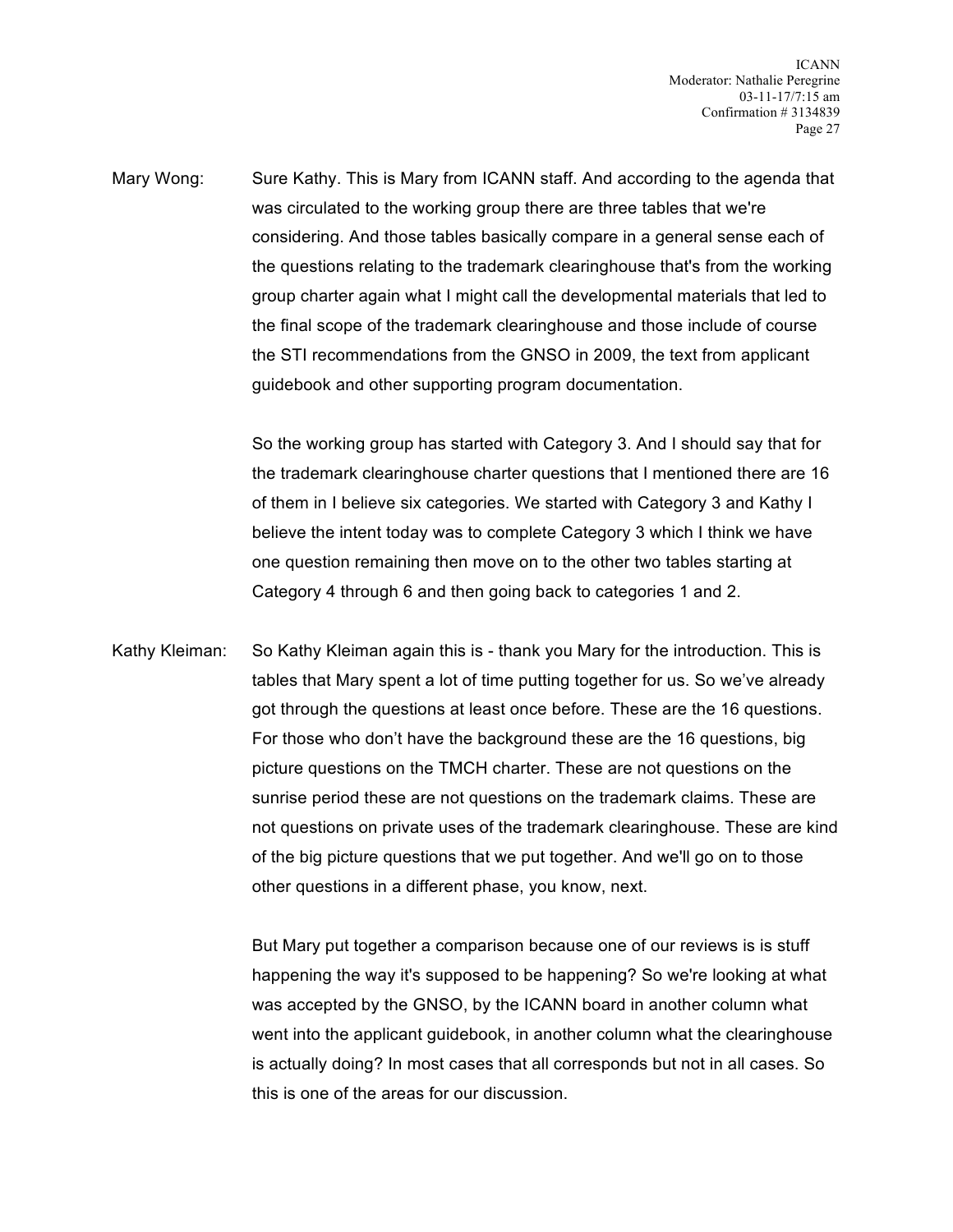Mary Wong: Sure Kathy. This is Mary from ICANN staff. And according to the agenda that was circulated to the working group there are three tables that we're considering. And those tables basically compare in a general sense each of the questions relating to the trademark clearinghouse that's from the working group charter again what I might call the developmental materials that led to the final scope of the trademark clearinghouse and those include of course the STI recommendations from the GNSO in 2009, the text from applicant guidebook and other supporting program documentation.

So the working group has started with Category 3. And I should say that for the trademark clearinghouse charter questions that I mentioned there are 16 of them in I believe six categories. We started with Category 3 and Kathy I believe the intent today was to complete Category 3 which I think we have one question remaining then move on to the other two tables starting at Category 4 through 6 and then going back to categories 1 and 2.

Kathy Kleiman: So Kathy Kleiman again this is - thank you Mary for the introduction. This is tables that Mary spent a lot of time putting together for us. So we've already got through the questions at least once before. These are the 16 questions. For those who don't have the background these are the 16 questions, big picture questions on the TMCH charter. These are not questions on the sunrise period these are not questions on the trademark claims. These are not questions on private uses of the trademark clearinghouse. These are kind of the big picture questions that we put together. And we'll go on to those other questions in a different phase, you know, next.

But Mary put together a comparison because one of our reviews is is stuff happening the way it's supposed to be happening? So we're looking at what was accepted by the GNSO, by the ICANN board in another column what went into the applicant guidebook, in another column what the clearinghouse is actually doing? In most cases that all corresponds but not in all cases. So this is one of the areas for our discussion.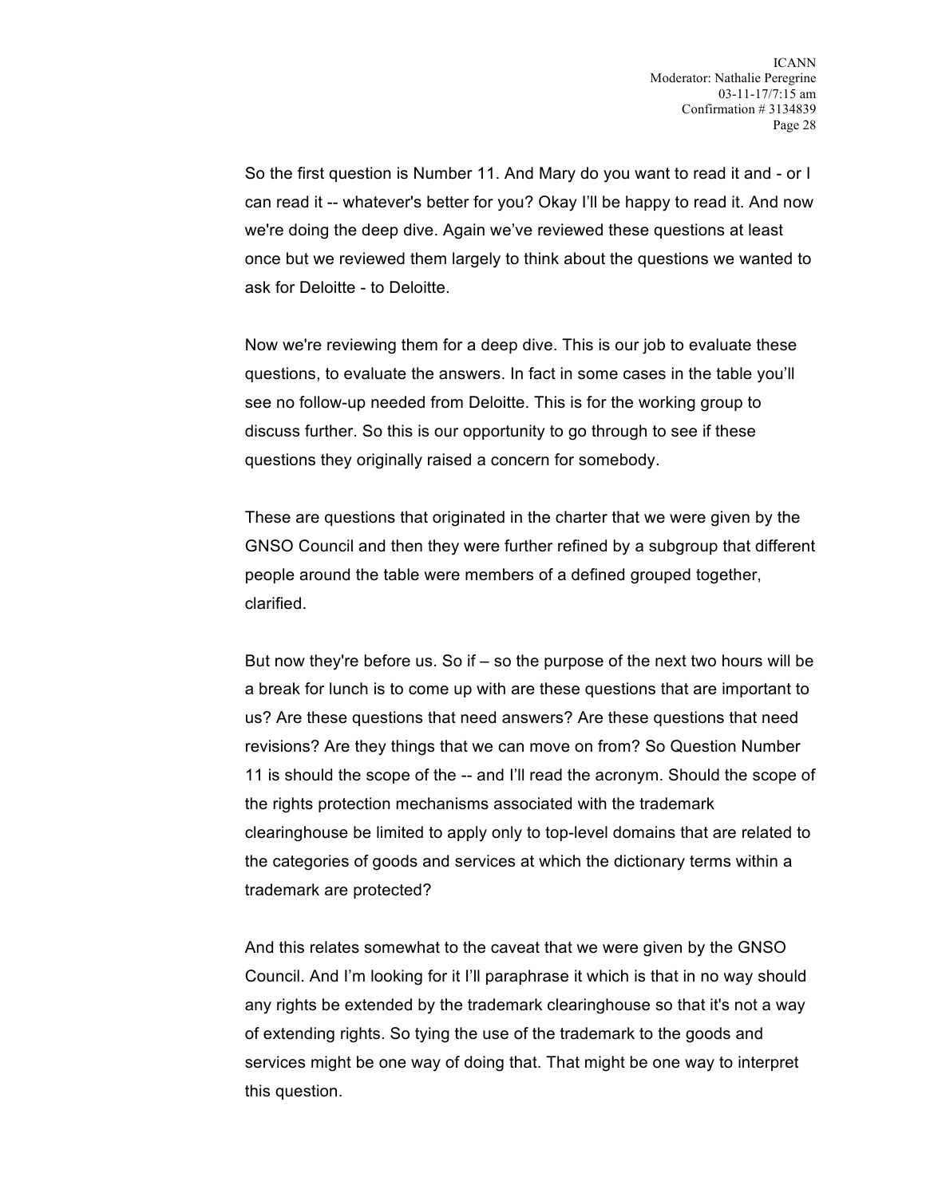So the first question is Number 11. And Mary do you want to read it and - or I can read it -- whatever's better for you? Okay I'll be happy to read it. And now we're doing the deep dive. Again we've reviewed these questions at least once but we reviewed them largely to think about the questions we wanted to ask for Deloitte - to Deloitte.

Now we're reviewing them for a deep dive. This is our job to evaluate these questions, to evaluate the answers. In fact in some cases in the table you'll see no follow-up needed from Deloitte. This is for the working group to discuss further. So this is our opportunity to go through to see if these questions they originally raised a concern for somebody.

These are questions that originated in the charter that we were given by the GNSO Council and then they were further refined by a subgroup that different people around the table were members of a defined grouped together, clarified.

But now they're before us. So if – so the purpose of the next two hours will be a break for lunch is to come up with are these questions that are important to us? Are these questions that need answers? Are these questions that need revisions? Are they things that we can move on from? So Question Number 11 is should the scope of the -- and I'll read the acronym. Should the scope of the rights protection mechanisms associated with the trademark clearinghouse be limited to apply only to top-level domains that are related to the categories of goods and services at which the dictionary terms within a trademark are protected?

And this relates somewhat to the caveat that we were given by the GNSO Council. And I'm looking for it I'll paraphrase it which is that in no way should any rights be extended by the trademark clearinghouse so that it's not a way of extending rights. So tying the use of the trademark to the goods and services might be one way of doing that. That might be one way to interpret this question.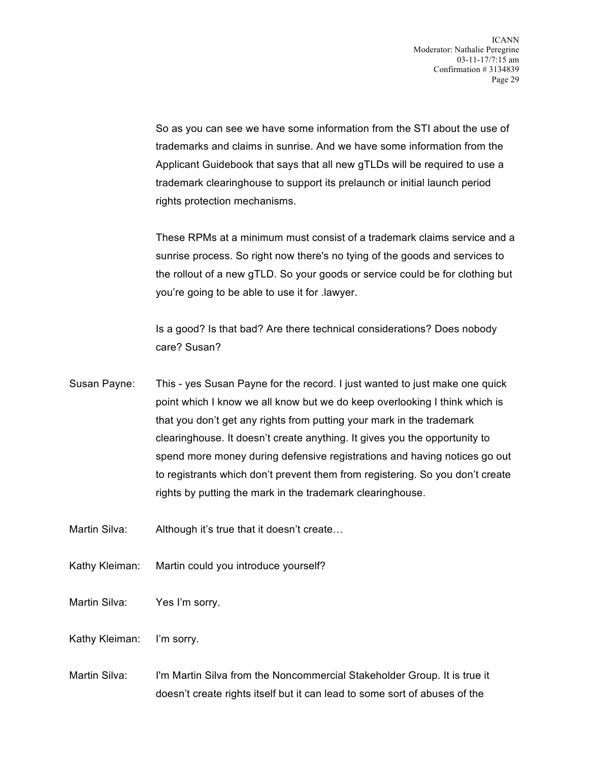So as you can see we have some information from the STI about the use of trademarks and claims in sunrise. And we have some information from the Applicant Guidebook that says that all new gTLDs will be required to use a trademark clearinghouse to support its prelaunch or initial launch period rights protection mechanisms.

These RPMs at a minimum must consist of a trademark claims service and a sunrise process. So right now there's no tying of the goods and services to the rollout of a new gTLD. So your goods or service could be for clothing but you're going to be able to use it for .lawyer.

Is a good? Is that bad? Are there technical considerations? Does nobody care? Susan?

Susan Payne: This - yes Susan Payne for the record. I just wanted to just make one quick point which I know we all know but we do keep overlooking I think which is that you don't get any rights from putting your mark in the trademark clearinghouse. It doesn't create anything. It gives you the opportunity to spend more money during defensive registrations and having notices go out to registrants which don't prevent them from registering. So you don't create rights by putting the mark in the trademark clearinghouse.

Martin Silva: Although it's true that it doesn't create…

Kathy Kleiman: Martin could you introduce yourself?

Martin Silva: Yes I'm sorry.

Kathy Kleiman: I'm sorry.

Martin Silva: I'm Martin Silva from the Noncommercial Stakeholder Group. It is true it doesn't create rights itself but it can lead to some sort of abuses of the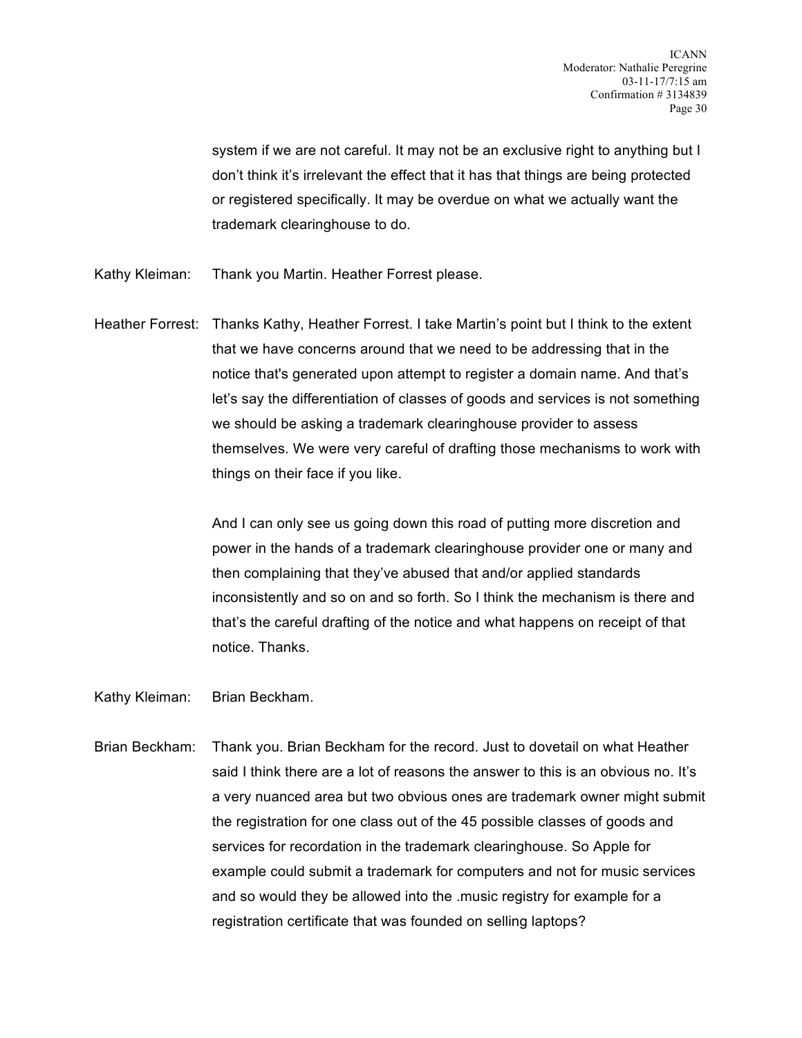system if we are not careful. It may not be an exclusive right to anything but I don't think it's irrelevant the effect that it has that things are being protected or registered specifically. It may be overdue on what we actually want the trademark clearinghouse to do.

Kathy Kleiman: Thank you Martin. Heather Forrest please.

Heather Forrest: Thanks Kathy, Heather Forrest. I take Martin's point but I think to the extent that we have concerns around that we need to be addressing that in the notice that's generated upon attempt to register a domain name. And that's let's say the differentiation of classes of goods and services is not something we should be asking a trademark clearinghouse provider to assess themselves. We were very careful of drafting those mechanisms to work with things on their face if you like.

And I can only see us going down this road of putting more discretion and power in the hands of a trademark clearinghouse provider one or many and then complaining that they've abused that and/or applied standards inconsistently and so on and so forth. So I think the mechanism is there and that's the careful drafting of the notice and what happens on receipt of that notice. Thanks.

Kathy Kleiman: Brian Beckham.

Brian Beckham: Thank you. Brian Beckham for the record. Just to dovetail on what Heather said I think there are a lot of reasons the answer to this is an obvious no. It's a very nuanced area but two obvious ones are trademark owner might submit the registration for one class out of the 45 possible classes of goods and services for recordation in the trademark clearinghouse. So Apple for example could submit a trademark for computers and not for music services and so would they be allowed into the .music registry for example for a registration certificate that was founded on selling laptops?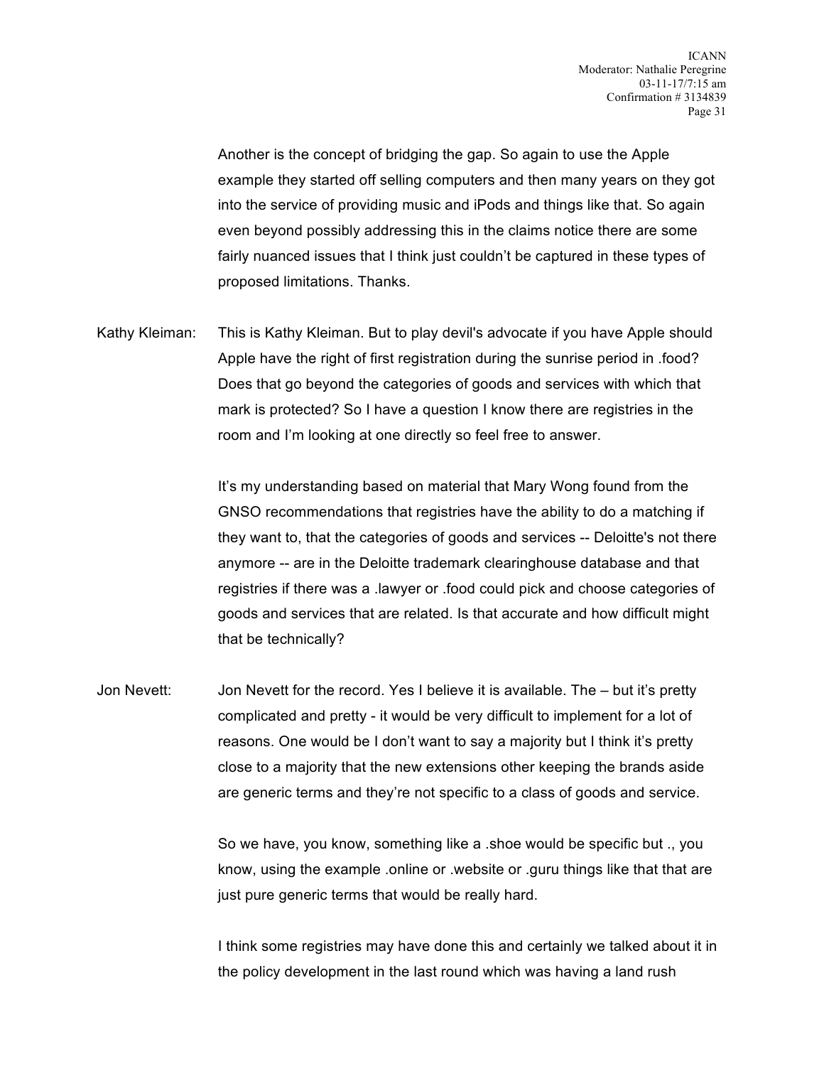Another is the concept of bridging the gap. So again to use the Apple example they started off selling computers and then many years on they got into the service of providing music and iPods and things like that. So again even beyond possibly addressing this in the claims notice there are some fairly nuanced issues that I think just couldn't be captured in these types of proposed limitations. Thanks.

Kathy Kleiman: This is Kathy Kleiman. But to play devil's advocate if you have Apple should Apple have the right of first registration during the sunrise period in .food? Does that go beyond the categories of goods and services with which that mark is protected? So I have a question I know there are registries in the room and I'm looking at one directly so feel free to answer.

It's my understanding based on material that Mary Wong found from the GNSO recommendations that registries have the ability to do a matching if they want to, that the categories of goods and services -- Deloitte's not there anymore -- are in the Deloitte trademark clearinghouse database and that registries if there was a .lawyer or .food could pick and choose categories of goods and services that are related. Is that accurate and how difficult might that be technically?

Jon Nevett: Jon Nevett for the record. Yes I believe it is available. The – but it's pretty complicated and pretty - it would be very difficult to implement for a lot of reasons. One would be I don't want to say a majority but I think it's pretty close to a majority that the new extensions other keeping the brands aside are generic terms and they're not specific to a class of goods and service.

So we have, you know, something like a .shoe would be specific but ., you know, using the example .online or .website or .guru things like that that are just pure generic terms that would be really hard.

I think some registries may have done this and certainly we talked about it in the policy development in the last round which was having a land rush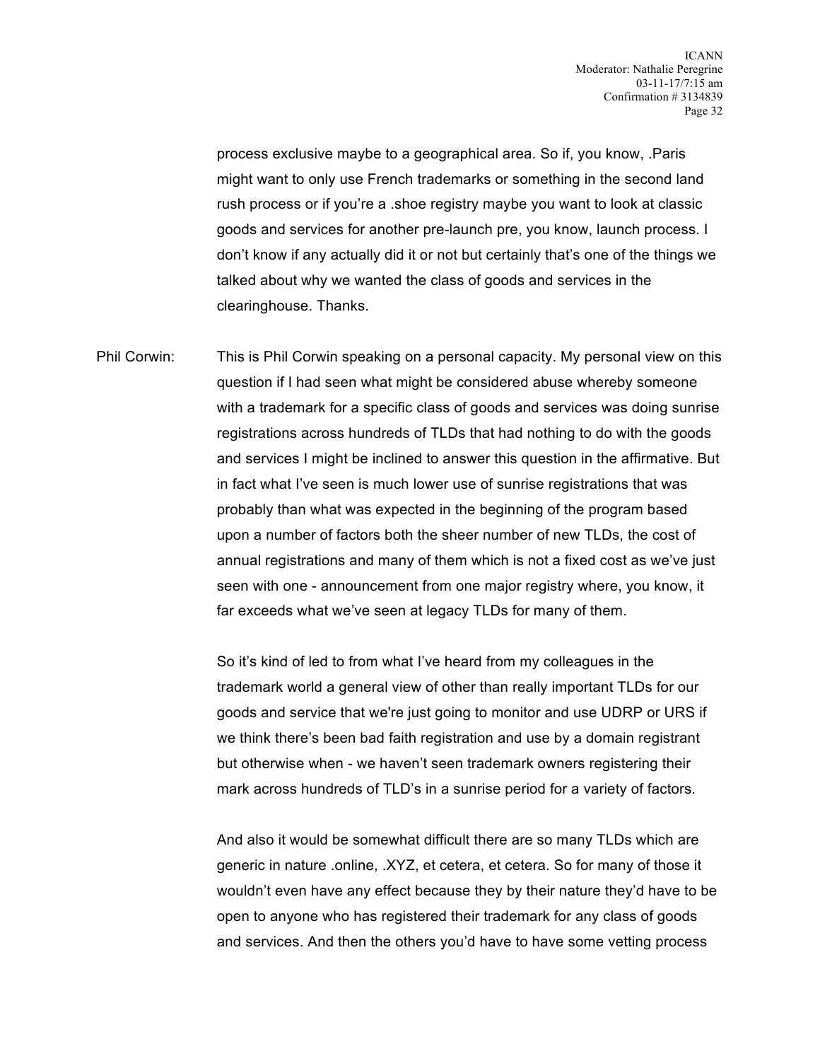process exclusive maybe to a geographical area. So if, you know, .Paris might want to only use French trademarks or something in the second land rush process or if you're a .shoe registry maybe you want to look at classic goods and services for another pre-launch pre, you know, launch process. I don't know if any actually did it or not but certainly that's one of the things we talked about why we wanted the class of goods and services in the clearinghouse. Thanks.

Phil Corwin: This is Phil Corwin speaking on a personal capacity. My personal view on this question if I had seen what might be considered abuse whereby someone with a trademark for a specific class of goods and services was doing sunrise registrations across hundreds of TLDs that had nothing to do with the goods and services I might be inclined to answer this question in the affirmative. But in fact what I've seen is much lower use of sunrise registrations that was probably than what was expected in the beginning of the program based upon a number of factors both the sheer number of new TLDs, the cost of annual registrations and many of them which is not a fixed cost as we've just seen with one - announcement from one major registry where, you know, it far exceeds what we've seen at legacy TLDs for many of them.

So it's kind of led to from what I've heard from my colleagues in the trademark world a general view of other than really important TLDs for our goods and service that we're just going to monitor and use UDRP or URS if we think there's been bad faith registration and use by a domain registrant but otherwise when - we haven't seen trademark owners registering their mark across hundreds of TLD's in a sunrise period for a variety of factors.

And also it would be somewhat difficult there are so many TLDs which are generic in nature .online, .XYZ, et cetera, et cetera. So for many of those it wouldn't even have any effect because they by their nature they'd have to be open to anyone who has registered their trademark for any class of goods and services. And then the others you'd have to have some vetting process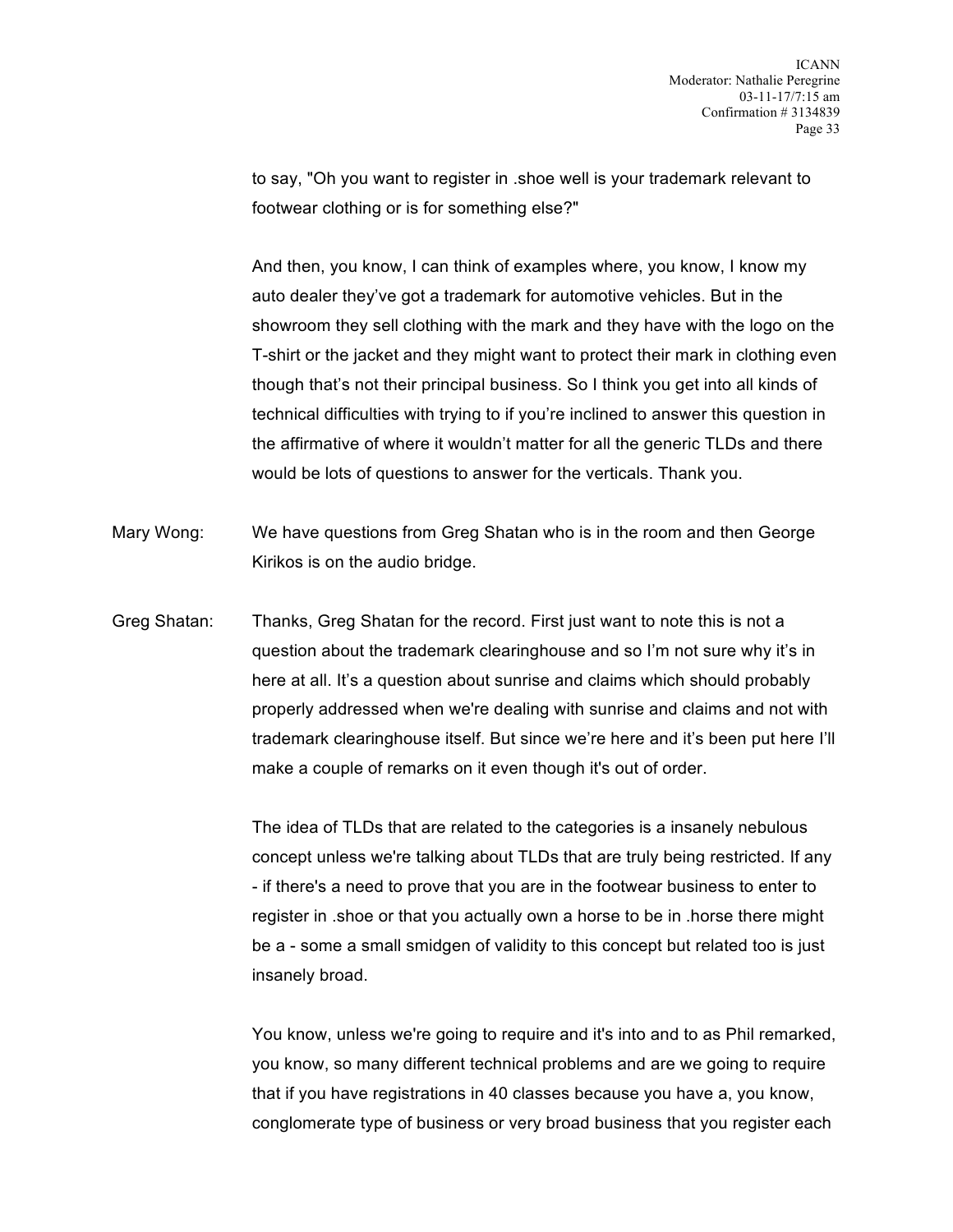to say, "Oh you want to register in .shoe well is your trademark relevant to footwear clothing or is for something else?"

And then, you know, I can think of examples where, you know, I know my auto dealer they've got a trademark for automotive vehicles. But in the showroom they sell clothing with the mark and they have with the logo on the T-shirt or the jacket and they might want to protect their mark in clothing even though that's not their principal business. So I think you get into all kinds of technical difficulties with trying to if you're inclined to answer this question in the affirmative of where it wouldn't matter for all the generic TLDs and there would be lots of questions to answer for the verticals. Thank you.

Mary Wong: We have questions from Greg Shatan who is in the room and then George Kirikos is on the audio bridge.

Greg Shatan: Thanks, Greg Shatan for the record. First just want to note this is not a question about the trademark clearinghouse and so I'm not sure why it's in here at all. It's a question about sunrise and claims which should probably properly addressed when we're dealing with sunrise and claims and not with trademark clearinghouse itself. But since we're here and it's been put here I'll make a couple of remarks on it even though it's out of order.

The idea of TLDs that are related to the categories is a insanely nebulous concept unless we're talking about TLDs that are truly being restricted. If any - if there's a need to prove that you are in the footwear business to enter to register in .shoe or that you actually own a horse to be in .horse there might be a - some a small smidgen of validity to this concept but related too is just insanely broad.

You know, unless we're going to require and it's into and to as Phil remarked, you know, so many different technical problems and are we going to require that if you have registrations in 40 classes because you have a, you know, conglomerate type of business or very broad business that you register each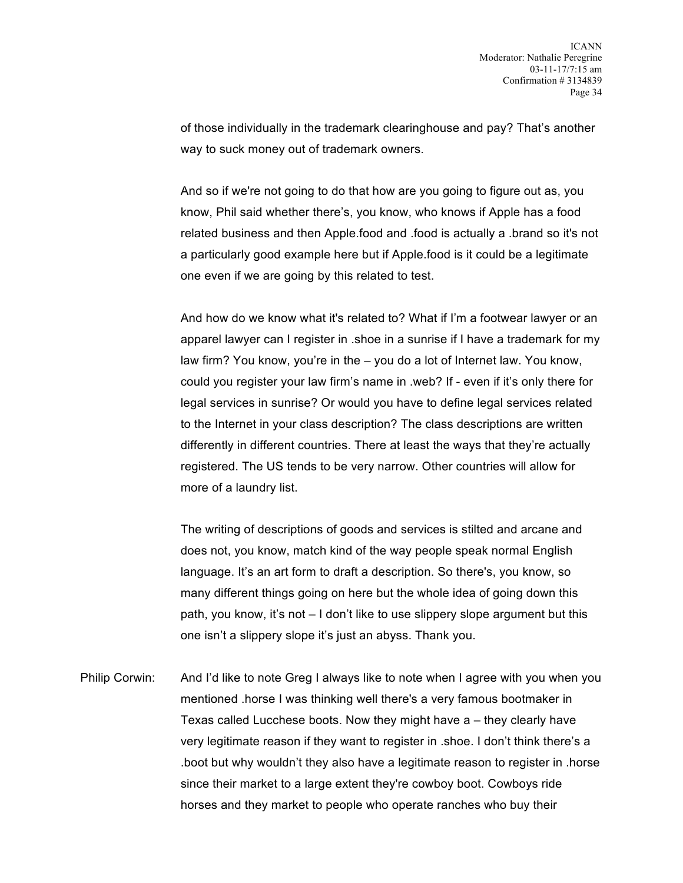of those individually in the trademark clearinghouse and pay? That's another way to suck money out of trademark owners.

And so if we're not going to do that how are you going to figure out as, you know, Phil said whether there's, you know, who knows if Apple has a food related business and then Apple.food and .food is actually a .brand so it's not a particularly good example here but if Apple.food is it could be a legitimate one even if we are going by this related to test.

And how do we know what it's related to? What if I'm a footwear lawyer or an apparel lawyer can I register in .shoe in a sunrise if I have a trademark for my law firm? You know, you're in the – you do a lot of Internet law. You know, could you register your law firm's name in .web? If - even if it's only there for legal services in sunrise? Or would you have to define legal services related to the Internet in your class description? The class descriptions are written differently in different countries. There at least the ways that they're actually registered. The US tends to be very narrow. Other countries will allow for more of a laundry list.

The writing of descriptions of goods and services is stilted and arcane and does not, you know, match kind of the way people speak normal English language. It's an art form to draft a description. So there's, you know, so many different things going on here but the whole idea of going down this path, you know, it's not – I don't like to use slippery slope argument but this one isn't a slippery slope it's just an abyss. Thank you.

Philip Corwin: And I'd like to note Greg I always like to note when I agree with you when you mentioned .horse I was thinking well there's a very famous bootmaker in Texas called Lucchese boots. Now they might have a – they clearly have very legitimate reason if they want to register in .shoe. I don't think there's a .boot but why wouldn't they also have a legitimate reason to register in .horse since their market to a large extent they're cowboy boot. Cowboys ride horses and they market to people who operate ranches who buy their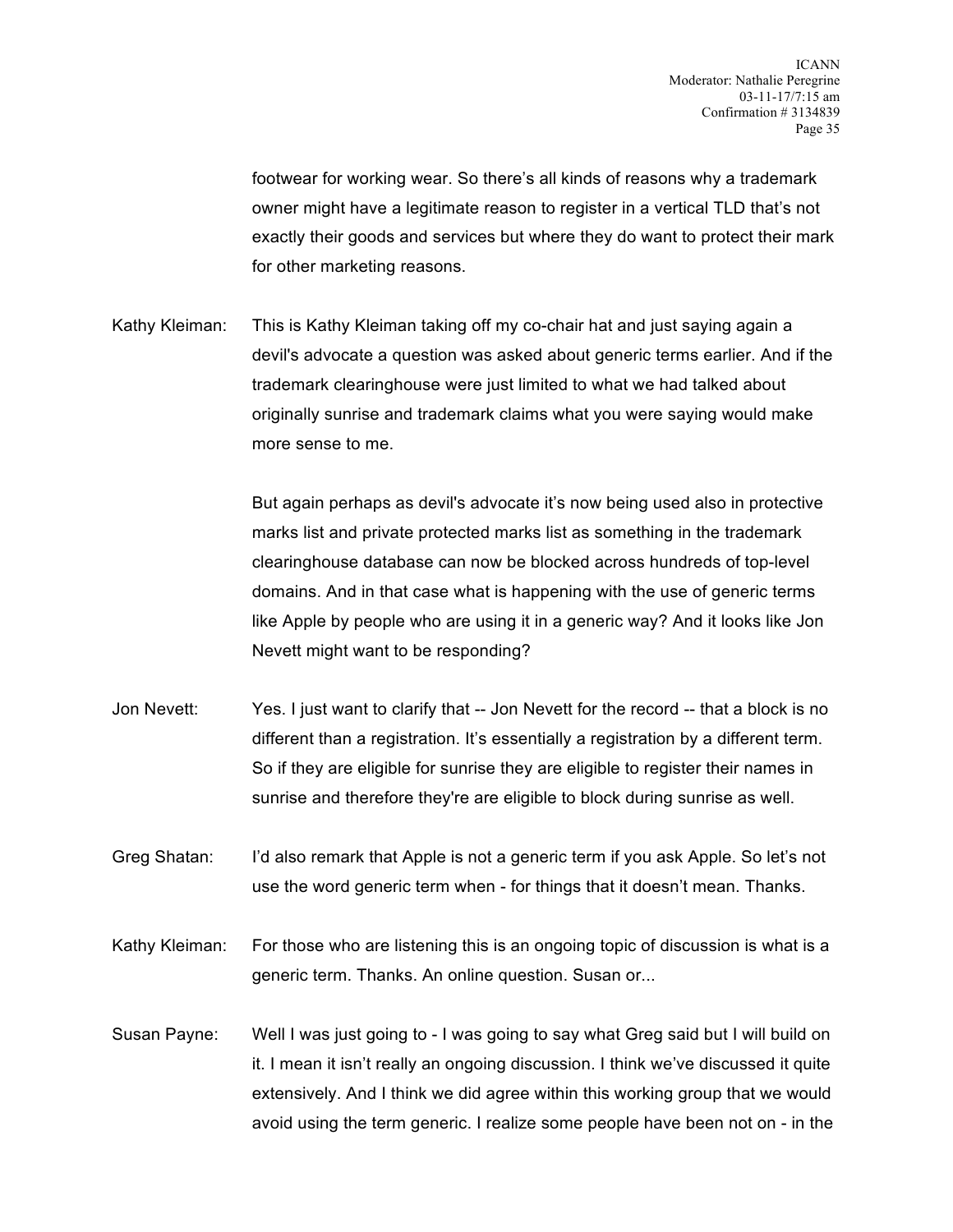footwear for working wear. So there's all kinds of reasons why a trademark owner might have a legitimate reason to register in a vertical TLD that's not exactly their goods and services but where they do want to protect their mark for other marketing reasons.

Kathy Kleiman: This is Kathy Kleiman taking off my co-chair hat and just saying again a devil's advocate a question was asked about generic terms earlier. And if the trademark clearinghouse were just limited to what we had talked about originally sunrise and trademark claims what you were saying would make more sense to me.

But again perhaps as devil's advocate it's now being used also in protective marks list and private protected marks list as something in the trademark clearinghouse database can now be blocked across hundreds of top-level domains. And in that case what is happening with the use of generic terms like Apple by people who are using it in a generic way? And it looks like Jon Nevett might want to be responding?

Jon Nevett: Yes. I just want to clarify that -- Jon Nevett for the record -- that a block is no different than a registration. It's essentially a registration by a different term. So if they are eligible for sunrise they are eligible to register their names in sunrise and therefore they're are eligible to block during sunrise as well.

Greg Shatan: I'd also remark that Apple is not a generic term if you ask Apple. So let's not use the word generic term when - for things that it doesn't mean. Thanks.

Kathy Kleiman: For those who are listening this is an ongoing topic of discussion is what is a generic term. Thanks. An online question. Susan or...

Susan Payne: Well I was just going to - I was going to say what Greg said but I will build on it. I mean it isn't really an ongoing discussion. I think we've discussed it quite extensively. And I think we did agree within this working group that we would avoid using the term generic. I realize some people have been not on - in the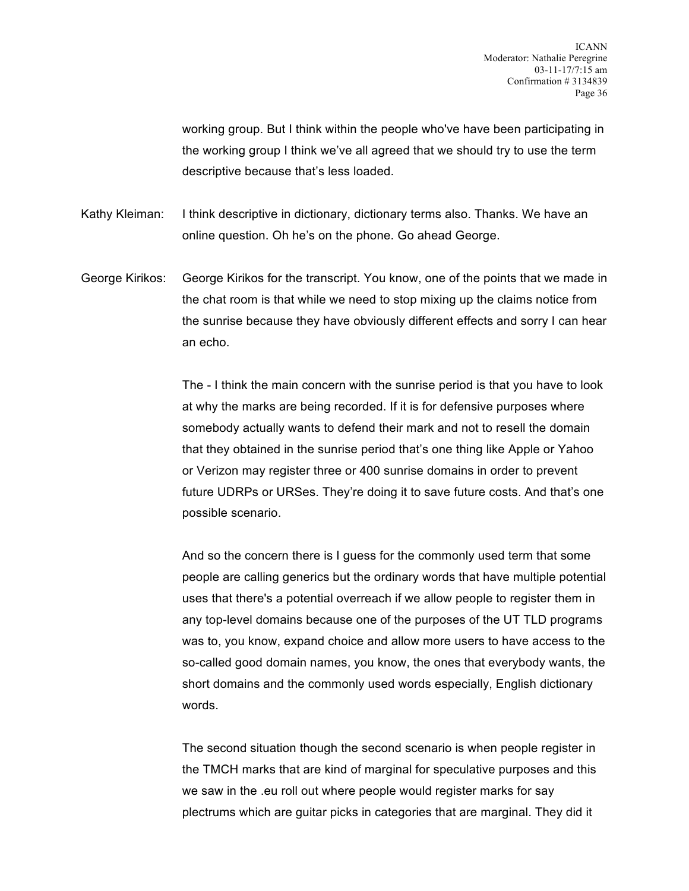working group. But I think within the people who've have been participating in the working group I think we've all agreed that we should try to use the term descriptive because that's less loaded.

Kathy Kleiman: I think descriptive in dictionary, dictionary terms also. Thanks. We have an online question. Oh he's on the phone. Go ahead George.

George Kirikos: George Kirikos for the transcript. You know, one of the points that we made in the chat room is that while we need to stop mixing up the claims notice from the sunrise because they have obviously different effects and sorry I can hear an echo.

The - I think the main concern with the sunrise period is that you have to look at why the marks are being recorded. If it is for defensive purposes where somebody actually wants to defend their mark and not to resell the domain that they obtained in the sunrise period that's one thing like Apple or Yahoo or Verizon may register three or 400 sunrise domains in order to prevent future UDRPs or URSes. They're doing it to save future costs. And that's one possible scenario.

And so the concern there is I guess for the commonly used term that some people are calling generics but the ordinary words that have multiple potential uses that there's a potential overreach if we allow people to register them in any top-level domains because one of the purposes of the UT TLD programs was to, you know, expand choice and allow more users to have access to the so-called good domain names, you know, the ones that everybody wants, the short domains and the commonly used words especially, English dictionary words.

The second situation though the second scenario is when people register in the TMCH marks that are kind of marginal for speculative purposes and this we saw in the .eu roll out where people would register marks for say plectrums which are guitar picks in categories that are marginal. They did it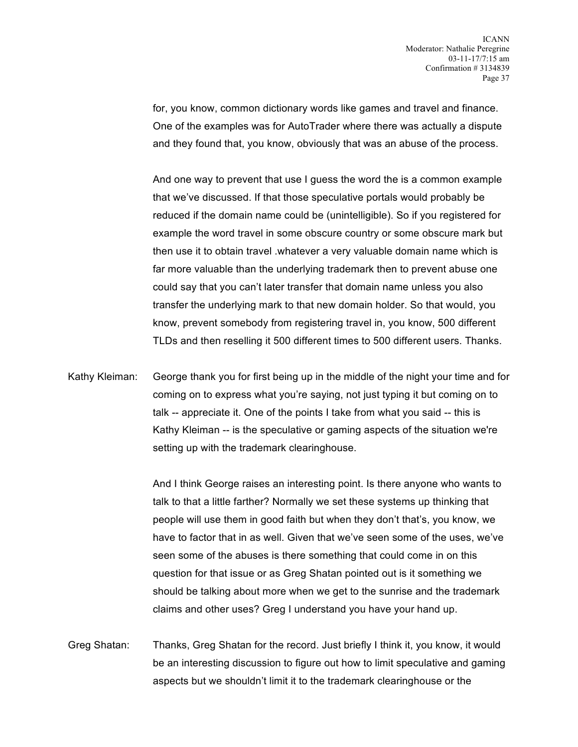for, you know, common dictionary words like games and travel and finance. One of the examples was for AutoTrader where there was actually a dispute and they found that, you know, obviously that was an abuse of the process.

And one way to prevent that use I guess the word the is a common example that we've discussed. If that those speculative portals would probably be reduced if the domain name could be (unintelligible). So if you registered for example the word travel in some obscure country or some obscure mark but then use it to obtain travel .whatever a very valuable domain name which is far more valuable than the underlying trademark then to prevent abuse one could say that you can't later transfer that domain name unless you also transfer the underlying mark to that new domain holder. So that would, you know, prevent somebody from registering travel in, you know, 500 different TLDs and then reselling it 500 different times to 500 different users. Thanks.

Kathy Kleiman: George thank you for first being up in the middle of the night your time and for coming on to express what you're saying, not just typing it but coming on to talk -- appreciate it. One of the points I take from what you said -- this is Kathy Kleiman -- is the speculative or gaming aspects of the situation we're setting up with the trademark clearinghouse.

And I think George raises an interesting point. Is there anyone who wants to talk to that a little farther? Normally we set these systems up thinking that people will use them in good faith but when they don't that's, you know, we have to factor that in as well. Given that we've seen some of the uses, we've seen some of the abuses is there something that could come in on this question for that issue or as Greg Shatan pointed out is it something we should be talking about more when we get to the sunrise and the trademark claims and other uses? Greg I understand you have your hand up.

Greg Shatan: Thanks, Greg Shatan for the record. Just briefly I think it, you know, it would be an interesting discussion to figure out how to limit speculative and gaming aspects but we shouldn't limit it to the trademark clearinghouse or the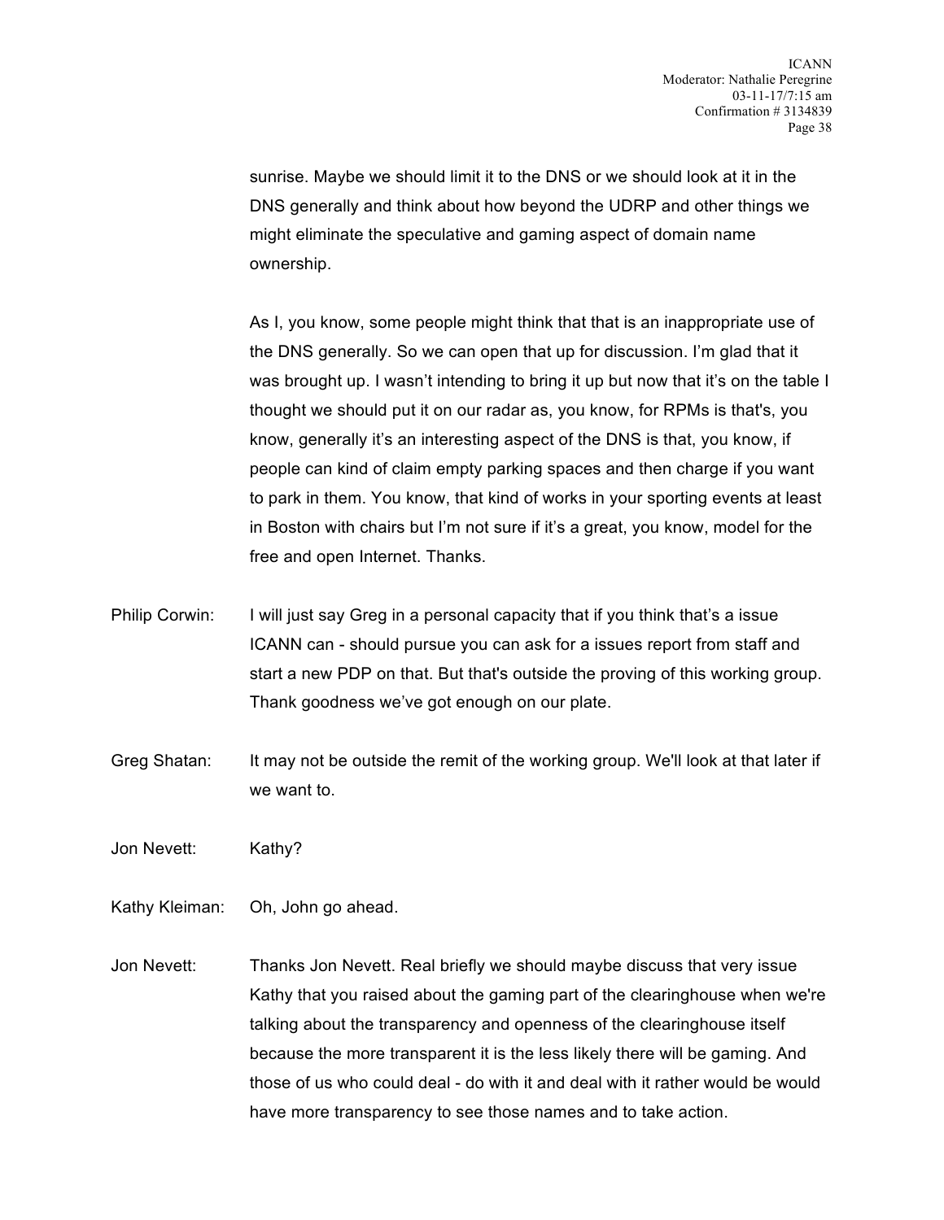sunrise. Maybe we should limit it to the DNS or we should look at it in the DNS generally and think about how beyond the UDRP and other things we might eliminate the speculative and gaming aspect of domain name ownership.

As I, you know, some people might think that that is an inappropriate use of the DNS generally. So we can open that up for discussion. I'm glad that it was brought up. I wasn't intending to bring it up but now that it's on the table I thought we should put it on our radar as, you know, for RPMs is that's, you know, generally it's an interesting aspect of the DNS is that, you know, if people can kind of claim empty parking spaces and then charge if you want to park in them. You know, that kind of works in your sporting events at least in Boston with chairs but I'm not sure if it's a great, you know, model for the free and open Internet. Thanks.

Philip Corwin: I will just say Greg in a personal capacity that if you think that's a issue ICANN can - should pursue you can ask for a issues report from staff and start a new PDP on that. But that's outside the proving of this working group. Thank goodness we've got enough on our plate.

Greg Shatan: It may not be outside the remit of the working group. We'll look at that later if we want to.

Jon Nevett: Kathy?

Kathy Kleiman: Oh, John go ahead.

Jon Nevett: Thanks Jon Nevett. Real briefly we should maybe discuss that very issue Kathy that you raised about the gaming part of the clearinghouse when we're talking about the transparency and openness of the clearinghouse itself because the more transparent it is the less likely there will be gaming. And those of us who could deal - do with it and deal with it rather would be would have more transparency to see those names and to take action.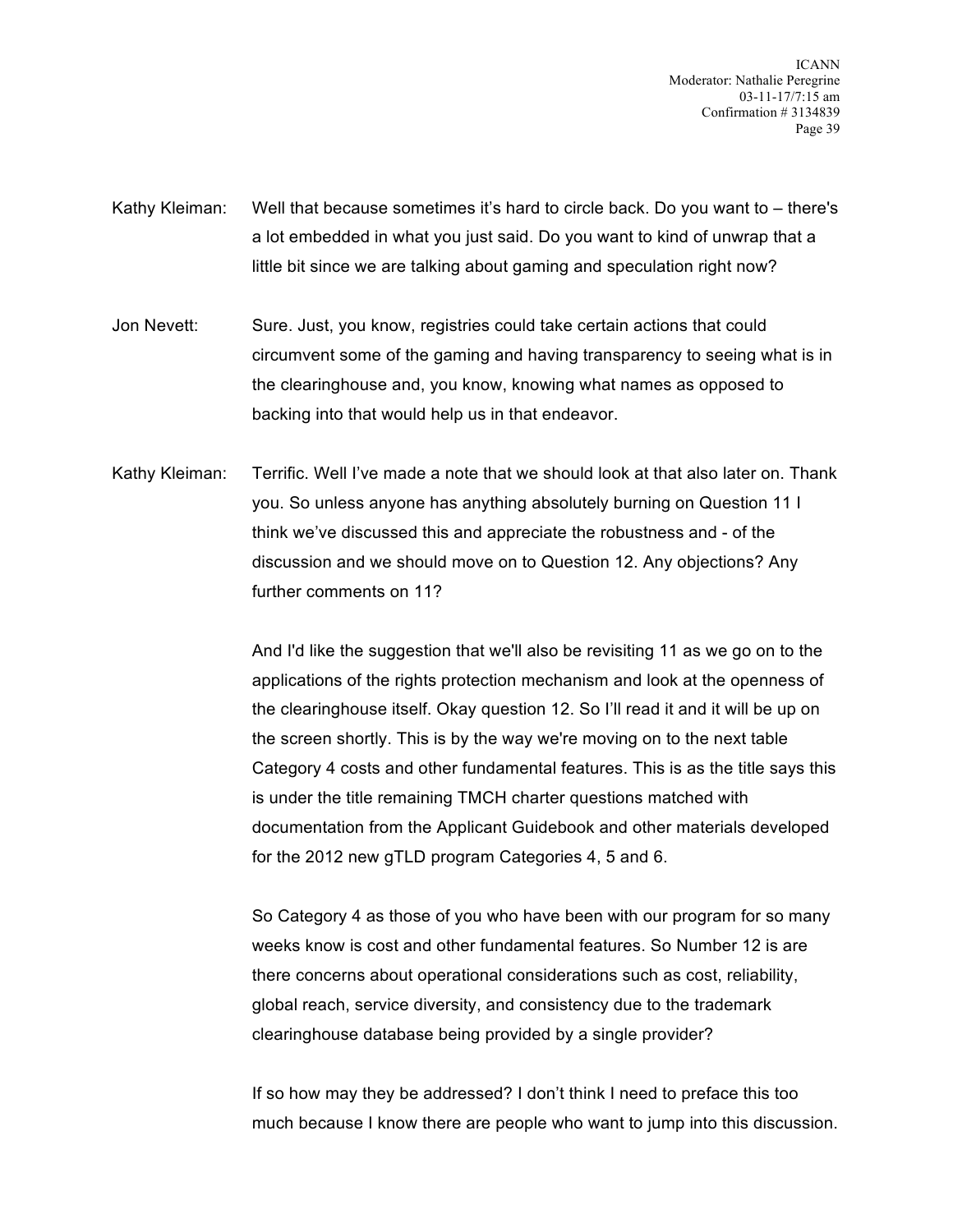Kathy Kleiman: Well that because sometimes it's hard to circle back. Do you want to – there's a lot embedded in what you just said. Do you want to kind of unwrap that a little bit since we are talking about gaming and speculation right now?

Jon Nevett: Sure. Just, you know, registries could take certain actions that could circumvent some of the gaming and having transparency to seeing what is in the clearinghouse and, you know, knowing what names as opposed to backing into that would help us in that endeavor.

Kathy Kleiman: Terrific. Well I've made a note that we should look at that also later on. Thank you. So unless anyone has anything absolutely burning on Question 11 I think we've discussed this and appreciate the robustness and - of the discussion and we should move on to Question 12. Any objections? Any further comments on 11?

And I'd like the suggestion that we'll also be revisiting 11 as we go on to the applications of the rights protection mechanism and look at the openness of the clearinghouse itself. Okay question 12. So I'll read it and it will be up on the screen shortly. This is by the way we're moving on to the next table Category 4 costs and other fundamental features. This is as the title says this is under the title remaining TMCH charter questions matched with documentation from the Applicant Guidebook and other materials developed for the 2012 new gTLD program Categories 4, 5 and 6.

So Category 4 as those of you who have been with our program for so many weeks know is cost and other fundamental features. So Number 12 is are there concerns about operational considerations such as cost, reliability, global reach, service diversity, and consistency due to the trademark clearinghouse database being provided by a single provider?

If so how may they be addressed? I don't think I need to preface this too much because I know there are people who want to jump into this discussion.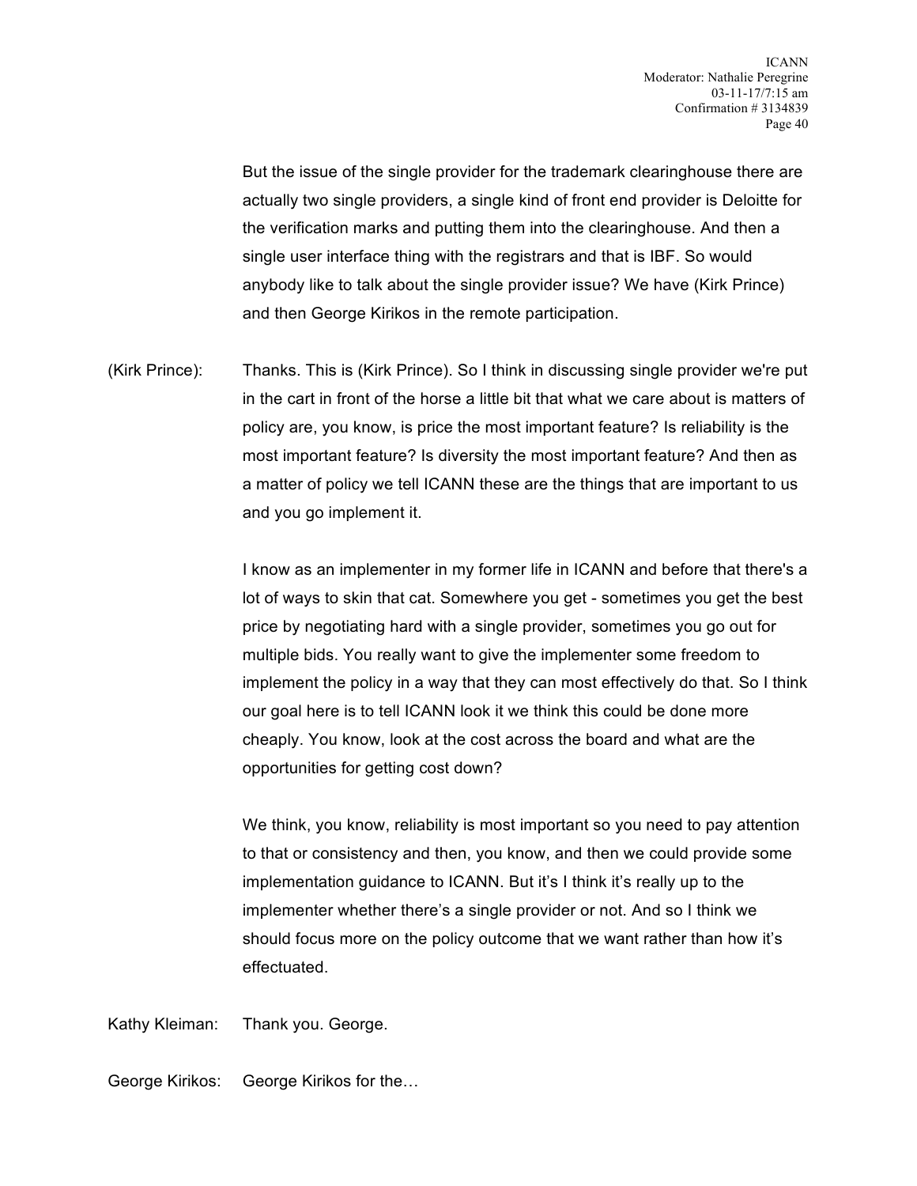But the issue of the single provider for the trademark clearinghouse there are actually two single providers, a single kind of front end provider is Deloitte for the verification marks and putting them into the clearinghouse. And then a single user interface thing with the registrars and that is IBF. So would anybody like to talk about the single provider issue? We have (Kirk Prince) and then George Kirikos in the remote participation.

(Kirk Prince): Thanks. This is (Kirk Prince). So I think in discussing single provider we're put in the cart in front of the horse a little bit that what we care about is matters of policy are, you know, is price the most important feature? Is reliability is the most important feature? Is diversity the most important feature? And then as a matter of policy we tell ICANN these are the things that are important to us and you go implement it.

I know as an implementer in my former life in ICANN and before that there's a lot of ways to skin that cat. Somewhere you get - sometimes you get the best price by negotiating hard with a single provider, sometimes you go out for multiple bids. You really want to give the implementer some freedom to implement the policy in a way that they can most effectively do that. So I think our goal here is to tell ICANN look it we think this could be done more cheaply. You know, look at the cost across the board and what are the opportunities for getting cost down?

We think, you know, reliability is most important so you need to pay attention to that or consistency and then, you know, and then we could provide some implementation guidance to ICANN. But it's I think it's really up to the implementer whether there's a single provider or not. And so I think we should focus more on the policy outcome that we want rather than how it's effectuated.

Kathy Kleiman: Thank you. George.

George Kirikos: George Kirikos for the…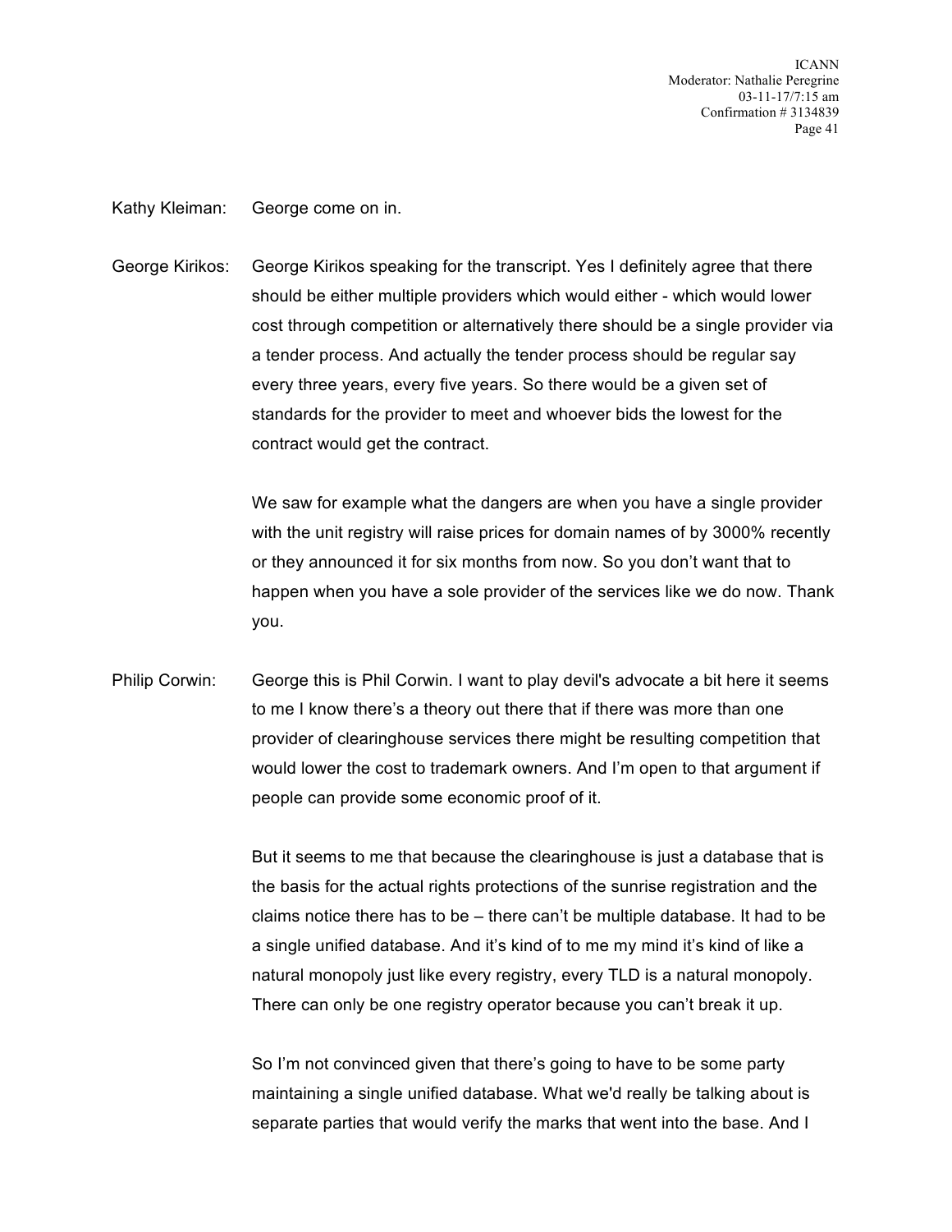Kathy Kleiman: George come on in.

George Kirikos: George Kirikos speaking for the transcript. Yes I definitely agree that there should be either multiple providers which would either - which would lower cost through competition or alternatively there should be a single provider via a tender process. And actually the tender process should be regular say every three years, every five years. So there would be a given set of standards for the provider to meet and whoever bids the lowest for the contract would get the contract.

We saw for example what the dangers are when you have a single provider with the unit registry will raise prices for domain names of by 3000% recently or they announced it for six months from now. So you don't want that to happen when you have a sole provider of the services like we do now. Thank you.

Philip Corwin: George this is Phil Corwin. I want to play devil's advocate a bit here it seems to me I know there's a theory out there that if there was more than one provider of clearinghouse services there might be resulting competition that would lower the cost to trademark owners. And I'm open to that argument if people can provide some economic proof of it.

But it seems to me that because the clearinghouse is just a database that is the basis for the actual rights protections of the sunrise registration and the claims notice there has to be – there can't be multiple database. It had to be a single unified database. And it's kind of to me my mind it's kind of like a natural monopoly just like every registry, every TLD is a natural monopoly. There can only be one registry operator because you can't break it up.

So I'm not convinced given that there's going to have to be some party maintaining a single unified database. What we'd really be talking about is separate parties that would verify the marks that went into the base. And I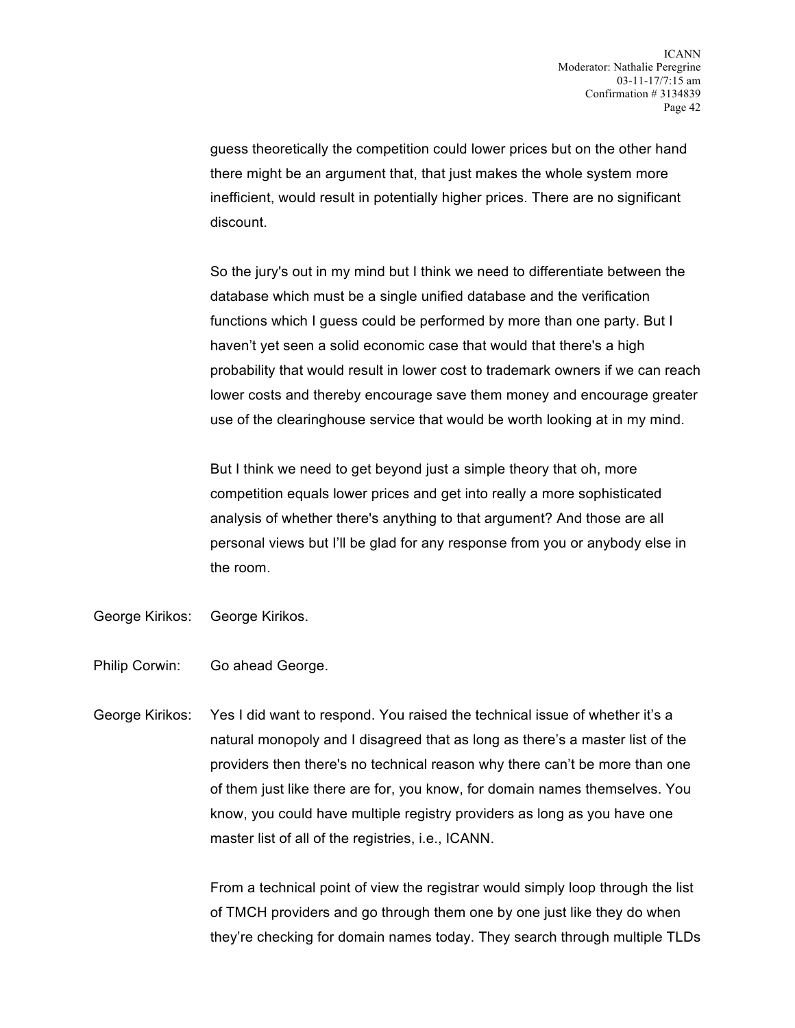guess theoretically the competition could lower prices but on the other hand there might be an argument that, that just makes the whole system more inefficient, would result in potentially higher prices. There are no significant discount.

So the jury's out in my mind but I think we need to differentiate between the database which must be a single unified database and the verification functions which I guess could be performed by more than one party. But I haven't yet seen a solid economic case that would that there's a high probability that would result in lower cost to trademark owners if we can reach lower costs and thereby encourage save them money and encourage greater use of the clearinghouse service that would be worth looking at in my mind.

But I think we need to get beyond just a simple theory that oh, more competition equals lower prices and get into really a more sophisticated analysis of whether there's anything to that argument? And those are all personal views but I'll be glad for any response from you or anybody else in the room.

George Kirikos: George Kirikos.

Philip Corwin: Go ahead George.

George Kirikos: Yes I did want to respond. You raised the technical issue of whether it's a natural monopoly and I disagreed that as long as there's a master list of the providers then there's no technical reason why there can't be more than one of them just like there are for, you know, for domain names themselves. You know, you could have multiple registry providers as long as you have one master list of all of the registries, i.e., ICANN.

From a technical point of view the registrar would simply loop through the list of TMCH providers and go through them one by one just like they do when they're checking for domain names today. They search through multiple TLDs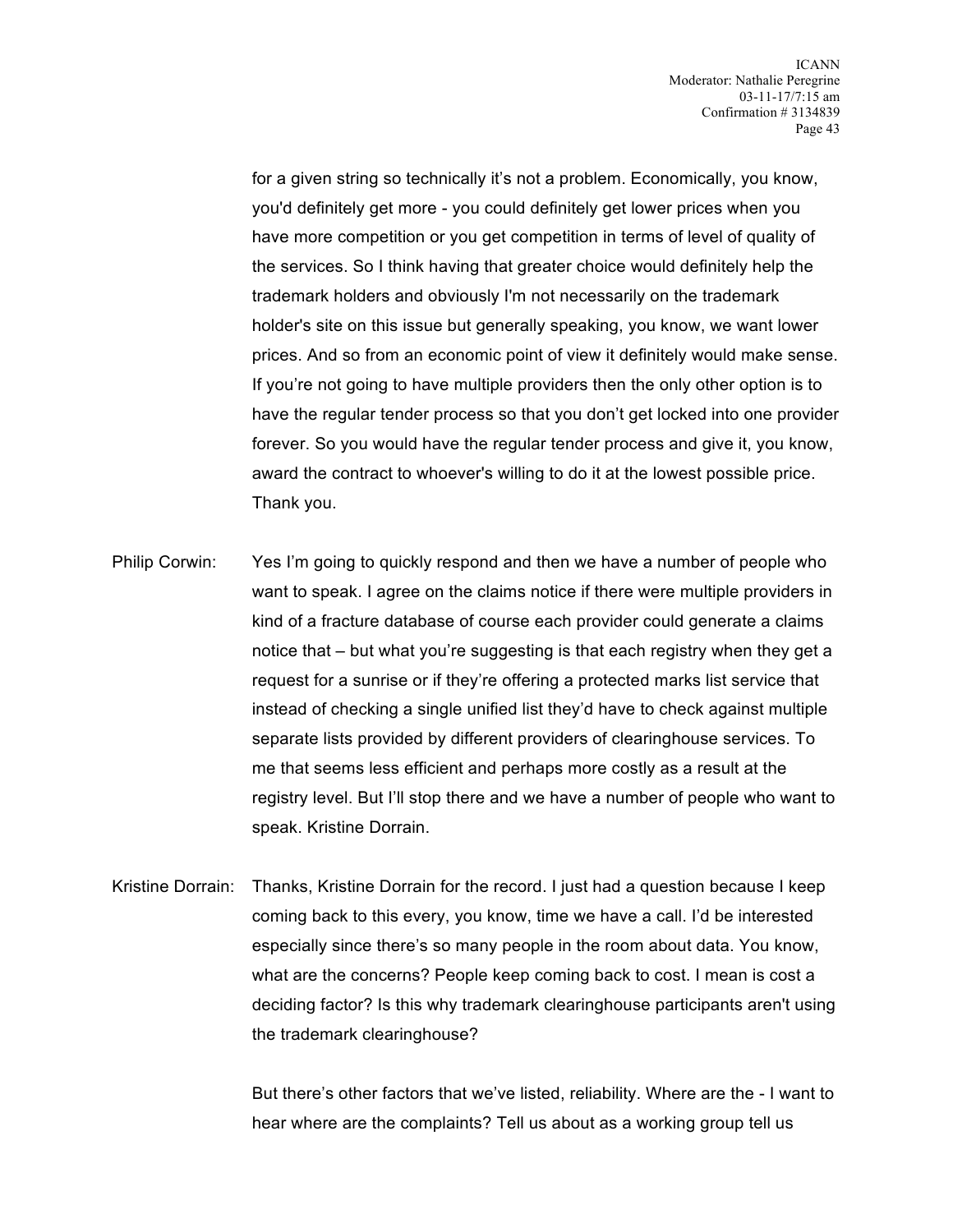for a given string so technically it's not a problem. Economically, you know, you'd definitely get more - you could definitely get lower prices when you have more competition or you get competition in terms of level of quality of the services. So I think having that greater choice would definitely help the trademark holders and obviously I'm not necessarily on the trademark holder's site on this issue but generally speaking, you know, we want lower prices. And so from an economic point of view it definitely would make sense. If you're not going to have multiple providers then the only other option is to have the regular tender process so that you don't get locked into one provider forever. So you would have the regular tender process and give it, you know, award the contract to whoever's willing to do it at the lowest possible price. Thank you.

Philip Corwin: Yes I'm going to quickly respond and then we have a number of people who want to speak. I agree on the claims notice if there were multiple providers in kind of a fracture database of course each provider could generate a claims notice that – but what you're suggesting is that each registry when they get a request for a sunrise or if they're offering a protected marks list service that instead of checking a single unified list they'd have to check against multiple separate lists provided by different providers of clearinghouse services. To me that seems less efficient and perhaps more costly as a result at the registry level. But I'll stop there and we have a number of people who want to speak. Kristine Dorrain.

Kristine Dorrain: Thanks, Kristine Dorrain for the record. I just had a question because I keep coming back to this every, you know, time we have a call. I'd be interested especially since there's so many people in the room about data. You know, what are the concerns? People keep coming back to cost. I mean is cost a deciding factor? Is this why trademark clearinghouse participants aren't using the trademark clearinghouse?

But there's other factors that we've listed, reliability. Where are the - I want to hear where are the complaints? Tell us about as a working group tell us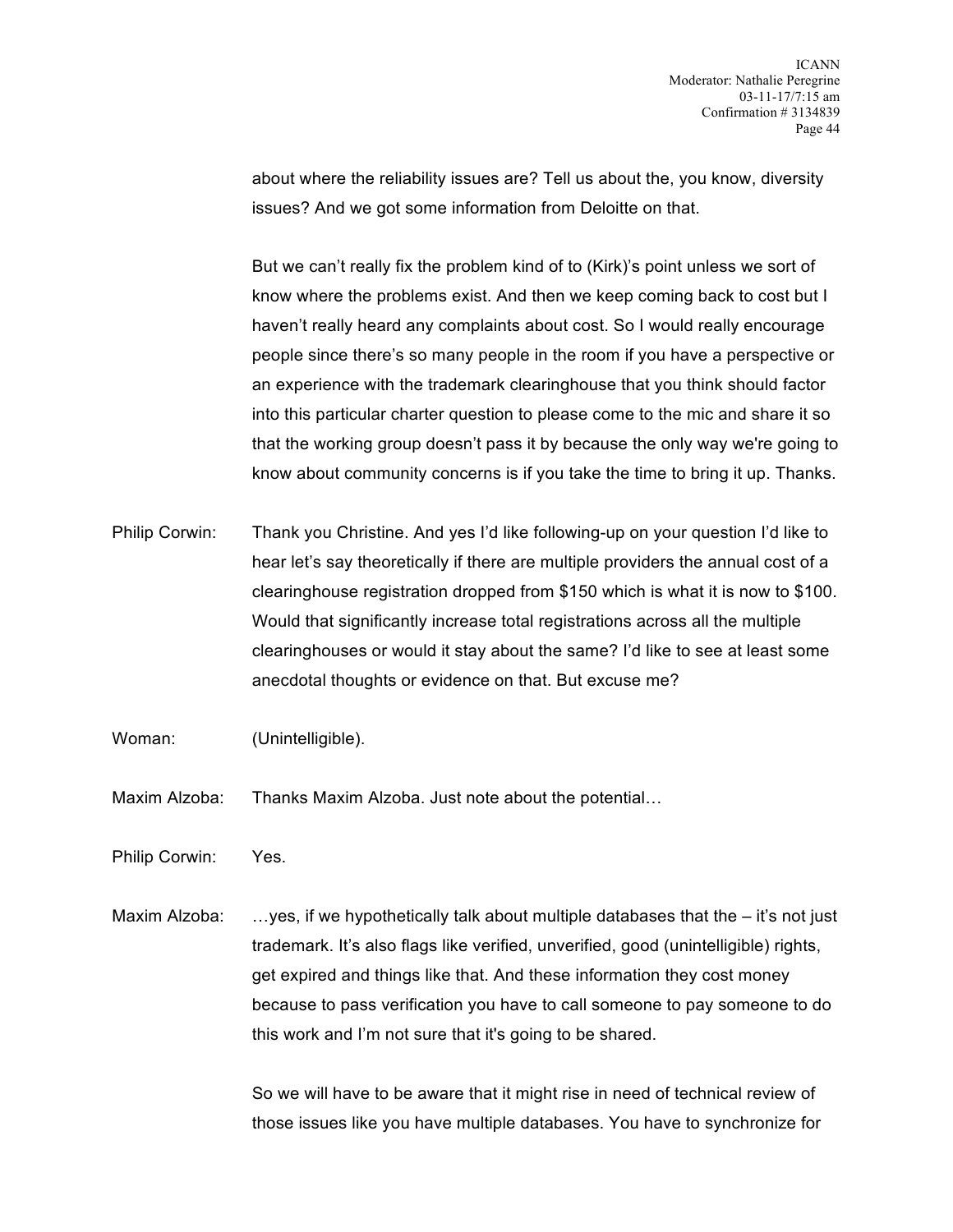about where the reliability issues are? Tell us about the, you know, diversity issues? And we got some information from Deloitte on that.

But we can't really fix the problem kind of to (Kirk)'s point unless we sort of know where the problems exist. And then we keep coming back to cost but I haven't really heard any complaints about cost. So I would really encourage people since there's so many people in the room if you have a perspective or an experience with the trademark clearinghouse that you think should factor into this particular charter question to please come to the mic and share it so that the working group doesn't pass it by because the only way we're going to know about community concerns is if you take the time to bring it up. Thanks.

Philip Corwin: Thank you Christine. And yes I'd like following-up on your question I'd like to hear let's say theoretically if there are multiple providers the annual cost of a clearinghouse registration dropped from $150 which is what it is now to $100. Would that significantly increase total registrations across all the multiple clearinghouses or would it stay about the same? I'd like to see at least some anecdotal thoughts or evidence on that. But excuse me?

Woman: (Unintelligible).

Maxim Alzoba: Thanks Maxim Alzoba. Just note about the potential…

Philip Corwin: Yes.

Maxim Alzoba: …yes, if we hypothetically talk about multiple databases that the – it's not just trademark. It's also flags like verified, unverified, good (unintelligible) rights, get expired and things like that. And these information they cost money because to pass verification you have to call someone to pay someone to do this work and I'm not sure that it's going to be shared.

So we will have to be aware that it might rise in need of technical review of those issues like you have multiple databases. You have to synchronize for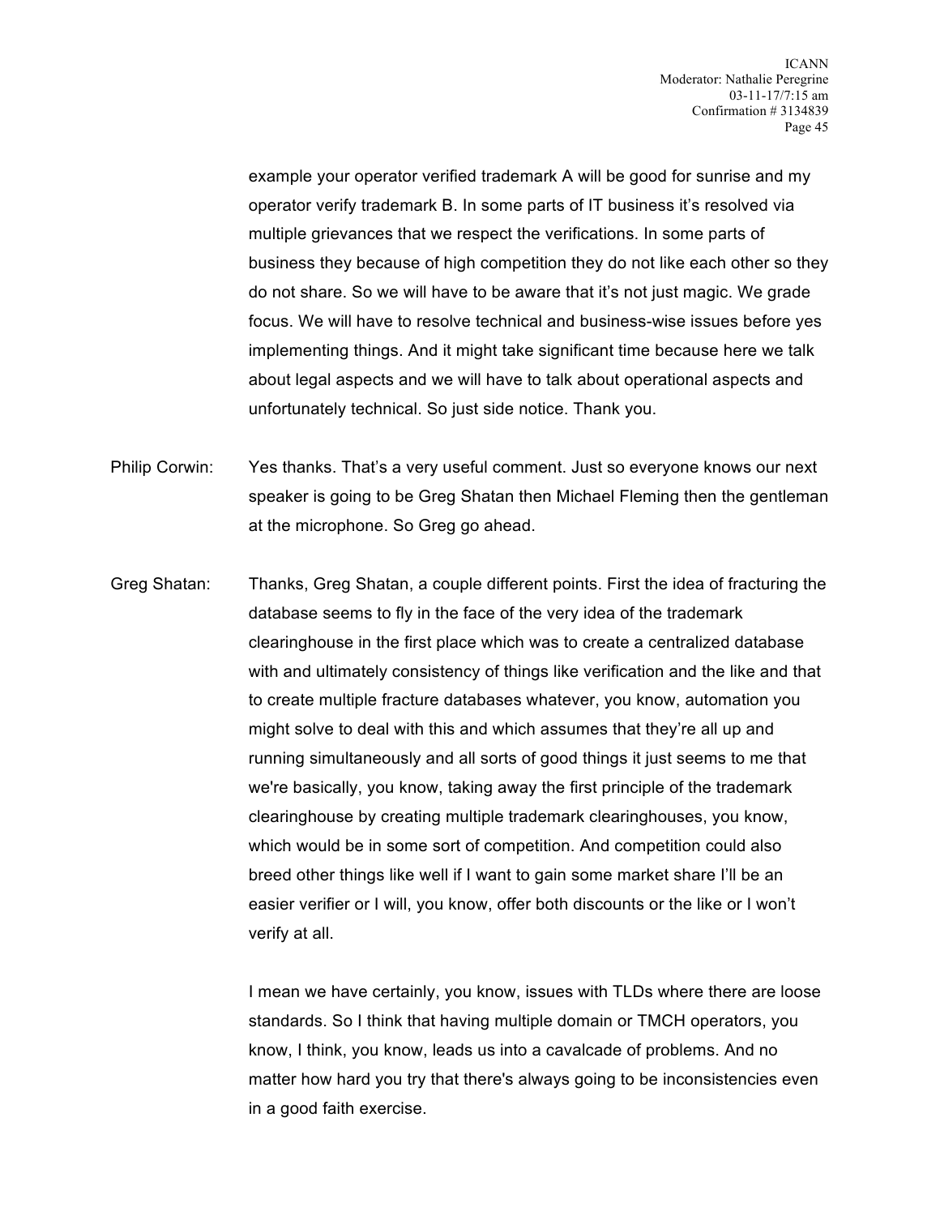example your operator verified trademark A will be good for sunrise and my operator verify trademark B. In some parts of IT business it's resolved via multiple grievances that we respect the verifications. In some parts of business they because of high competition they do not like each other so they do not share. So we will have to be aware that it's not just magic. We grade focus. We will have to resolve technical and business-wise issues before yes implementing things. And it might take significant time because here we talk about legal aspects and we will have to talk about operational aspects and unfortunately technical. So just side notice. Thank you.

Philip Corwin: Yes thanks. That's a very useful comment. Just so everyone knows our next speaker is going to be Greg Shatan then Michael Fleming then the gentleman at the microphone. So Greg go ahead.

Greg Shatan: Thanks, Greg Shatan, a couple different points. First the idea of fracturing the database seems to fly in the face of the very idea of the trademark clearinghouse in the first place which was to create a centralized database with and ultimately consistency of things like verification and the like and that to create multiple fracture databases whatever, you know, automation you might solve to deal with this and which assumes that they're all up and running simultaneously and all sorts of good things it just seems to me that we're basically, you know, taking away the first principle of the trademark clearinghouse by creating multiple trademark clearinghouses, you know, which would be in some sort of competition. And competition could also breed other things like well if I want to gain some market share I'll be an easier verifier or I will, you know, offer both discounts or the like or I won't verify at all.

I mean we have certainly, you know, issues with TLDs where there are loose standards. So I think that having multiple domain or TMCH operators, you know, I think, you know, leads us into a cavalcade of problems. And no matter how hard you try that there's always going to be inconsistencies even in a good faith exercise.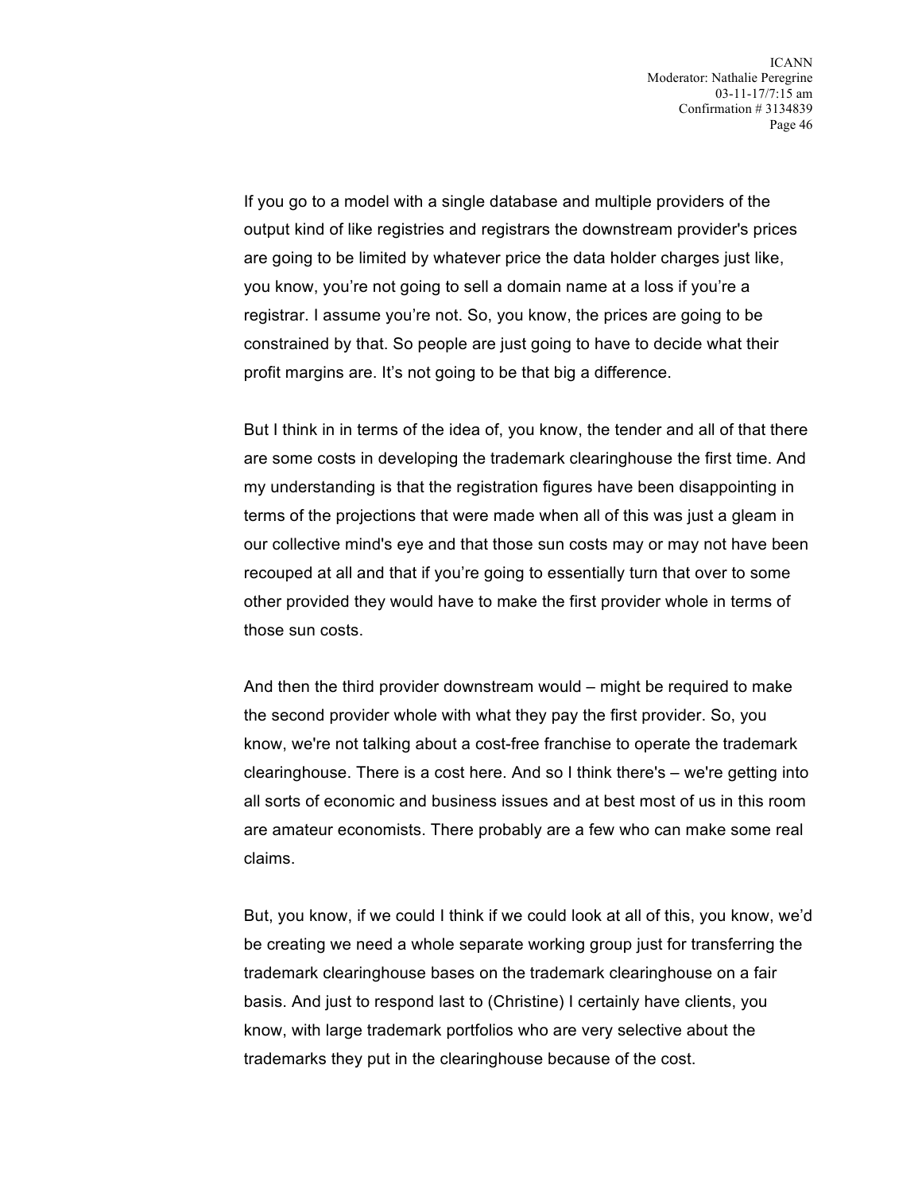If you go to a model with a single database and multiple providers of the output kind of like registries and registrars the downstream provider's prices are going to be limited by whatever price the data holder charges just like, you know, you're not going to sell a domain name at a loss if you're a registrar. I assume you're not. So, you know, the prices are going to be constrained by that. So people are just going to have to decide what their profit margins are. It's not going to be that big a difference.

But I think in in terms of the idea of, you know, the tender and all of that there are some costs in developing the trademark clearinghouse the first time. And my understanding is that the registration figures have been disappointing in terms of the projections that were made when all of this was just a gleam in our collective mind's eye and that those sun costs may or may not have been recouped at all and that if you're going to essentially turn that over to some other provided they would have to make the first provider whole in terms of those sun costs.

And then the third provider downstream would – might be required to make the second provider whole with what they pay the first provider. So, you know, we're not talking about a cost-free franchise to operate the trademark clearinghouse. There is a cost here. And so I think there's – we're getting into all sorts of economic and business issues and at best most of us in this room are amateur economists. There probably are a few who can make some real claims.

But, you know, if we could I think if we could look at all of this, you know, we'd be creating we need a whole separate working group just for transferring the trademark clearinghouse bases on the trademark clearinghouse on a fair basis. And just to respond last to (Christine) I certainly have clients, you know, with large trademark portfolios who are very selective about the trademarks they put in the clearinghouse because of the cost.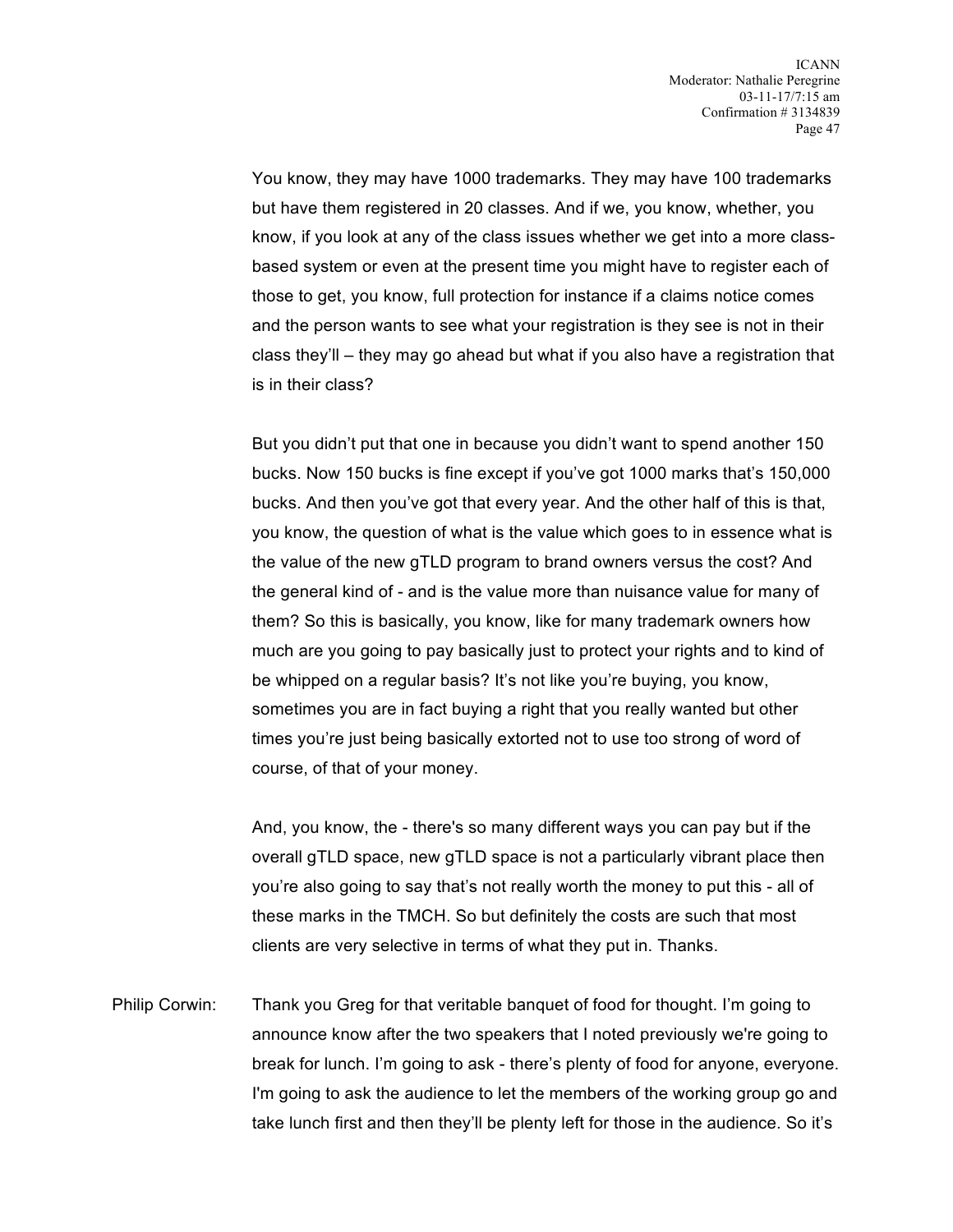You know, they may have 1000 trademarks. They may have 100 trademarks but have them registered in 20 classes. And if we, you know, whether, you know, if you look at any of the class issues whether we get into a more class-based system or even at the present time you might have to register each of those to get, you know, full protection for instance if a claims notice comes and the person wants to see what your registration is they see is not in their class they'll – they may go ahead but what if you also have a registration that is in their class?

But you didn't put that one in because you didn't want to spend another 150 bucks. Now 150 bucks is fine except if you've got 1000 marks that's 150,000 bucks. And then you've got that every year. And the other half of this is that, you know, the question of what is the value which goes to in essence what is the value of the new gTLD program to brand owners versus the cost? And the general kind of - and is the value more than nuisance value for many of them? So this is basically, you know, like for many trademark owners how much are you going to pay basically just to protect your rights and to kind of be whipped on a regular basis? It's not like you're buying, you know, sometimes you are in fact buying a right that you really wanted but other times you're just being basically extorted not to use too strong of word of course, of that of your money.

And, you know, the - there's so many different ways you can pay but if the overall gTLD space, new gTLD space is not a particularly vibrant place then you're also going to say that's not really worth the money to put this - all of these marks in the TMCH. So but definitely the costs are such that most clients are very selective in terms of what they put in. Thanks.

Philip Corwin: Thank you Greg for that veritable banquet of food for thought. I'm going to announce know after the two speakers that I noted previously we're going to break for lunch. I'm going to ask - there's plenty of food for anyone, everyone. I'm going to ask the audience to let the members of the working group go and take lunch first and then they'll be plenty left for those in the audience. So it's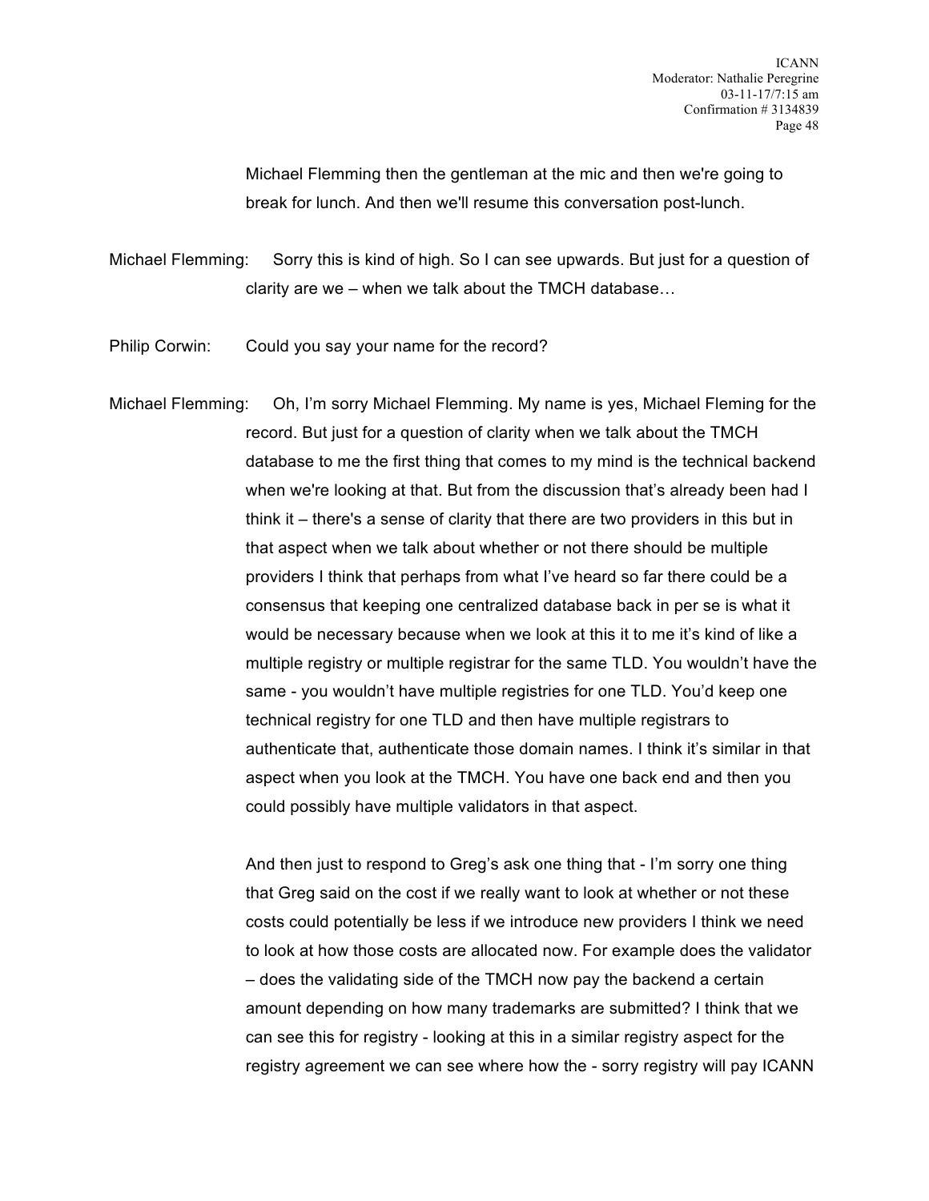Michael Flemming then the gentleman at the mic and then we're going to break for lunch. And then we'll resume this conversation post-lunch.

Michael Flemming: Sorry this is kind of high. So I can see upwards. But just for a question of clarity are we – when we talk about the TMCH database…

Philip Corwin: Could you say your name for the record?

Michael Flemming: Oh, I'm sorry Michael Flemming. My name is yes, Michael Fleming for the record. But just for a question of clarity when we talk about the TMCH database to me the first thing that comes to my mind is the technical backend when we're looking at that. But from the discussion that's already been had I think it – there's a sense of clarity that there are two providers in this but in that aspect when we talk about whether or not there should be multiple providers I think that perhaps from what I've heard so far there could be a consensus that keeping one centralized database back in per se is what it would be necessary because when we look at this it to me it's kind of like a multiple registry or multiple registrar for the same TLD. You wouldn't have the same - you wouldn't have multiple registries for one TLD. You'd keep one technical registry for one TLD and then have multiple registrars to authenticate that, authenticate those domain names. I think it's similar in that aspect when you look at the TMCH. You have one back end and then you could possibly have multiple validators in that aspect.

And then just to respond to Greg's ask one thing that - I'm sorry one thing that Greg said on the cost if we really want to look at whether or not these costs could potentially be less if we introduce new providers I think we need to look at how those costs are allocated now. For example does the validator – does the validating side of the TMCH now pay the backend a certain amount depending on how many trademarks are submitted? I think that we can see this for registry - looking at this in a similar registry aspect for the registry agreement we can see where how the - sorry registry will pay ICANN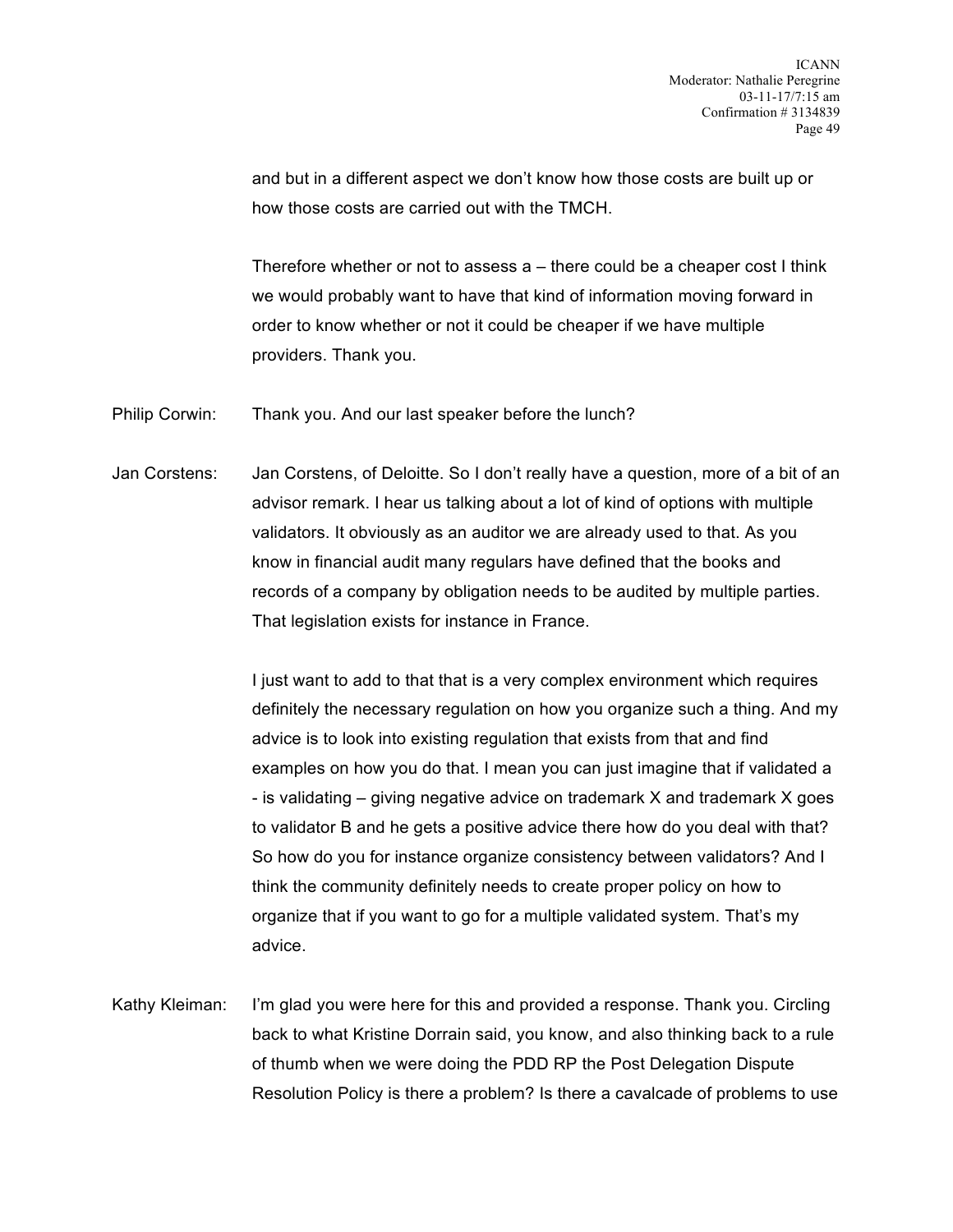and but in a different aspect we don't know how those costs are built up or how those costs are carried out with the TMCH.

Therefore whether or not to assess a – there could be a cheaper cost I think we would probably want to have that kind of information moving forward in order to know whether or not it could be cheaper if we have multiple providers. Thank you.

Philip Corwin: Thank you. And our last speaker before the lunch?

Jan Corstens: Jan Corstens, of Deloitte. So I don't really have a question, more of a bit of an advisor remark. I hear us talking about a lot of kind of options with multiple validators. It obviously as an auditor we are already used to that. As you know in financial audit many regulars have defined that the books and records of a company by obligation needs to be audited by multiple parties. That legislation exists for instance in France.

I just want to add to that that is a very complex environment which requires definitely the necessary regulation on how you organize such a thing. And my advice is to look into existing regulation that exists from that and find examples on how you do that. I mean you can just imagine that if validated a - is validating – giving negative advice on trademark X and trademark X goes to validator B and he gets a positive advice there how do you deal with that? So how do you for instance organize consistency between validators? And I think the community definitely needs to create proper policy on how to organize that if you want to go for a multiple validated system. That's my advice.

Kathy Kleiman: I'm glad you were here for this and provided a response. Thank you. Circling back to what Kristine Dorrain said, you know, and also thinking back to a rule of thumb when we were doing the PDD RP the Post Delegation Dispute Resolution Policy is there a problem? Is there a cavalcade of problems to use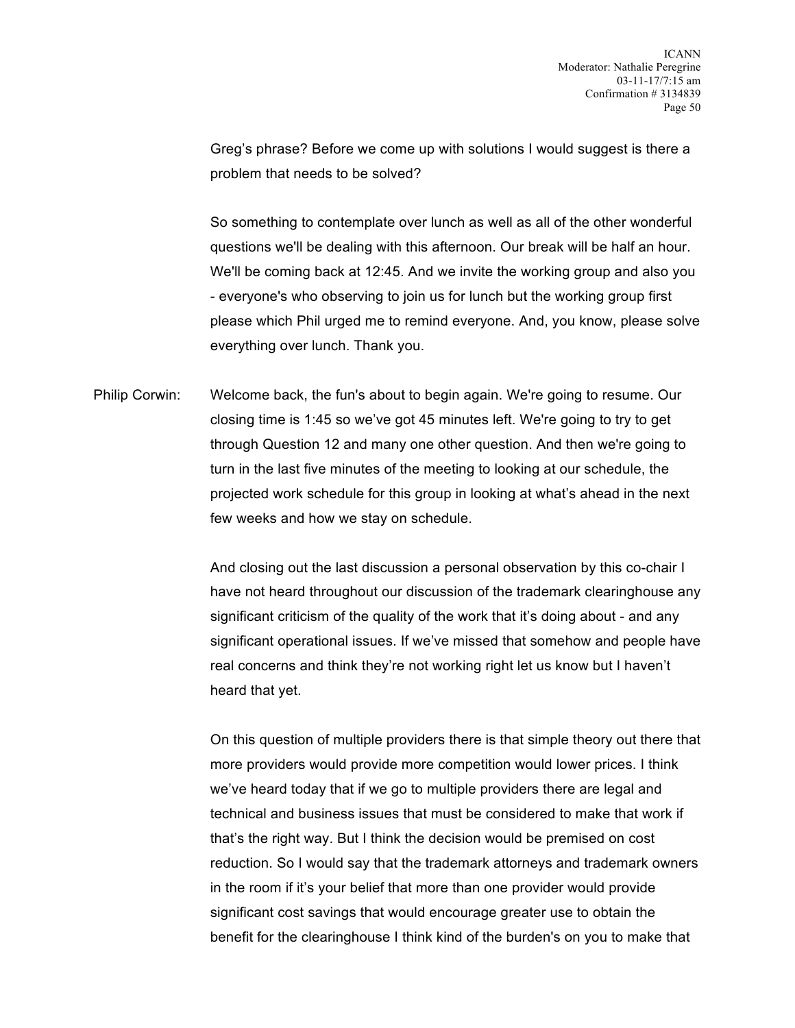Greg's phrase? Before we come up with solutions I would suggest is there a problem that needs to be solved?

So something to contemplate over lunch as well as all of the other wonderful questions we'll be dealing with this afternoon. Our break will be half an hour. We'll be coming back at 12:45. And we invite the working group and also you - everyone's who observing to join us for lunch but the working group first please which Phil urged me to remind everyone. And, you know, please solve everything over lunch. Thank you.

Philip Corwin: Welcome back, the fun's about to begin again. We're going to resume. Our closing time is 1:45 so we've got 45 minutes left. We're going to try to get through Question 12 and many one other question. And then we're going to turn in the last five minutes of the meeting to looking at our schedule, the projected work schedule for this group in looking at what's ahead in the next few weeks and how we stay on schedule.

And closing out the last discussion a personal observation by this co-chair I have not heard throughout our discussion of the trademark clearinghouse any significant criticism of the quality of the work that it's doing about - and any significant operational issues. If we've missed that somehow and people have real concerns and think they're not working right let us know but I haven't heard that yet.

On this question of multiple providers there is that simple theory out there that more providers would provide more competition would lower prices. I think we've heard today that if we go to multiple providers there are legal and technical and business issues that must be considered to make that work if that's the right way. But I think the decision would be premised on cost reduction. So I would say that the trademark attorneys and trademark owners in the room if it's your belief that more than one provider would provide significant cost savings that would encourage greater use to obtain the benefit for the clearinghouse I think kind of the burden's on you to make that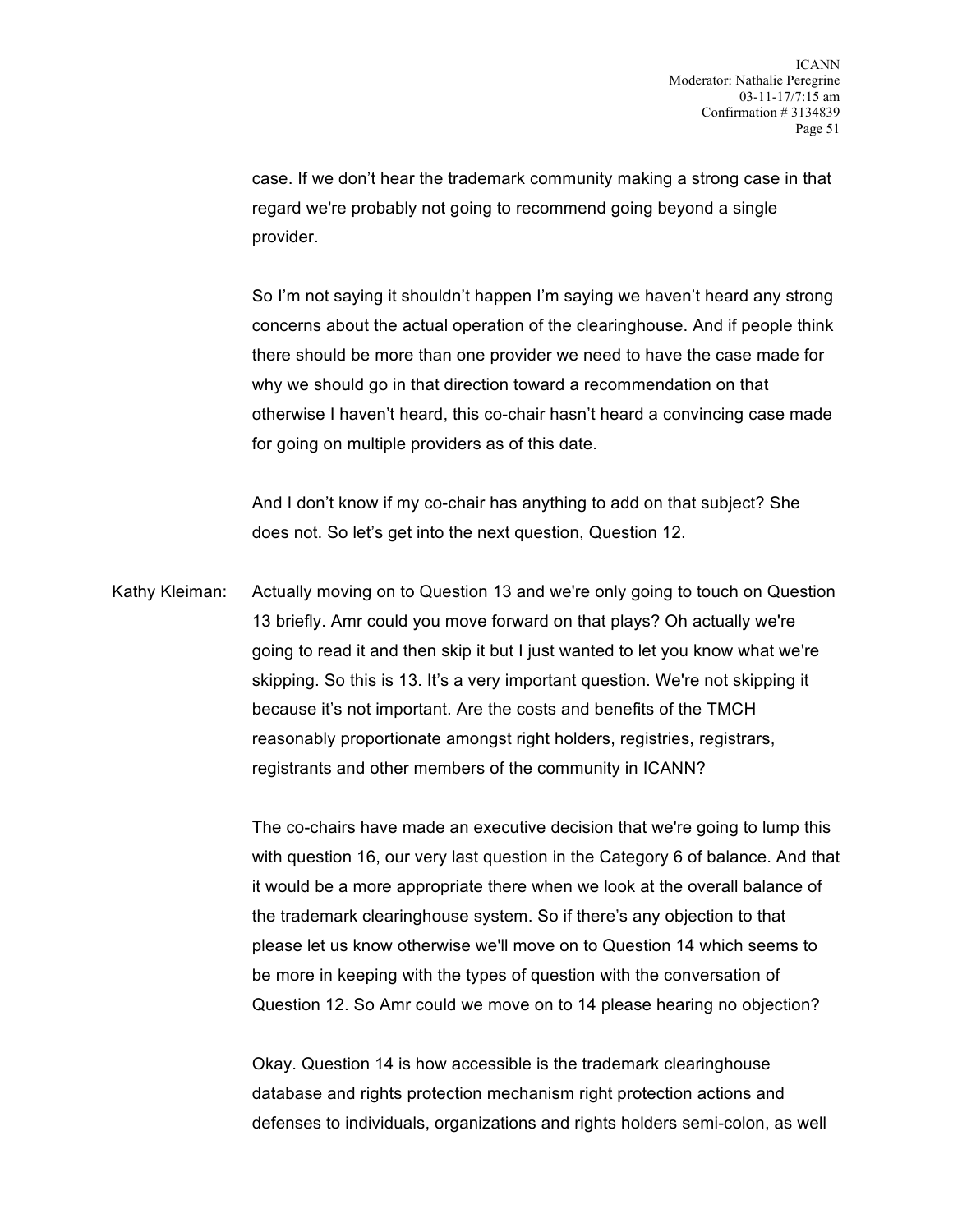case. If we don't hear the trademark community making a strong case in that regard we're probably not going to recommend going beyond a single provider.

So I'm not saying it shouldn't happen I'm saying we haven't heard any strong concerns about the actual operation of the clearinghouse. And if people think there should be more than one provider we need to have the case made for why we should go in that direction toward a recommendation on that otherwise I haven't heard, this co-chair hasn't heard a convincing case made for going on multiple providers as of this date.

And I don't know if my co-chair has anything to add on that subject? She does not. So let's get into the next question, Question 12.

Kathy Kleiman: Actually moving on to Question 13 and we're only going to touch on Question 13 briefly. Amr could you move forward on that plays? Oh actually we're going to read it and then skip it but I just wanted to let you know what we're skipping. So this is 13. It's a very important question. We're not skipping it because it's not important. Are the costs and benefits of the TMCH reasonably proportionate amongst right holders, registries, registrars, registrants and other members of the community in ICANN?

The co-chairs have made an executive decision that we're going to lump this with question 16, our very last question in the Category 6 of balance. And that it would be a more appropriate there when we look at the overall balance of the trademark clearinghouse system. So if there's any objection to that please let us know otherwise we'll move on to Question 14 which seems to be more in keeping with the types of question with the conversation of Question 12. So Amr could we move on to 14 please hearing no objection?

Okay. Question 14 is how accessible is the trademark clearinghouse database and rights protection mechanism right protection actions and defenses to individuals, organizations and rights holders semi-colon, as well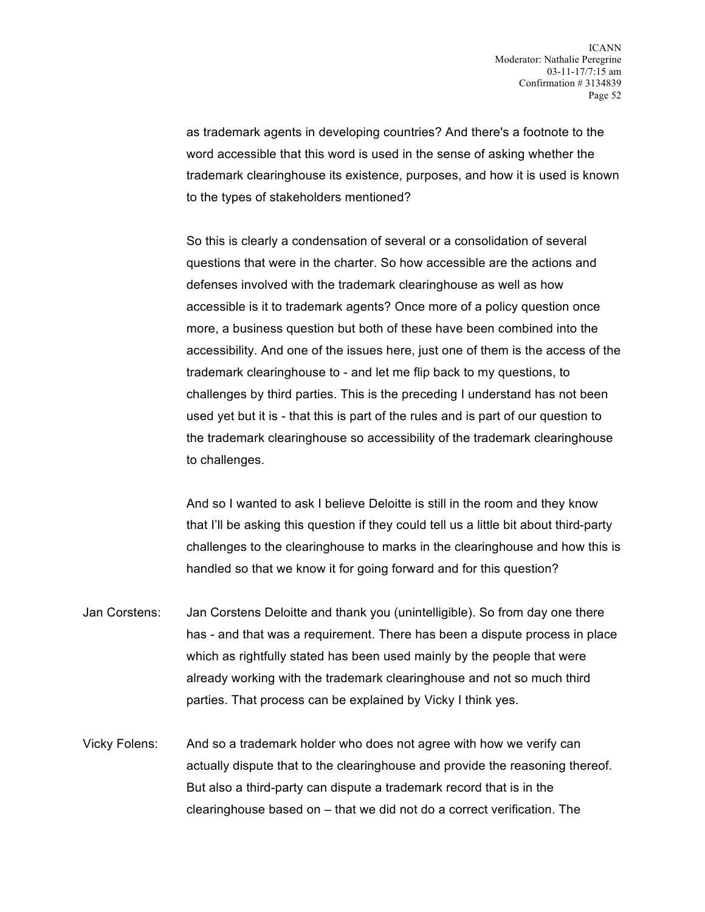as trademark agents in developing countries? And there's a footnote to the word accessible that this word is used in the sense of asking whether the trademark clearinghouse its existence, purposes, and how it is used is known to the types of stakeholders mentioned?

So this is clearly a condensation of several or a consolidation of several questions that were in the charter. So how accessible are the actions and defenses involved with the trademark clearinghouse as well as how accessible is it to trademark agents? Once more of a policy question once more, a business question but both of these have been combined into the accessibility. And one of the issues here, just one of them is the access of the trademark clearinghouse to - and let me flip back to my questions, to challenges by third parties. This is the preceding I understand has not been used yet but it is - that this is part of the rules and is part of our question to the trademark clearinghouse so accessibility of the trademark clearinghouse to challenges.

And so I wanted to ask I believe Deloitte is still in the room and they know that I'll be asking this question if they could tell us a little bit about third-party challenges to the clearinghouse to marks in the clearinghouse and how this is handled so that we know it for going forward and for this question?

Jan Corstens: Jan Corstens Deloitte and thank you (unintelligible). So from day one there has - and that was a requirement. There has been a dispute process in place which as rightfully stated has been used mainly by the people that were already working with the trademark clearinghouse and not so much third parties. That process can be explained by Vicky I think yes.

Vicky Folens: And so a trademark holder who does not agree with how we verify can actually dispute that to the clearinghouse and provide the reasoning thereof. But also a third-party can dispute a trademark record that is in the clearinghouse based on – that we did not do a correct verification. The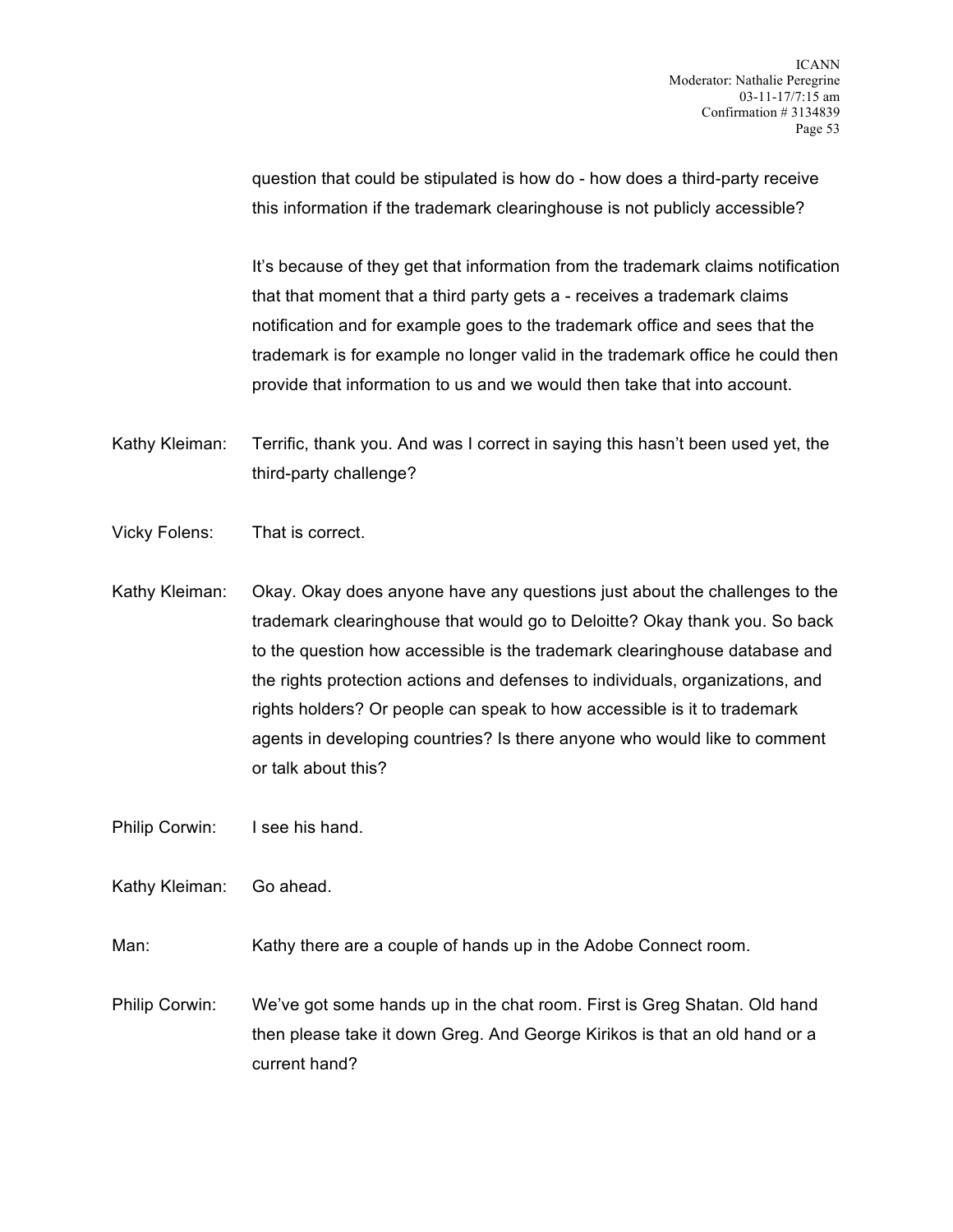question that could be stipulated is how do - how does a third-party receive this information if the trademark clearinghouse is not publicly accessible?

It's because of they get that information from the trademark claims notification that that moment that a third party gets a - receives a trademark claims notification and for example goes to the trademark office and sees that the trademark is for example no longer valid in the trademark office he could then provide that information to us and we would then take that into account.

Kathy Kleiman: Terrific, thank you. And was I correct in saying this hasn't been used yet, the third-party challenge?

Vicky Folens: That is correct.

Kathy Kleiman: Okay. Okay does anyone have any questions just about the challenges to the trademark clearinghouse that would go to Deloitte? Okay thank you. So back to the question how accessible is the trademark clearinghouse database and the rights protection actions and defenses to individuals, organizations, and rights holders? Or people can speak to how accessible is it to trademark agents in developing countries? Is there anyone who would like to comment or talk about this?

Philip Corwin: I see his hand.

Kathy Kleiman: Go ahead.

Man: Kathy there are a couple of hands up in the Adobe Connect room.

Philip Corwin: We've got some hands up in the chat room. First is Greg Shatan. Old hand then please take it down Greg. And George Kirikos is that an old hand or a current hand?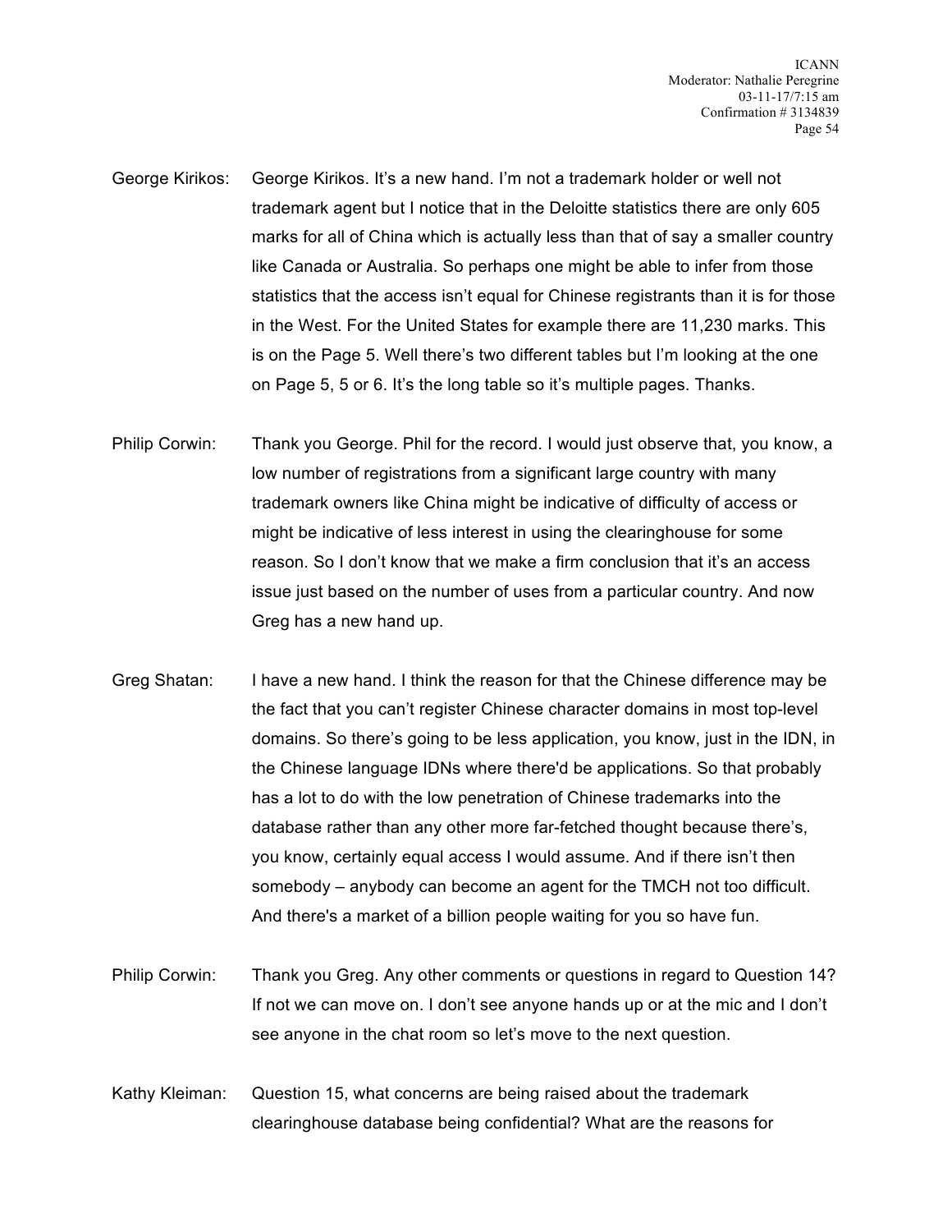George Kirikos: George Kirikos. It's a new hand. I'm not a trademark holder or well not trademark agent but I notice that in the Deloitte statistics there are only 605 marks for all of China which is actually less than that of say a smaller country like Canada or Australia. So perhaps one might be able to infer from those statistics that the access isn't equal for Chinese registrants than it is for those in the West. For the United States for example there are 11,230 marks. This is on the Page 5. Well there's two different tables but I'm looking at the one on Page 5, 5 or 6. It's the long table so it's multiple pages. Thanks.

Philip Corwin: Thank you George. Phil for the record. I would just observe that, you know, a low number of registrations from a significant large country with many trademark owners like China might be indicative of difficulty of access or might be indicative of less interest in using the clearinghouse for some reason. So I don't know that we make a firm conclusion that it's an access issue just based on the number of uses from a particular country. And now Greg has a new hand up.

Greg Shatan: I have a new hand. I think the reason for that the Chinese difference may be the fact that you can't register Chinese character domains in most top-level domains. So there's going to be less application, you know, just in the IDN, in the Chinese language IDNs where there'd be applications. So that probably has a lot to do with the low penetration of Chinese trademarks into the database rather than any other more far-fetched thought because there's, you know, certainly equal access I would assume. And if there isn't then somebody – anybody can become an agent for the TMCH not too difficult. And there's a market of a billion people waiting for you so have fun.

Philip Corwin: Thank you Greg. Any other comments or questions in regard to Question 14? If not we can move on. I don't see anyone hands up or at the mic and I don't see anyone in the chat room so let's move to the next question.

Kathy Kleiman: Question 15, what concerns are being raised about the trademark clearinghouse database being confidential? What are the reasons for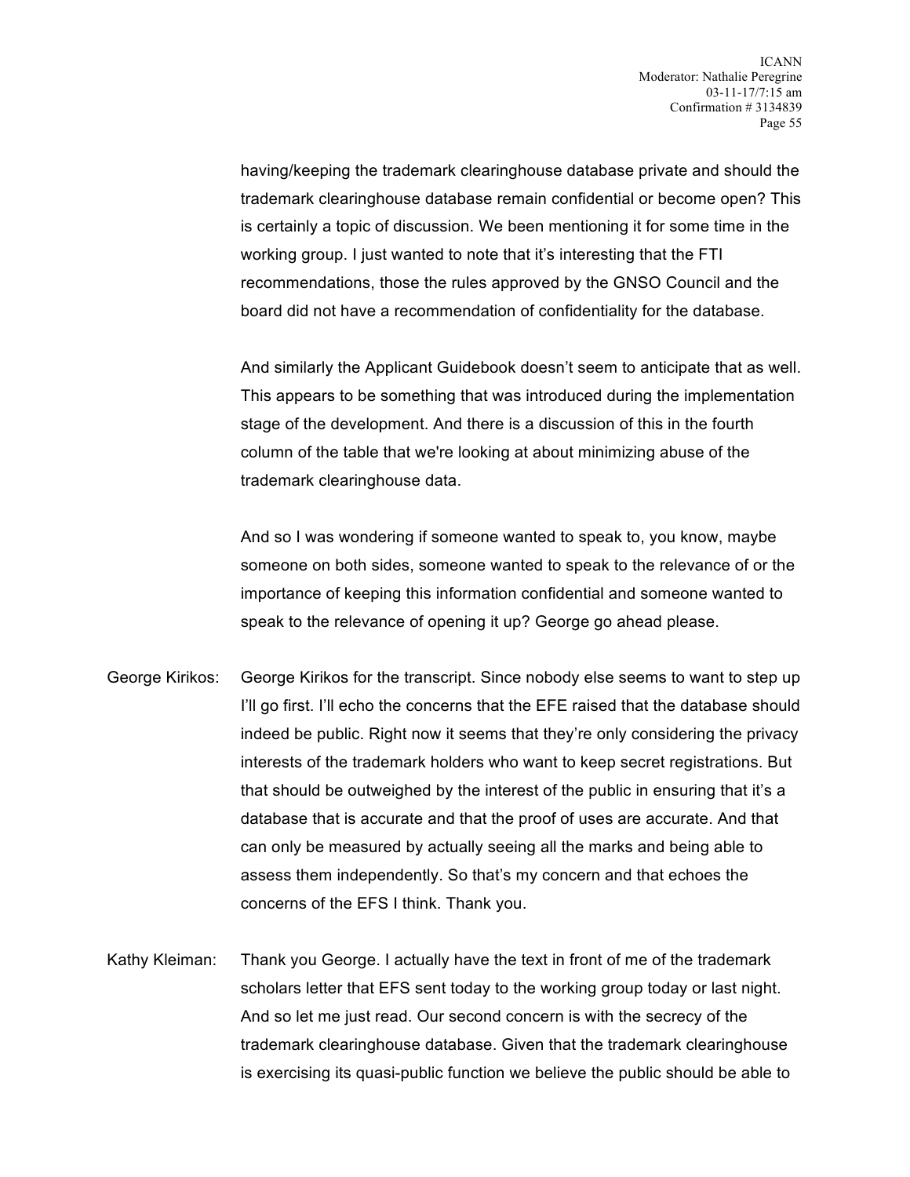having/keeping the trademark clearinghouse database private and should the trademark clearinghouse database remain confidential or become open? This is certainly a topic of discussion. We been mentioning it for some time in the working group. I just wanted to note that it's interesting that the FTI recommendations, those the rules approved by the GNSO Council and the board did not have a recommendation of confidentiality for the database.

And similarly the Applicant Guidebook doesn't seem to anticipate that as well. This appears to be something that was introduced during the implementation stage of the development. And there is a discussion of this in the fourth column of the table that we're looking at about minimizing abuse of the trademark clearinghouse data.

And so I was wondering if someone wanted to speak to, you know, maybe someone on both sides, someone wanted to speak to the relevance of or the importance of keeping this information confidential and someone wanted to speak to the relevance of opening it up? George go ahead please.

George Kirikos: George Kirikos for the transcript. Since nobody else seems to want to step up I'll go first. I'll echo the concerns that the EFE raised that the database should indeed be public. Right now it seems that they're only considering the privacy interests of the trademark holders who want to keep secret registrations. But that should be outweighed by the interest of the public in ensuring that it's a database that is accurate and that the proof of uses are accurate. And that can only be measured by actually seeing all the marks and being able to assess them independently. So that's my concern and that echoes the concerns of the EFS I think. Thank you.

Kathy Kleiman: Thank you George. I actually have the text in front of me of the trademark scholars letter that EFS sent today to the working group today or last night. And so let me just read. Our second concern is with the secrecy of the trademark clearinghouse database. Given that the trademark clearinghouse is exercising its quasi-public function we believe the public should be able to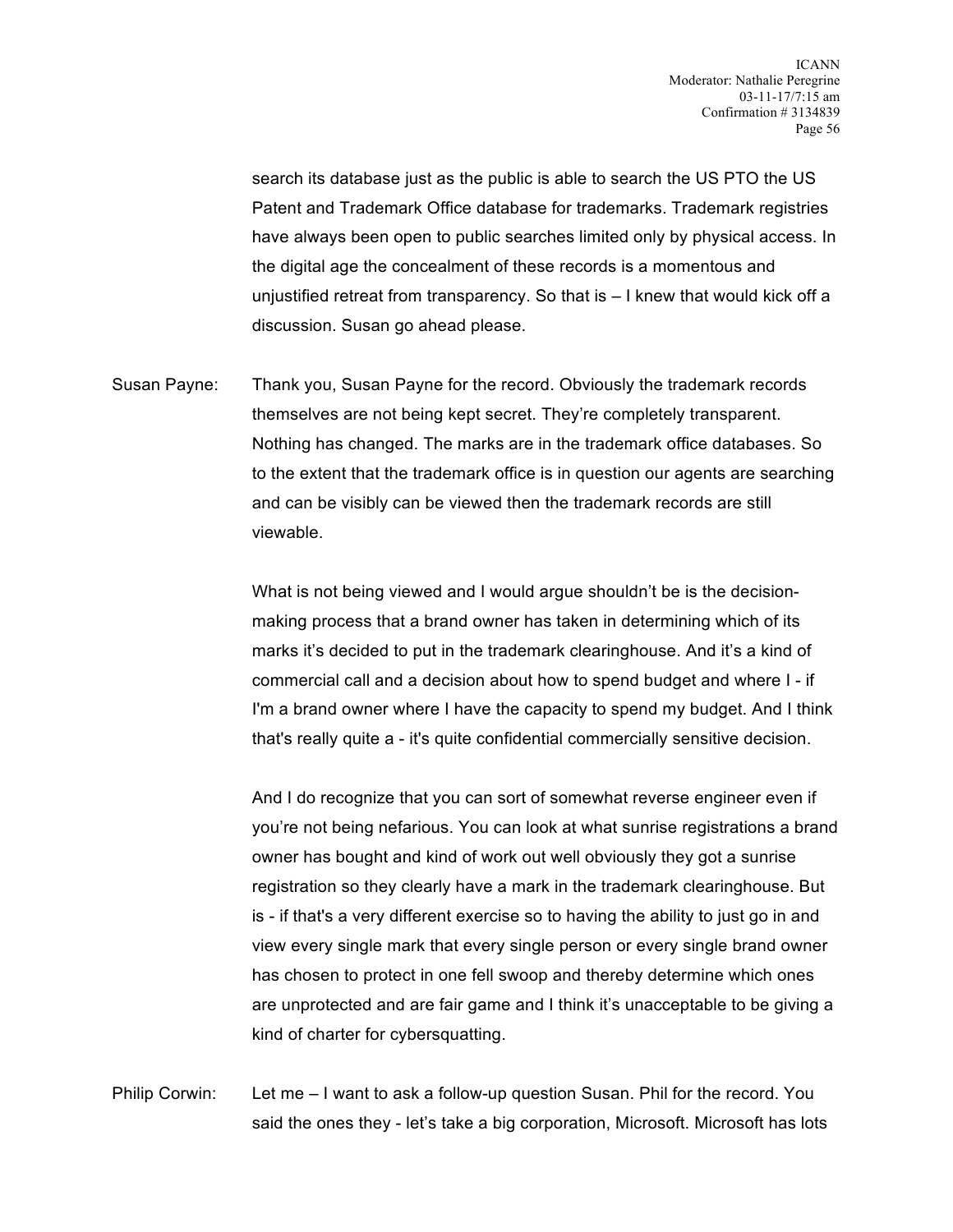search its database just as the public is able to search the US PTO the US Patent and Trademark Office database for trademarks. Trademark registries have always been open to public searches limited only by physical access. In the digital age the concealment of these records is a momentous and unjustified retreat from transparency. So that is – I knew that would kick off a discussion. Susan go ahead please.

Susan Payne: Thank you, Susan Payne for the record. Obviously the trademark records themselves are not being kept secret. They're completely transparent. Nothing has changed. The marks are in the trademark office databases. So to the extent that the trademark office is in question our agents are searching and can be visibly can be viewed then the trademark records are still viewable.

What is not being viewed and I would argue shouldn't be is the decision-making process that a brand owner has taken in determining which of its marks it's decided to put in the trademark clearinghouse. And it's a kind of commercial call and a decision about how to spend budget and where I - if I'm a brand owner where I have the capacity to spend my budget. And I think that's really quite a - it's quite confidential commercially sensitive decision.

And I do recognize that you can sort of somewhat reverse engineer even if you're not being nefarious. You can look at what sunrise registrations a brand owner has bought and kind of work out well obviously they got a sunrise registration so they clearly have a mark in the trademark clearinghouse. But is - if that's a very different exercise so to having the ability to just go in and view every single mark that every single person or every single brand owner has chosen to protect in one fell swoop and thereby determine which ones are unprotected and are fair game and I think it's unacceptable to be giving a kind of charter for cybersquatting.

Philip Corwin: Let me – I want to ask a follow-up question Susan. Phil for the record. You said the ones they - let's take a big corporation, Microsoft. Microsoft has lots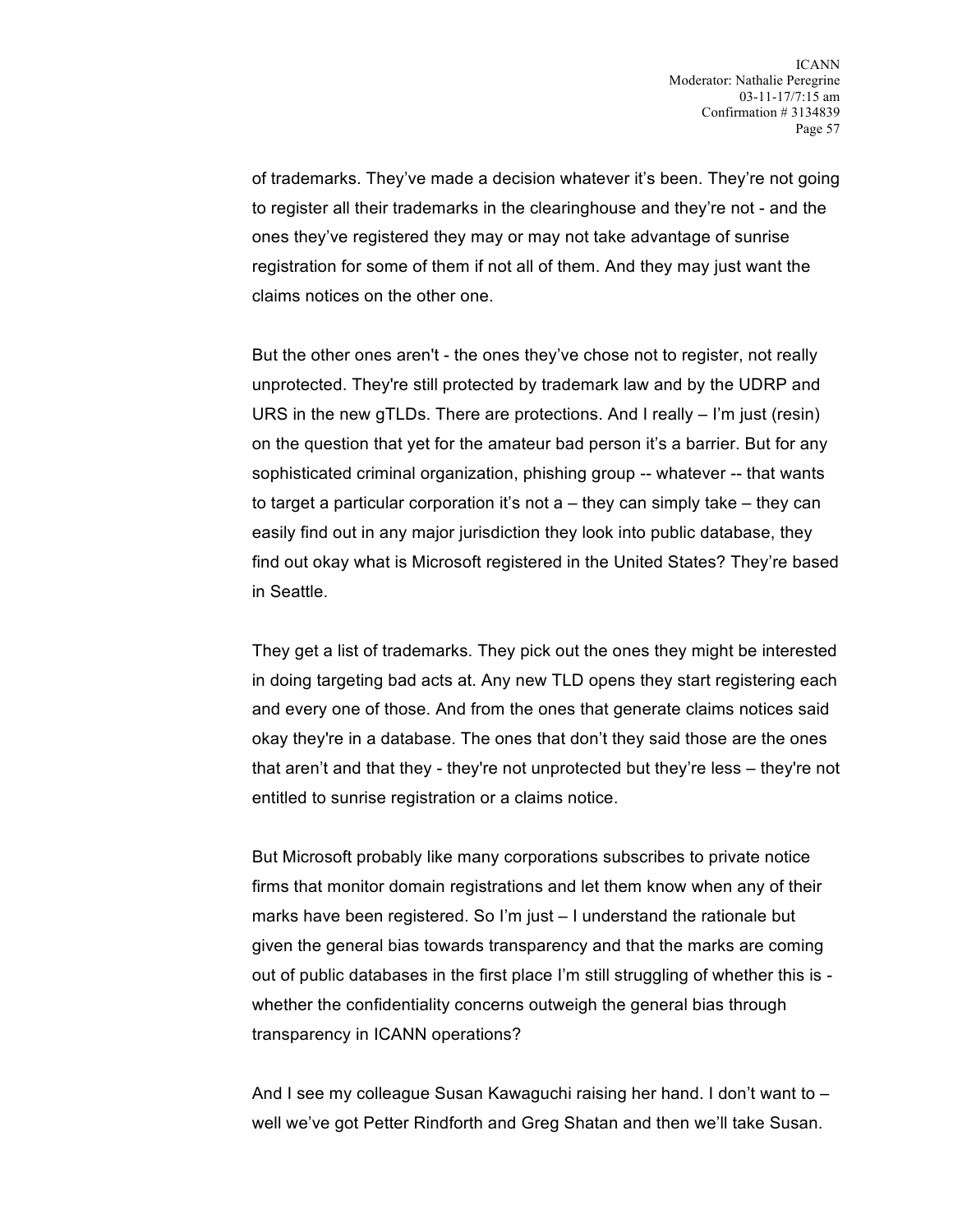of trademarks. They've made a decision whatever it's been. They're not going to register all their trademarks in the clearinghouse and they're not - and the ones they've registered they may or may not take advantage of sunrise registration for some of them if not all of them. And they may just want the claims notices on the other one.

But the other ones aren't - the ones they've chose not to register, not really unprotected. They're still protected by trademark law and by the UDRP and URS in the new gTLDs. There are protections. And I really – I'm just (resin) on the question that yet for the amateur bad person it's a barrier. But for any sophisticated criminal organization, phishing group -- whatever -- that wants to target a particular corporation it's not a – they can simply take – they can easily find out in any major jurisdiction they look into public database, they find out okay what is Microsoft registered in the United States? They're based in Seattle.

They get a list of trademarks. They pick out the ones they might be interested in doing targeting bad acts at. Any new TLD opens they start registering each and every one of those. And from the ones that generate claims notices said okay they're in a database. The ones that don't they said those are the ones that aren't and that they - they're not unprotected but they're less – they're not entitled to sunrise registration or a claims notice.

But Microsoft probably like many corporations subscribes to private notice firms that monitor domain registrations and let them know when any of their marks have been registered. So I'm just – I understand the rationale but given the general bias towards transparency and that the marks are coming out of public databases in the first place I'm still struggling of whether this is - whether the confidentiality concerns outweigh the general bias through transparency in ICANN operations?

And I see my colleague Susan Kawaguchi raising her hand. I don't want to – well we've got Petter Rindforth and Greg Shatan and then we'll take Susan.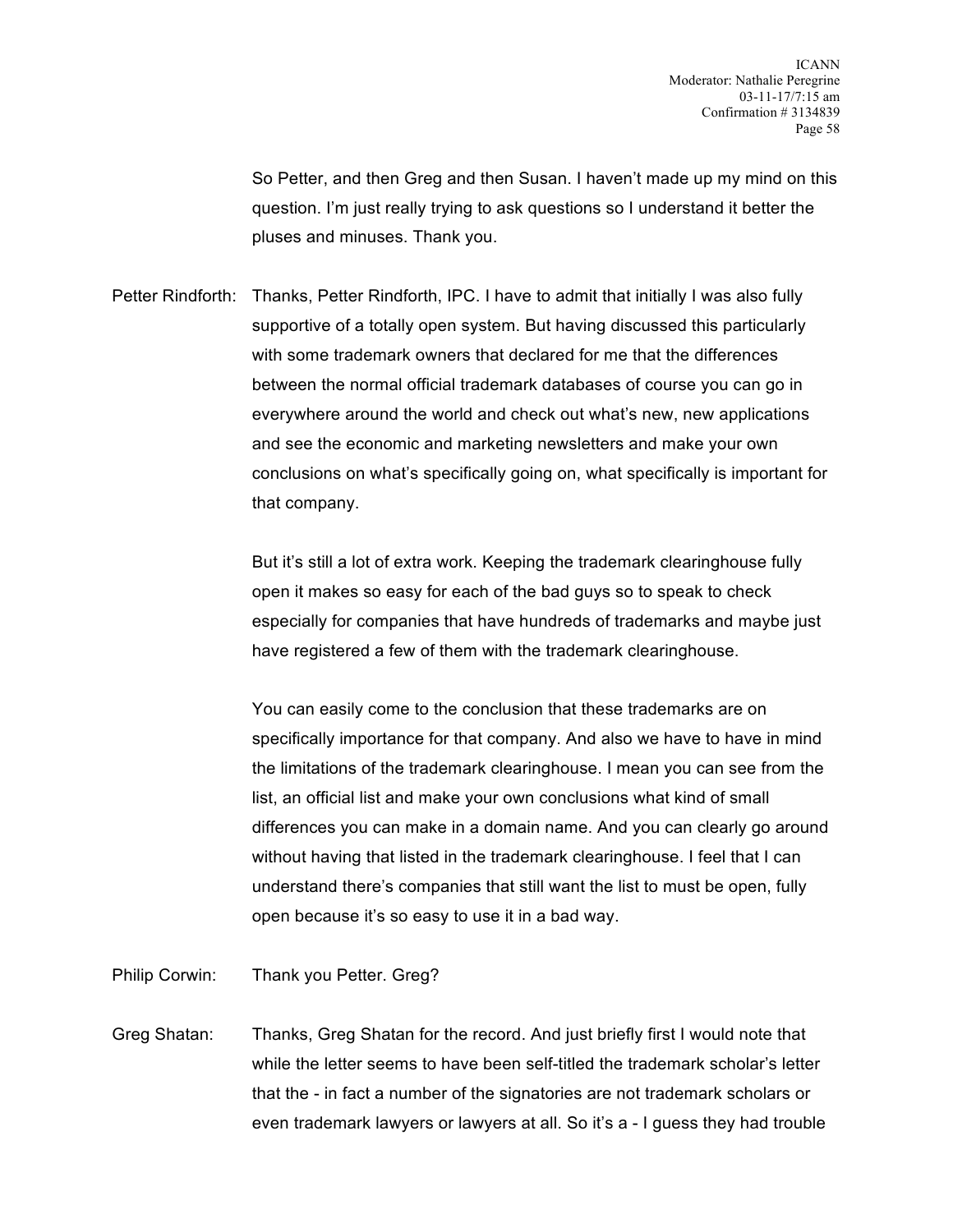So Petter, and then Greg and then Susan. I haven't made up my mind on this question. I'm just really trying to ask questions so I understand it better the pluses and minuses. Thank you.

Petter Rindforth: Thanks, Petter Rindforth, IPC. I have to admit that initially I was also fully supportive of a totally open system. But having discussed this particularly with some trademark owners that declared for me that the differences between the normal official trademark databases of course you can go in everywhere around the world and check out what's new, new applications and see the economic and marketing newsletters and make your own conclusions on what's specifically going on, what specifically is important for that company.

But it's still a lot of extra work. Keeping the trademark clearinghouse fully open it makes so easy for each of the bad guys so to speak to check especially for companies that have hundreds of trademarks and maybe just have registered a few of them with the trademark clearinghouse.

You can easily come to the conclusion that these trademarks are on specifically importance for that company. And also we have to have in mind the limitations of the trademark clearinghouse. I mean you can see from the list, an official list and make your own conclusions what kind of small differences you can make in a domain name. And you can clearly go around without having that listed in the trademark clearinghouse. I feel that I can understand there's companies that still want the list to must be open, fully open because it's so easy to use it in a bad way.

Philip Corwin: Thank you Petter. Greg?

Greg Shatan: Thanks, Greg Shatan for the record. And just briefly first I would note that while the letter seems to have been self-titled the trademark scholar's letter that the - in fact a number of the signatories are not trademark scholars or even trademark lawyers or lawyers at all. So it's a - I guess they had trouble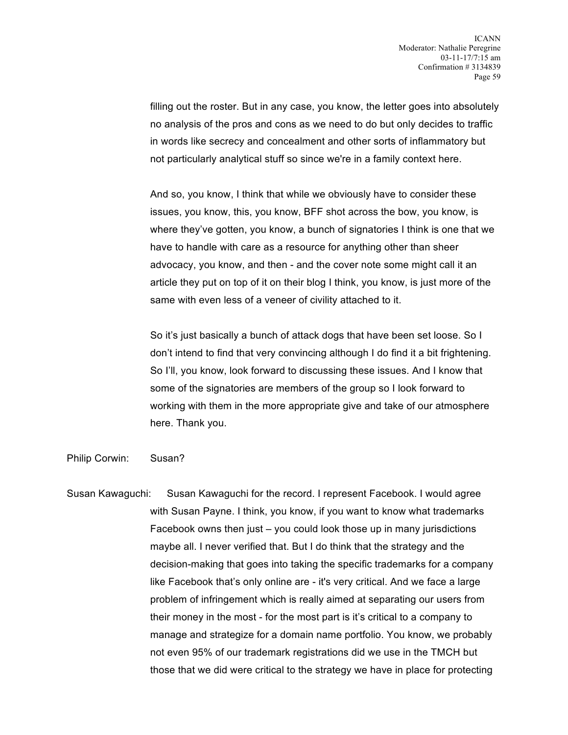filling out the roster. But in any case, you know, the letter goes into absolutely no analysis of the pros and cons as we need to do but only decides to traffic in words like secrecy and concealment and other sorts of inflammatory but not particularly analytical stuff so since we're in a family context here.

And so, you know, I think that while we obviously have to consider these issues, you know, this, you know, BFF shot across the bow, you know, is where they've gotten, you know, a bunch of signatories I think is one that we have to handle with care as a resource for anything other than sheer advocacy, you know, and then - and the cover note some might call it an article they put on top of it on their blog I think, you know, is just more of the same with even less of a veneer of civility attached to it.

So it's just basically a bunch of attack dogs that have been set loose. So I don't intend to find that very convincing although I do find it a bit frightening. So I'll, you know, look forward to discussing these issues. And I know that some of the signatories are members of the group so I look forward to working with them in the more appropriate give and take of our atmosphere here. Thank you.

Philip Corwin: Susan?

Susan Kawaguchi: Susan Kawaguchi for the record. I represent Facebook. I would agree with Susan Payne. I think, you know, if you want to know what trademarks Facebook owns then just – you could look those up in many jurisdictions maybe all. I never verified that. But I do think that the strategy and the decision-making that goes into taking the specific trademarks for a company like Facebook that's only online are - it's very critical. And we face a large problem of infringement which is really aimed at separating our users from their money in the most - for the most part is it's critical to a company to manage and strategize for a domain name portfolio. You know, we probably not even 95% of our trademark registrations did we use in the TMCH but those that we did were critical to the strategy we have in place for protecting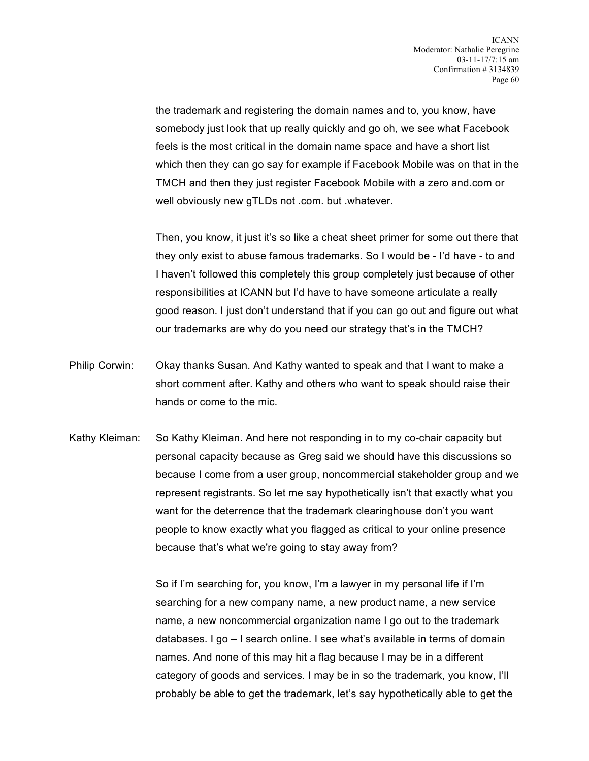the trademark and registering the domain names and to, you know, have somebody just look that up really quickly and go oh, we see what Facebook feels is the most critical in the domain name space and have a short list which then they can go say for example if Facebook Mobile was on that in the TMCH and then they just register Facebook Mobile with a zero and.com or well obviously new gTLDs not .com. but .whatever.

Then, you know, it just it's so like a cheat sheet primer for some out there that they only exist to abuse famous trademarks. So I would be - I'd have - to and I haven't followed this completely this group completely just because of other responsibilities at ICANN but I'd have to have someone articulate a really good reason. I just don't understand that if you can go out and figure out what our trademarks are why do you need our strategy that's in the TMCH?

Philip Corwin: Okay thanks Susan. And Kathy wanted to speak and that I want to make a short comment after. Kathy and others who want to speak should raise their hands or come to the mic.

Kathy Kleiman: So Kathy Kleiman. And here not responding in to my co-chair capacity but personal capacity because as Greg said we should have this discussions so because I come from a user group, noncommercial stakeholder group and we represent registrants. So let me say hypothetically isn't that exactly what you want for the deterrence that the trademark clearinghouse don't you want people to know exactly what you flagged as critical to your online presence because that's what we're going to stay away from?

So if I'm searching for, you know, I'm a lawyer in my personal life if I'm searching for a new company name, a new product name, a new service name, a new noncommercial organization name I go out to the trademark databases. I go – I search online. I see what's available in terms of domain names. And none of this may hit a flag because I may be in a different category of goods and services. I may be in so the trademark, you know, I'll probably be able to get the trademark, let's say hypothetically able to get the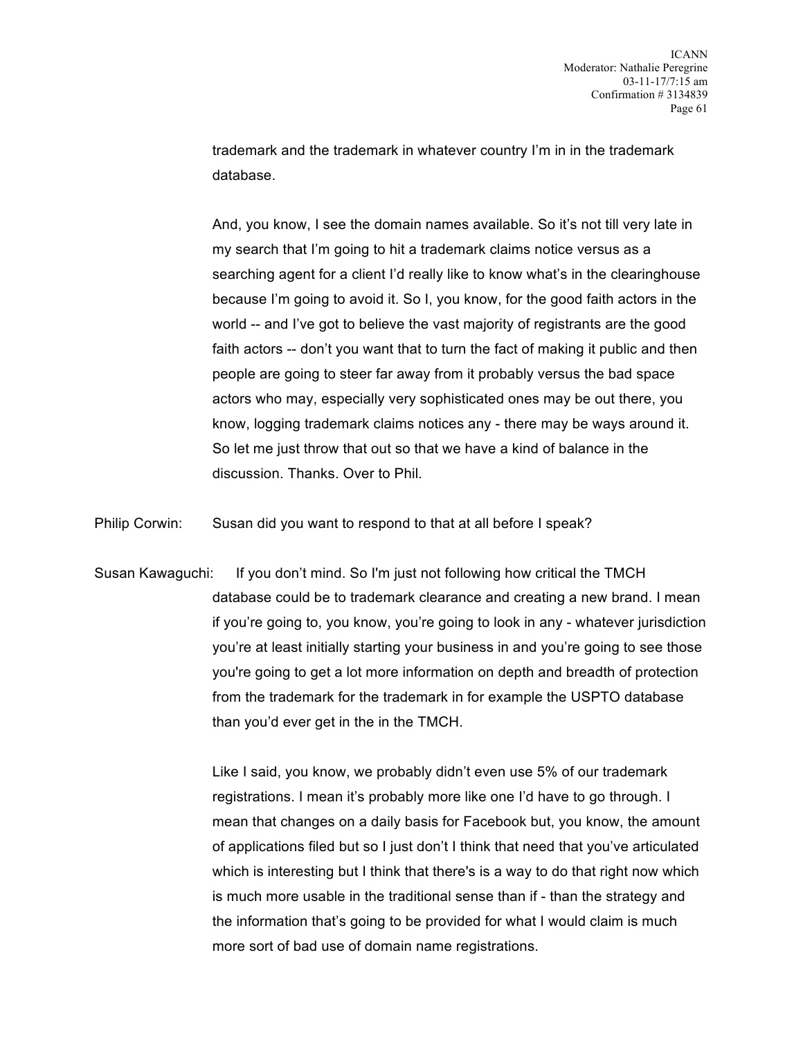trademark and the trademark in whatever country I'm in in the trademark database.

And, you know, I see the domain names available. So it's not till very late in my search that I'm going to hit a trademark claims notice versus as a searching agent for a client I'd really like to know what's in the clearinghouse because I'm going to avoid it. So I, you know, for the good faith actors in the world -- and I've got to believe the vast majority of registrants are the good faith actors -- don't you want that to turn the fact of making it public and then people are going to steer far away from it probably versus the bad space actors who may, especially very sophisticated ones may be out there, you know, logging trademark claims notices any - there may be ways around it. So let me just throw that out so that we have a kind of balance in the discussion. Thanks. Over to Phil.

Philip Corwin: Susan did you want to respond to that at all before I speak?

Susan Kawaguchi: If you don't mind. So I'm just not following how critical the TMCH database could be to trademark clearance and creating a new brand. I mean if you're going to, you know, you're going to look in any - whatever jurisdiction you're at least initially starting your business in and you're going to see those you're going to get a lot more information on depth and breadth of protection from the trademark for the trademark in for example the USPTO database than you'd ever get in the in the TMCH.

Like I said, you know, we probably didn't even use 5% of our trademark registrations. I mean it's probably more like one I'd have to go through. I mean that changes on a daily basis for Facebook but, you know, the amount of applications filed but so I just don't I think that need that you've articulated which is interesting but I think that there's is a way to do that right now which is much more usable in the traditional sense than if - than the strategy and the information that's going to be provided for what I would claim is much more sort of bad use of domain name registrations.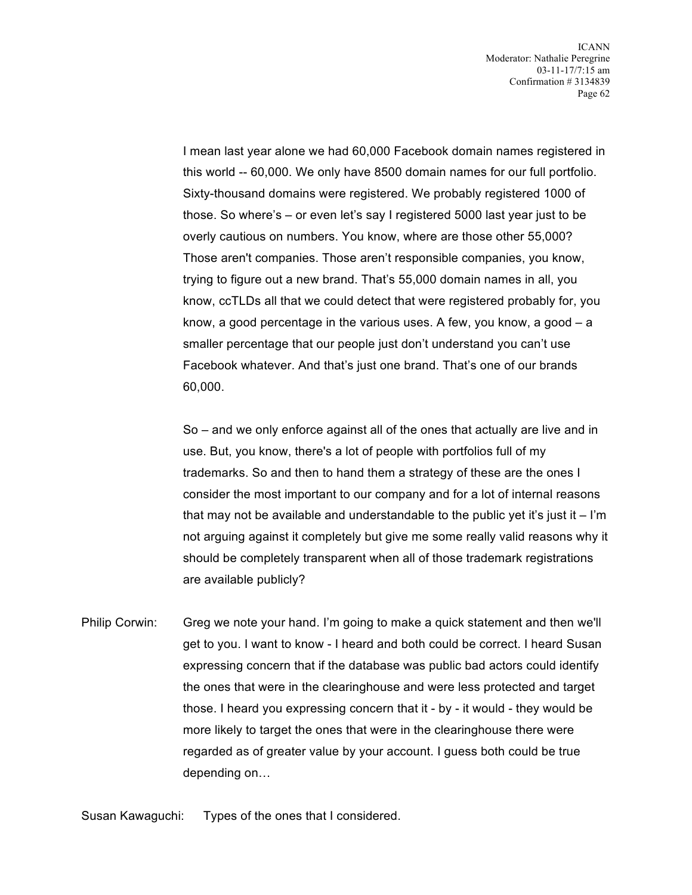I mean last year alone we had 60,000 Facebook domain names registered in this world -- 60,000. We only have 8500 domain names for our full portfolio. Sixty-thousand domains were registered. We probably registered 1000 of those. So where's – or even let's say I registered 5000 last year just to be overly cautious on numbers. You know, where are those other 55,000? Those aren't companies. Those aren't responsible companies, you know, trying to figure out a new brand. That's 55,000 domain names in all, you know, ccTLDs all that we could detect that were registered probably for, you know, a good percentage in the various uses. A few, you know, a good – a smaller percentage that our people just don't understand you can't use Facebook whatever. And that's just one brand. That's one of our brands 60,000.

So – and we only enforce against all of the ones that actually are live and in use. But, you know, there's a lot of people with portfolios full of my trademarks. So and then to hand them a strategy of these are the ones I consider the most important to our company and for a lot of internal reasons that may not be available and understandable to the public yet it's just it – I'm not arguing against it completely but give me some really valid reasons why it should be completely transparent when all of those trademark registrations are available publicly?

Philip Corwin: Greg we note your hand. I'm going to make a quick statement and then we'll get to you. I want to know - I heard and both could be correct. I heard Susan expressing concern that if the database was public bad actors could identify the ones that were in the clearinghouse and were less protected and target those. I heard you expressing concern that it - by - it would - they would be more likely to target the ones that were in the clearinghouse there were regarded as of greater value by your account. I guess both could be true depending on…

Susan Kawaguchi: Types of the ones that I considered.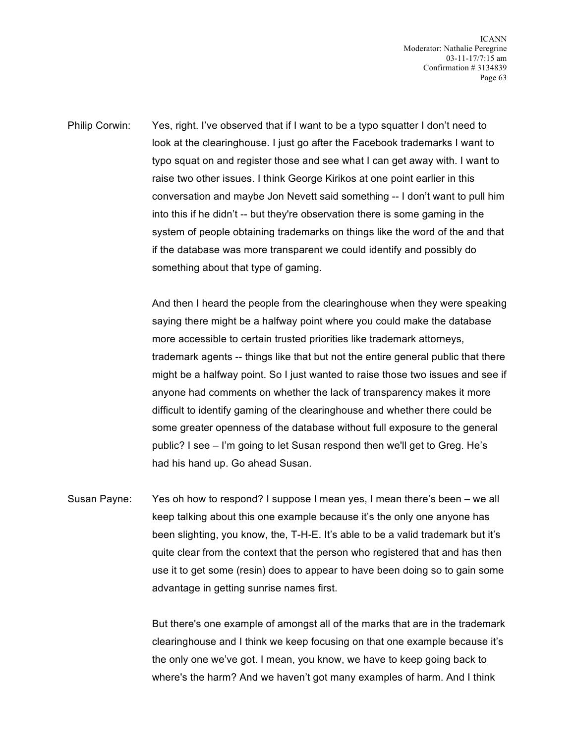Philip Corwin: Yes, right. I've observed that if I want to be a typo squatter I don't need to look at the clearinghouse. I just go after the Facebook trademarks I want to typo squat on and register those and see what I can get away with. I want to raise two other issues. I think George Kirikos at one point earlier in this conversation and maybe Jon Nevett said something -- I don't want to pull him into this if he didn't -- but they're observation there is some gaming in the system of people obtaining trademarks on things like the word of the and that if the database was more transparent we could identify and possibly do something about that type of gaming.

And then I heard the people from the clearinghouse when they were speaking saying there might be a halfway point where you could make the database more accessible to certain trusted priorities like trademark attorneys, trademark agents -- things like that but not the entire general public that there might be a halfway point. So I just wanted to raise those two issues and see if anyone had comments on whether the lack of transparency makes it more difficult to identify gaming of the clearinghouse and whether there could be some greater openness of the database without full exposure to the general public? I see – I'm going to let Susan respond then we'll get to Greg. He's had his hand up. Go ahead Susan.

Susan Payne: Yes oh how to respond? I suppose I mean yes, I mean there's been – we all keep talking about this one example because it's the only one anyone has been slighting, you know, the, T-H-E. It's able to be a valid trademark but it's quite clear from the context that the person who registered that and has then use it to get some (resin) does to appear to have been doing so to gain some advantage in getting sunrise names first.

But there's one example of amongst all of the marks that are in the trademark clearinghouse and I think we keep focusing on that one example because it's the only one we've got. I mean, you know, we have to keep going back to where's the harm? And we haven't got many examples of harm. And I think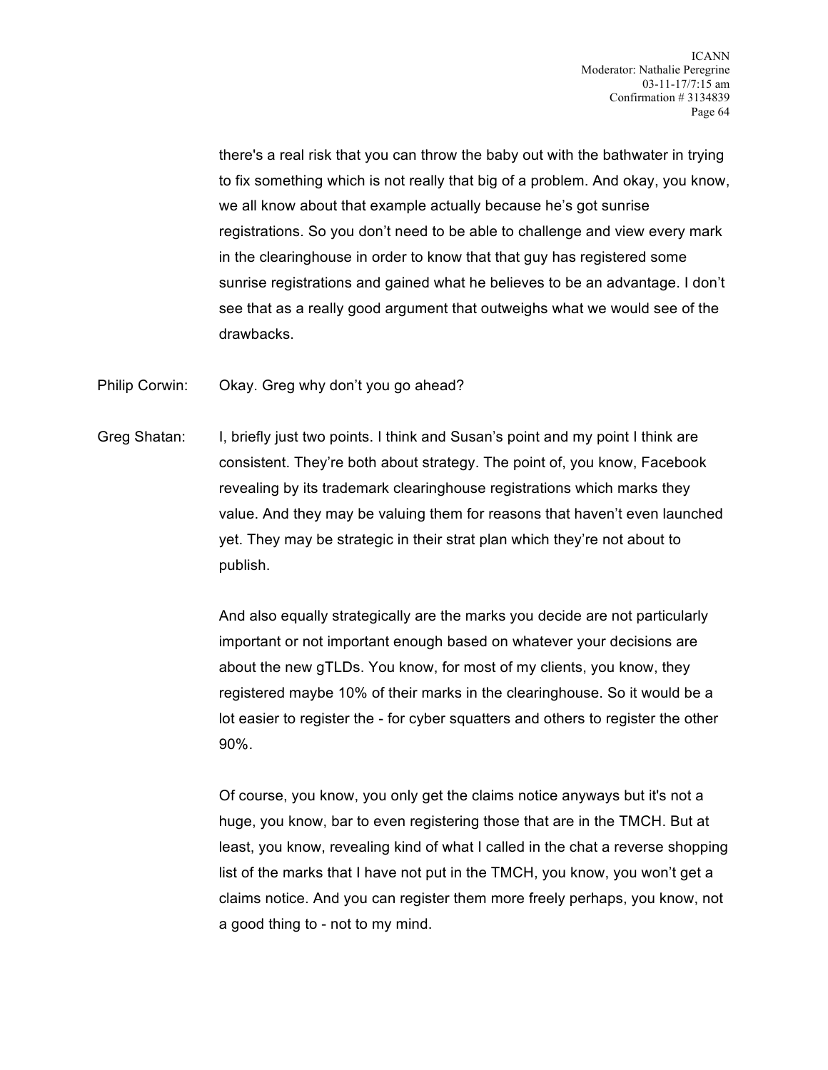there's a real risk that you can throw the baby out with the bathwater in trying to fix something which is not really that big of a problem. And okay, you know, we all know about that example actually because he's got sunrise registrations. So you don't need to be able to challenge and view every mark in the clearinghouse in order to know that that guy has registered some sunrise registrations and gained what he believes to be an advantage. I don't see that as a really good argument that outweighs what we would see of the drawbacks.

Philip Corwin: Okay. Greg why don't you go ahead?

Greg Shatan: I, briefly just two points. I think and Susan's point and my point I think are consistent. They're both about strategy. The point of, you know, Facebook revealing by its trademark clearinghouse registrations which marks they value. And they may be valuing them for reasons that haven't even launched yet. They may be strategic in their strat plan which they're not about to publish.

And also equally strategically are the marks you decide are not particularly important or not important enough based on whatever your decisions are about the new gTLDs. You know, for most of my clients, you know, they registered maybe 10% of their marks in the clearinghouse. So it would be a lot easier to register the - for cyber squatters and others to register the other 90%.

Of course, you know, you only get the claims notice anyways but it's not a huge, you know, bar to even registering those that are in the TMCH. But at least, you know, revealing kind of what I called in the chat a reverse shopping list of the marks that I have not put in the TMCH, you know, you won't get a claims notice. And you can register them more freely perhaps, you know, not a good thing to - not to my mind.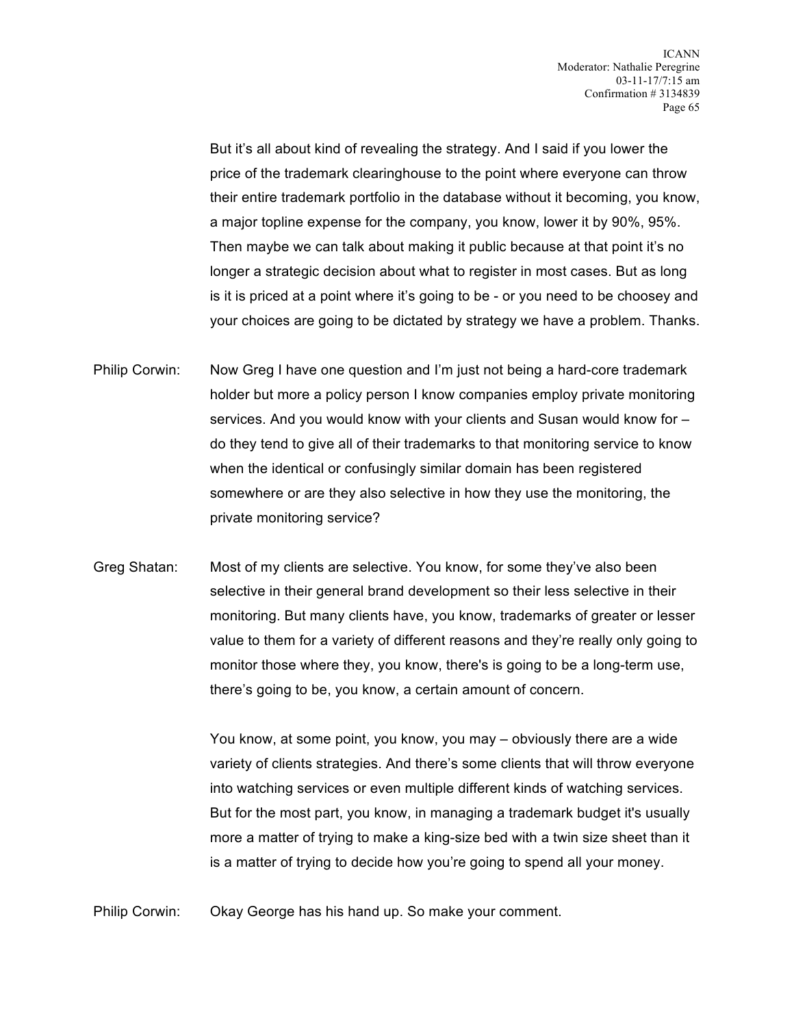But it's all about kind of revealing the strategy. And I said if you lower the price of the trademark clearinghouse to the point where everyone can throw their entire trademark portfolio in the database without it becoming, you know, a major topline expense for the company, you know, lower it by 90%, 95%. Then maybe we can talk about making it public because at that point it's no longer a strategic decision about what to register in most cases. But as long is it is priced at a point where it's going to be - or you need to be choosey and your choices are going to be dictated by strategy we have a problem. Thanks.

Philip Corwin: Now Greg I have one question and I'm just not being a hard-core trademark holder but more a policy person I know companies employ private monitoring services. And you would know with your clients and Susan would know for – do they tend to give all of their trademarks to that monitoring service to know when the identical or confusingly similar domain has been registered somewhere or are they also selective in how they use the monitoring, the private monitoring service?

Greg Shatan: Most of my clients are selective. You know, for some they've also been selective in their general brand development so their less selective in their monitoring. But many clients have, you know, trademarks of greater or lesser value to them for a variety of different reasons and they're really only going to monitor those where they, you know, there's is going to be a long-term use, there's going to be, you know, a certain amount of concern.

You know, at some point, you know, you may – obviously there are a wide variety of clients strategies. And there's some clients that will throw everyone into watching services or even multiple different kinds of watching services. But for the most part, you know, in managing a trademark budget it's usually more a matter of trying to make a king-size bed with a twin size sheet than it is a matter of trying to decide how you're going to spend all your money.

Philip Corwin: Okay George has his hand up. So make your comment.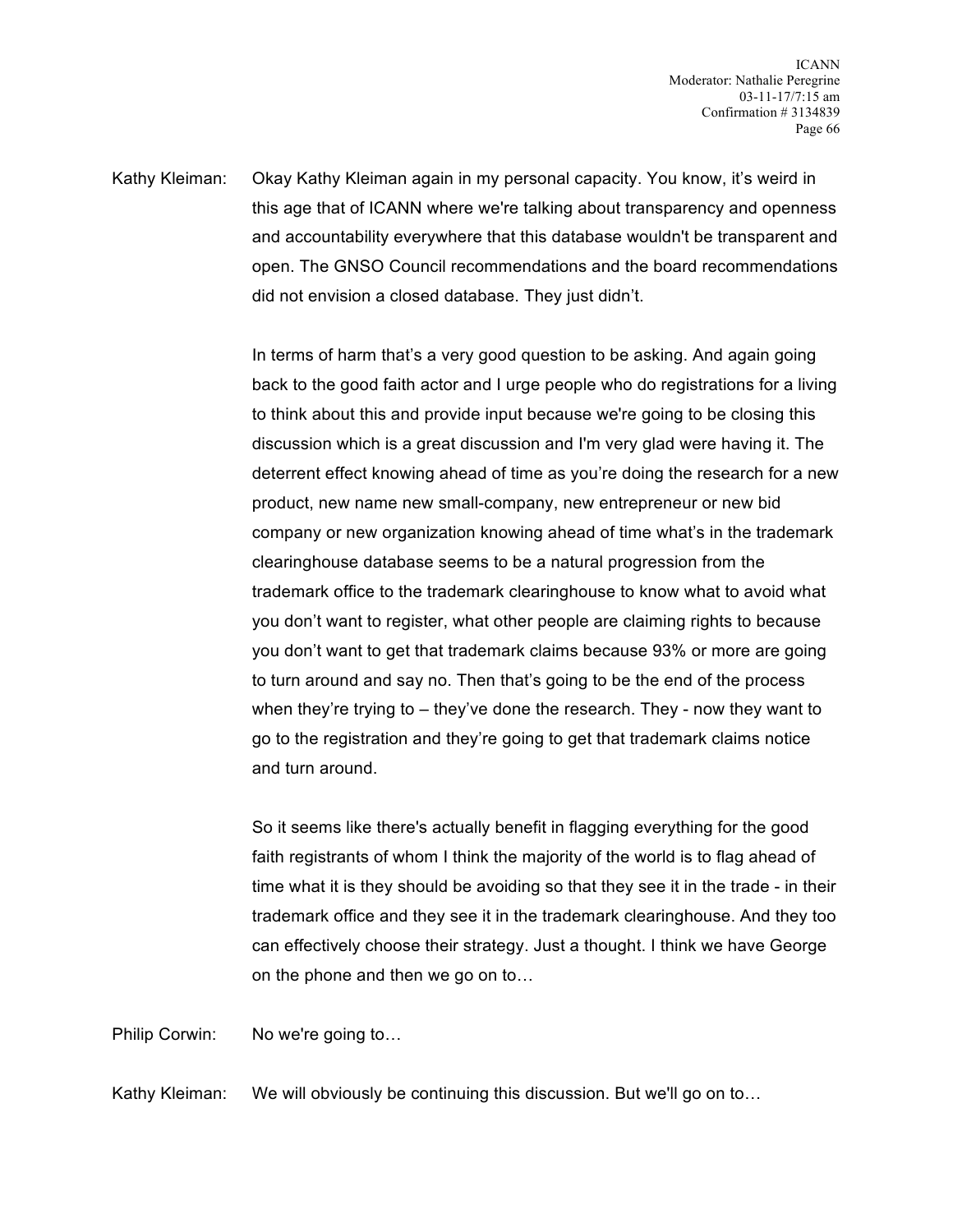Kathy Kleiman: Okay Kathy Kleiman again in my personal capacity. You know, it's weird in this age that of ICANN where we're talking about transparency and openness and accountability everywhere that this database wouldn't be transparent and open. The GNSO Council recommendations and the board recommendations did not envision a closed database. They just didn't.

In terms of harm that's a very good question to be asking. And again going back to the good faith actor and I urge people who do registrations for a living to think about this and provide input because we're going to be closing this discussion which is a great discussion and I'm very glad were having it. The deterrent effect knowing ahead of time as you're doing the research for a new product, new name new small-company, new entrepreneur or new bid company or new organization knowing ahead of time what's in the trademark clearinghouse database seems to be a natural progression from the trademark office to the trademark clearinghouse to know what to avoid what you don't want to register, what other people are claiming rights to because you don't want to get that trademark claims because 93% or more are going to turn around and say no. Then that's going to be the end of the process when they're trying to – they've done the research. They - now they want to go to the registration and they're going to get that trademark claims notice and turn around.

So it seems like there's actually benefit in flagging everything for the good faith registrants of whom I think the majority of the world is to flag ahead of time what it is they should be avoiding so that they see it in the trade - in their trademark office and they see it in the trademark clearinghouse. And they too can effectively choose their strategy. Just a thought. I think we have George on the phone and then we go on to…

Philip Corwin: No we're going to…

Kathy Kleiman: We will obviously be continuing this discussion. But we'll go on to…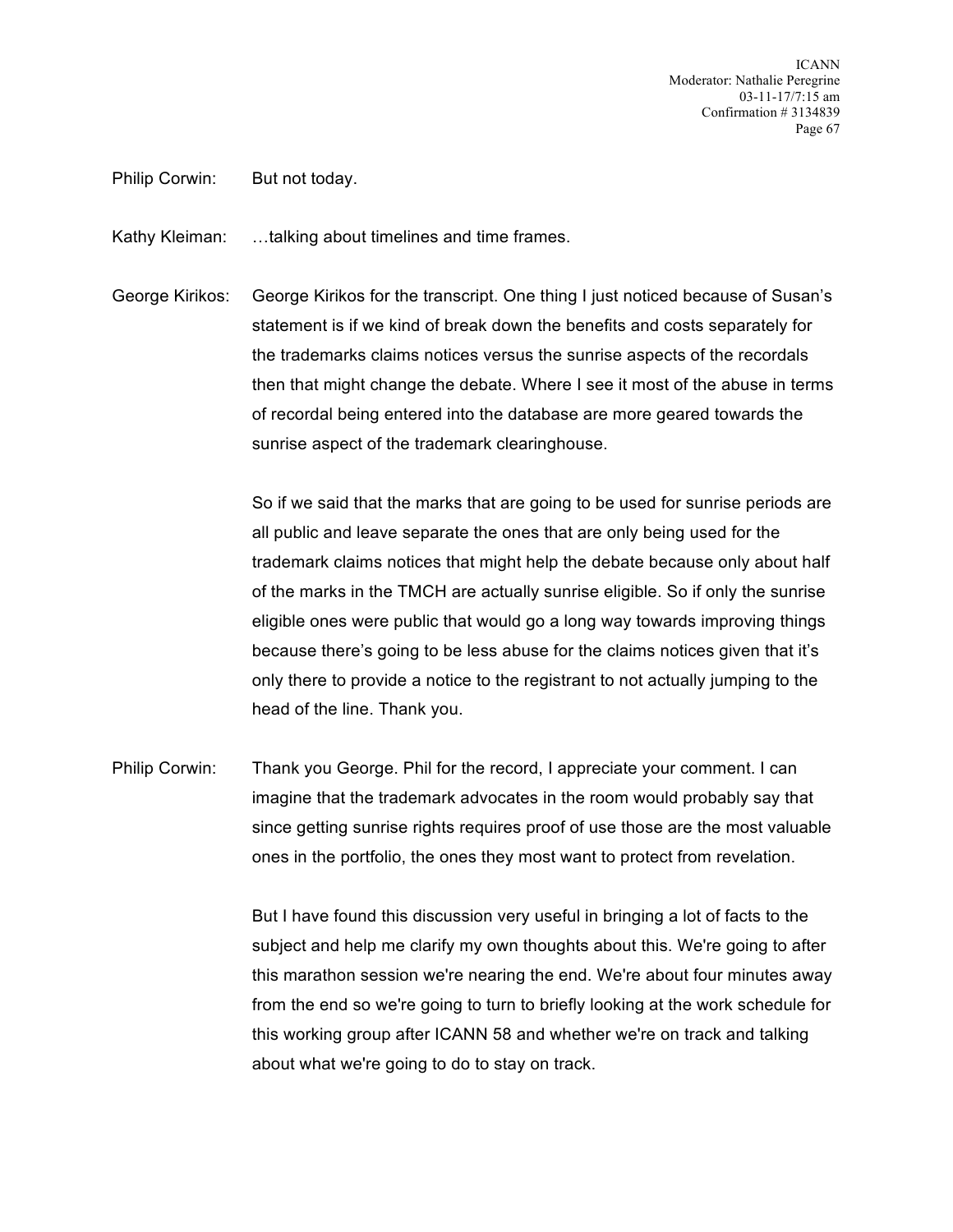Philip Corwin: But not today.

Kathy Kleiman: …talking about timelines and time frames.

George Kirikos: George Kirikos for the transcript. One thing I just noticed because of Susan's statement is if we kind of break down the benefits and costs separately for the trademarks claims notices versus the sunrise aspects of the recordals then that might change the debate. Where I see it most of the abuse in terms of recordal being entered into the database are more geared towards the sunrise aspect of the trademark clearinghouse.

So if we said that the marks that are going to be used for sunrise periods are all public and leave separate the ones that are only being used for the trademark claims notices that might help the debate because only about half of the marks in the TMCH are actually sunrise eligible. So if only the sunrise eligible ones were public that would go a long way towards improving things because there's going to be less abuse for the claims notices given that it's only there to provide a notice to the registrant to not actually jumping to the head of the line. Thank you.

Philip Corwin: Thank you George. Phil for the record, I appreciate your comment. I can imagine that the trademark advocates in the room would probably say that since getting sunrise rights requires proof of use those are the most valuable ones in the portfolio, the ones they most want to protect from revelation.

But I have found this discussion very useful in bringing a lot of facts to the subject and help me clarify my own thoughts about this. We're going to after this marathon session we're nearing the end. We're about four minutes away from the end so we're going to turn to briefly looking at the work schedule for this working group after ICANN 58 and whether we're on track and talking about what we're going to do to stay on track.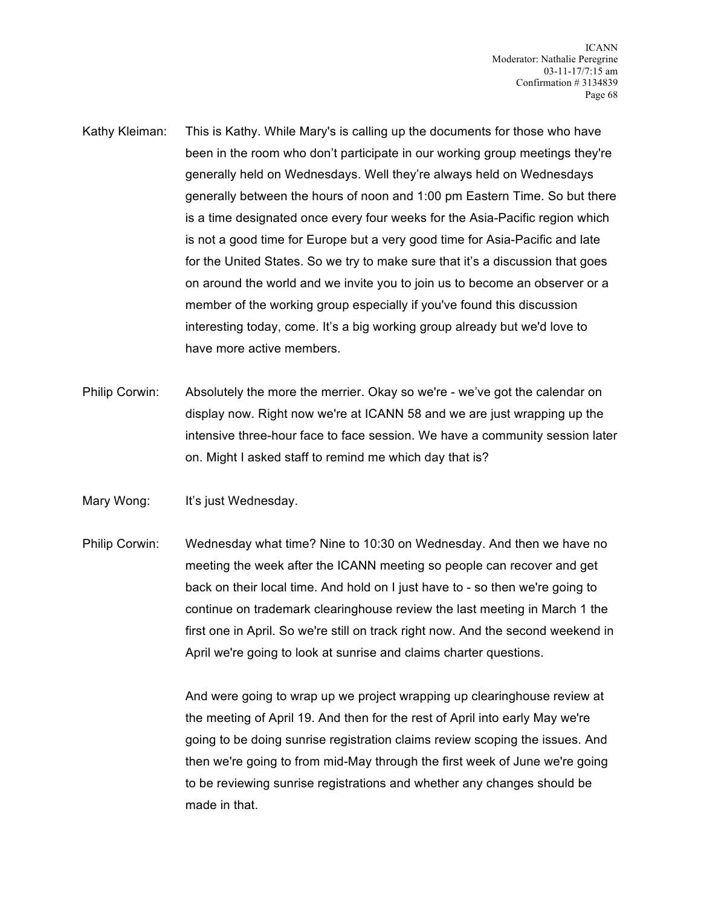Kathy Kleiman: This is Kathy. While Mary's is calling up the documents for those who have been in the room who don't participate in our working group meetings they're generally held on Wednesdays. Well they're always held on Wednesdays generally between the hours of noon and 1:00 pm Eastern Time. So but there is a time designated once every four weeks for the Asia-Pacific region which is not a good time for Europe but a very good time for Asia-Pacific and late for the United States. So we try to make sure that it's a discussion that goes on around the world and we invite you to join us to become an observer or a member of the working group especially if you've found this discussion interesting today, come. It's a big working group already but we'd love to have more active members.

Philip Corwin: Absolutely the more the merrier. Okay so we're - we've got the calendar on display now. Right now we're at ICANN 58 and we are just wrapping up the intensive three-hour face to face session. We have a community session later on. Might I asked staff to remind me which day that is?

Mary Wong: It's just Wednesday.

Philip Corwin: Wednesday what time? Nine to 10:30 on Wednesday. And then we have no meeting the week after the ICANN meeting so people can recover and get back on their local time. And hold on I just have to - so then we're going to continue on trademark clearinghouse review the last meeting in March 1 the first one in April. So we're still on track right now. And the second weekend in April we're going to look at sunrise and claims charter questions.

And were going to wrap up we project wrapping up clearinghouse review at the meeting of April 19. And then for the rest of April into early May we're going to be doing sunrise registration claims review scoping the issues. And then we're going to from mid-May through the first week of June we're going to be reviewing sunrise registrations and whether any changes should be made in that.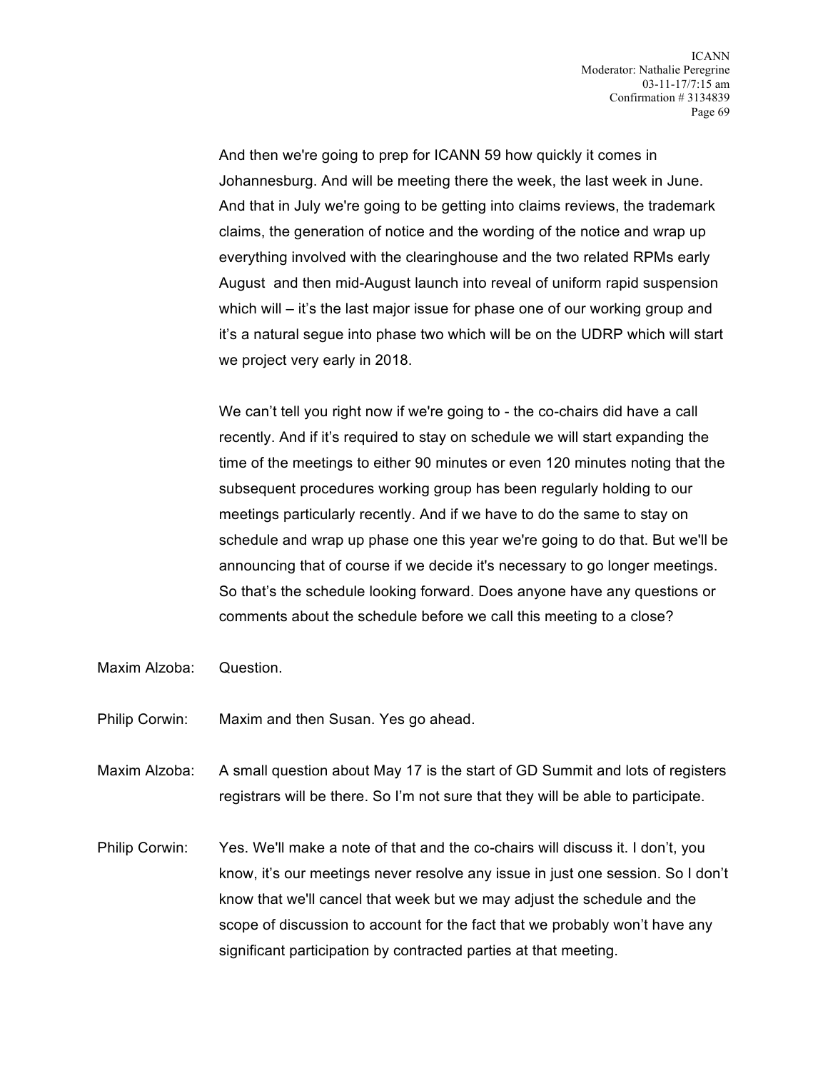And then we're going to prep for ICANN 59 how quickly it comes in Johannesburg. And will be meeting there the week, the last week in June. And that in July we're going to be getting into claims reviews, the trademark claims, the generation of notice and the wording of the notice and wrap up everything involved with the clearinghouse and the two related RPMs early August and then mid-August launch into reveal of uniform rapid suspension which will – it's the last major issue for phase one of our working group and it's a natural segue into phase two which will be on the UDRP which will start we project very early in 2018.

We can't tell you right now if we're going to - the co-chairs did have a call recently. And if it's required to stay on schedule we will start expanding the time of the meetings to either 90 minutes or even 120 minutes noting that the subsequent procedures working group has been regularly holding to our meetings particularly recently. And if we have to do the same to stay on schedule and wrap up phase one this year we're going to do that. But we'll be announcing that of course if we decide it's necessary to go longer meetings. So that's the schedule looking forward. Does anyone have any questions or comments about the schedule before we call this meeting to a close?

Maxim Alzoba: Question.

Philip Corwin: Maxim and then Susan. Yes go ahead.

Maxim Alzoba: A small question about May 17 is the start of GD Summit and lots of registers registrars will be there. So I'm not sure that they will be able to participate.

Philip Corwin: Yes. We'll make a note of that and the co-chairs will discuss it. I don't, you know, it's our meetings never resolve any issue in just one session. So I don't know that we'll cancel that week but we may adjust the schedule and the scope of discussion to account for the fact that we probably won't have any significant participation by contracted parties at that meeting.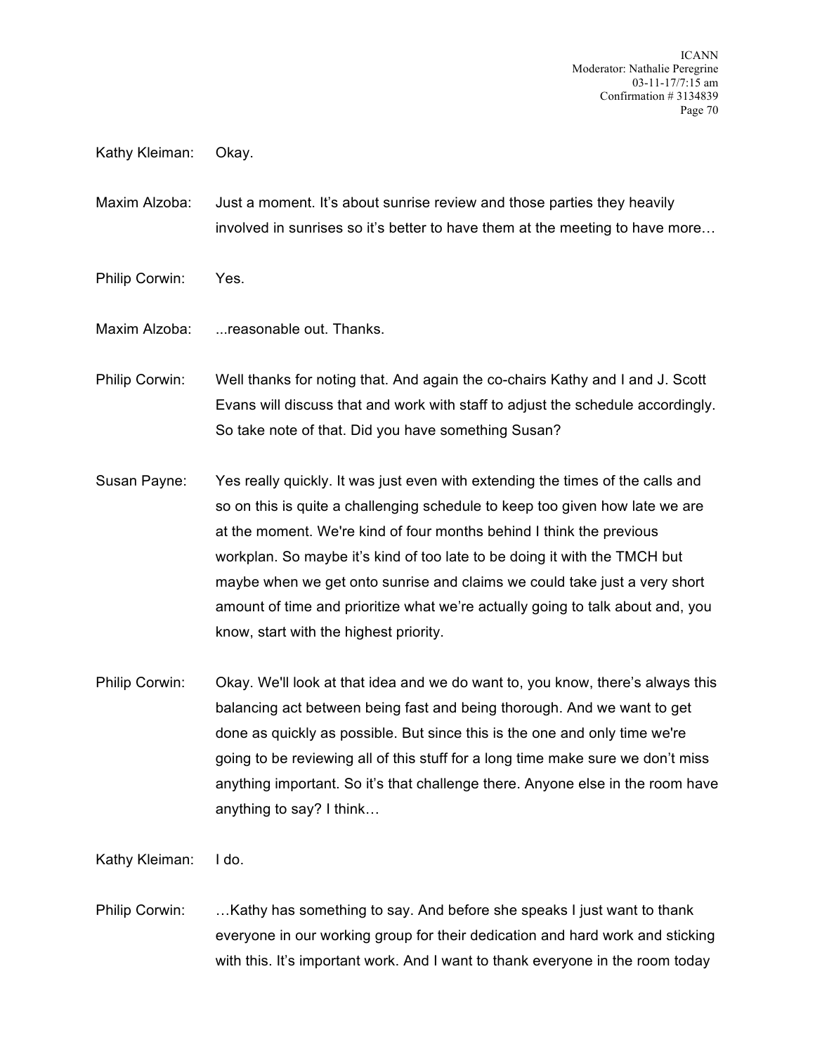Kathy Kleiman: Okay.

Maxim Alzoba: Just a moment. It's about sunrise review and those parties they heavily involved in sunrises so it's better to have them at the meeting to have more…

Philip Corwin: Yes.

Maxim Alzoba: ...reasonable out. Thanks.

Philip Corwin: Well thanks for noting that. And again the co-chairs Kathy and I and J. Scott Evans will discuss that and work with staff to adjust the schedule accordingly. So take note of that. Did you have something Susan?

Susan Payne: Yes really quickly. It was just even with extending the times of the calls and so on this is quite a challenging schedule to keep too given how late we are at the moment. We're kind of four months behind I think the previous workplan. So maybe it's kind of too late to be doing it with the TMCH but maybe when we get onto sunrise and claims we could take just a very short amount of time and prioritize what we're actually going to talk about and, you know, start with the highest priority.

Philip Corwin: Okay. We'll look at that idea and we do want to, you know, there's always this balancing act between being fast and being thorough. And we want to get done as quickly as possible. But since this is the one and only time we're going to be reviewing all of this stuff for a long time make sure we don't miss anything important. So it's that challenge there. Anyone else in the room have anything to say? I think…

Kathy Kleiman: I do.

Philip Corwin: …Kathy has something to say. And before she speaks I just want to thank everyone in our working group for their dedication and hard work and sticking with this. It's important work. And I want to thank everyone in the room today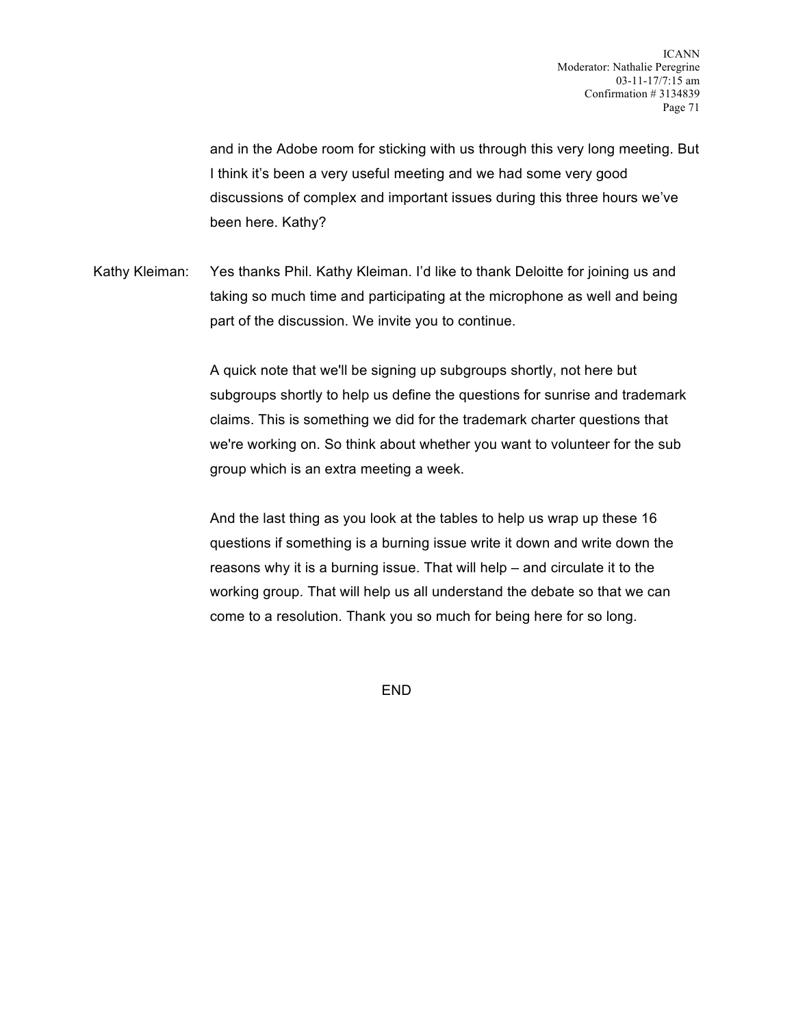and in the Adobe room for sticking with us through this very long meeting. But I think it's been a very useful meeting and we had some very good discussions of complex and important issues during this three hours we've been here. Kathy?

Kathy Kleiman: Yes thanks Phil. Kathy Kleiman. I'd like to thank Deloitte for joining us and taking so much time and participating at the microphone as well and being part of the discussion. We invite you to continue.

A quick note that we'll be signing up subgroups shortly, not here but subgroups shortly to help us define the questions for sunrise and trademark claims. This is something we did for the trademark charter questions that we're working on. So think about whether you want to volunteer for the sub group which is an extra meeting a week.

And the last thing as you look at the tables to help us wrap up these 16 questions if something is a burning issue write it down and write down the reasons why it is a burning issue. That will help – and circulate it to the working group. That will help us all understand the debate so that we can come to a resolution. Thank you so much for being here for so long.

END